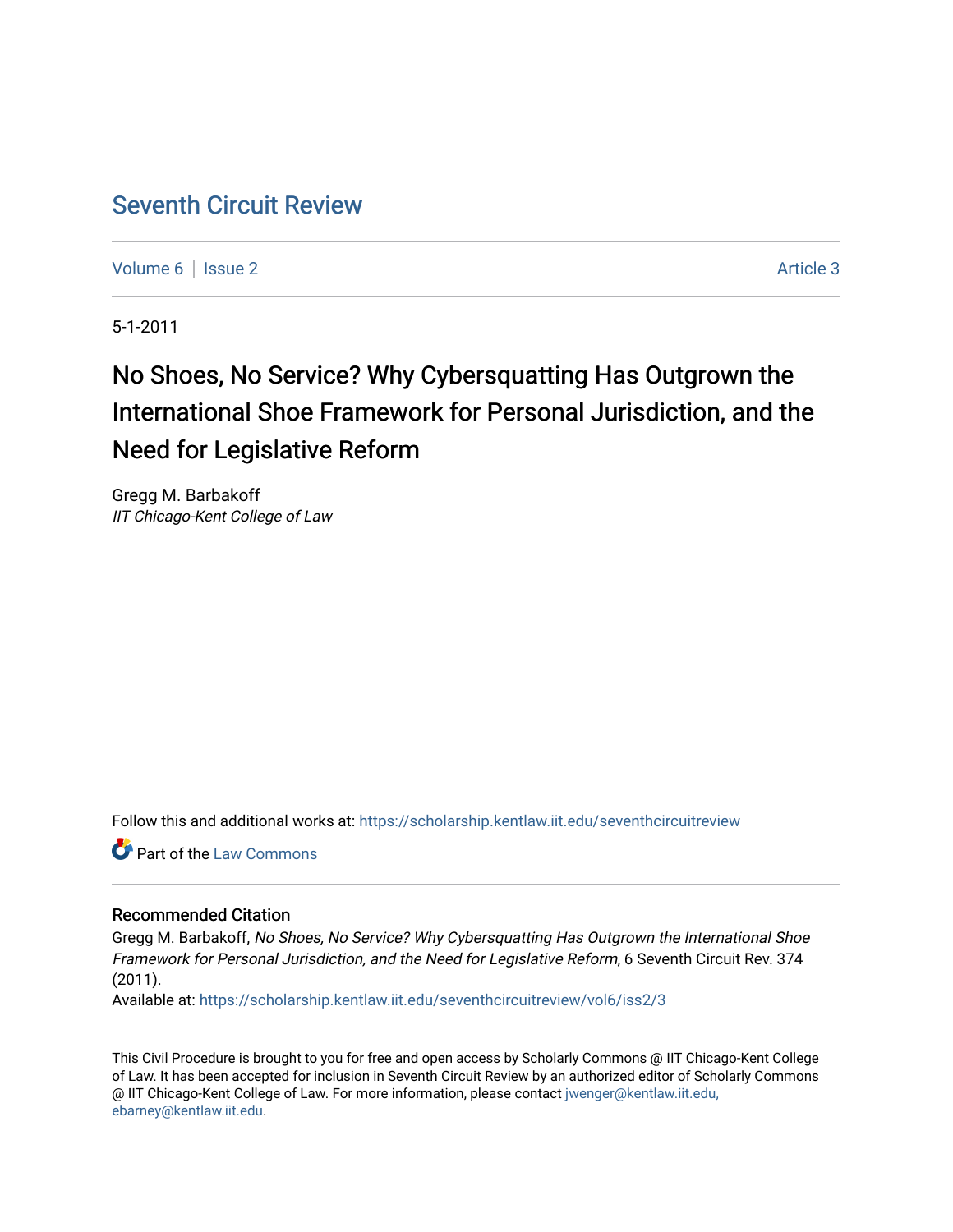# Seventh Circuit Review

Volume 6 | Issue 2 Article 3

5-1-2011

## No Shoes, No Service? Why Cybersquatting Has Outgrown the International Shoe Framework for Personal Jurisdiction, and the Need for Legislative Reform

Gregg M. Barbakoff
*IIT Chicago-Kent College of Law*

Follow this and additional works at: https://scholarship.kentlaw.iit.edu/seventhcircuitreview

Part of the Law Commons

### Recommended Citation

Gregg M. Barbakoff, *No Shoes, No Service? Why Cybersquatting Has Outgrown the International Shoe Framework for Personal Jurisdiction, and the Need for Legislative Reform*, 6 Seventh Circuit Rev. 374 (2011).
Available at: https://scholarship.kentlaw.iit.edu/seventhcircuitreview/vol6/iss2/3

This Civil Procedure is brought to you for free and open access by Scholarly Commons @ IIT Chicago-Kent College of Law. It has been accepted for inclusion in Seventh Circuit Review by an authorized editor of Scholarly Commons @ IIT Chicago-Kent College of Law. For more information, please contact jwenger@kentlaw.iit.edu, ebarney@kentlaw.iit.edu.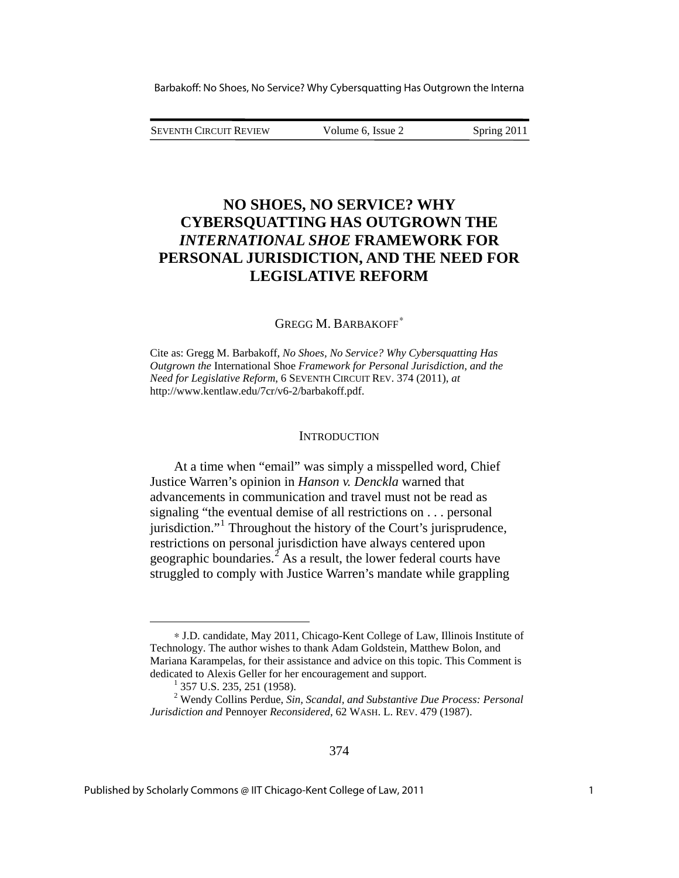# NO SHOES, NO SERVICE? WHY CYBERSQUATTING HAS OUTGROWN THE *INTERNATIONAL SHOE* FRAMEWORK FOR PERSONAL JURISDICTION, AND THE NEED FOR LEGISLATIVE REFORM

GREGG M. BARBAKOFF[*]

Cite as: Gregg M. Barbakoff, *No Shoes, No Service? Why Cybersquatting Has Outgrown the* International Shoe *Framework for Personal Jurisdiction, and the Need for Legislative Reform*, 6 SEVENTH CIRCUIT REV. 374 (2011), *at* http://www.kentlaw.edu/7cr/v6-2/barbakoff.pdf.

## INTRODUCTION

At a time when "email" was simply a misspelled word, Chief Justice Warren's opinion in *Hanson v. Denckla* warned that advancements in communication and travel must not be read as signaling "the eventual demise of all restrictions on . . . personal jurisdiction."[1] Throughout the history of the Court's jurisprudence, restrictions on personal jurisdiction have always centered upon geographic boundaries.[2] As a result, the lower federal courts have struggled to comply with Justice Warren's mandate while grappling

---

[*] J.D. candidate, May 2011, Chicago-Kent College of Law, Illinois Institute of Technology. The author wishes to thank Adam Goldstein, Matthew Bolon, and Mariana Karampelas, for their assistance and advice on this topic. This Comment is dedicated to Alexis Geller for her encouragement and support.

[1] 357 U.S. 235, 251 (1958).

[2] Wendy Collins Perdue, *Sin, Scandal, and Substantive Due Process: Personal Jurisdiction and* Pennoyer *Reconsidered*, 62 WASH. L. REV. 479 (1987).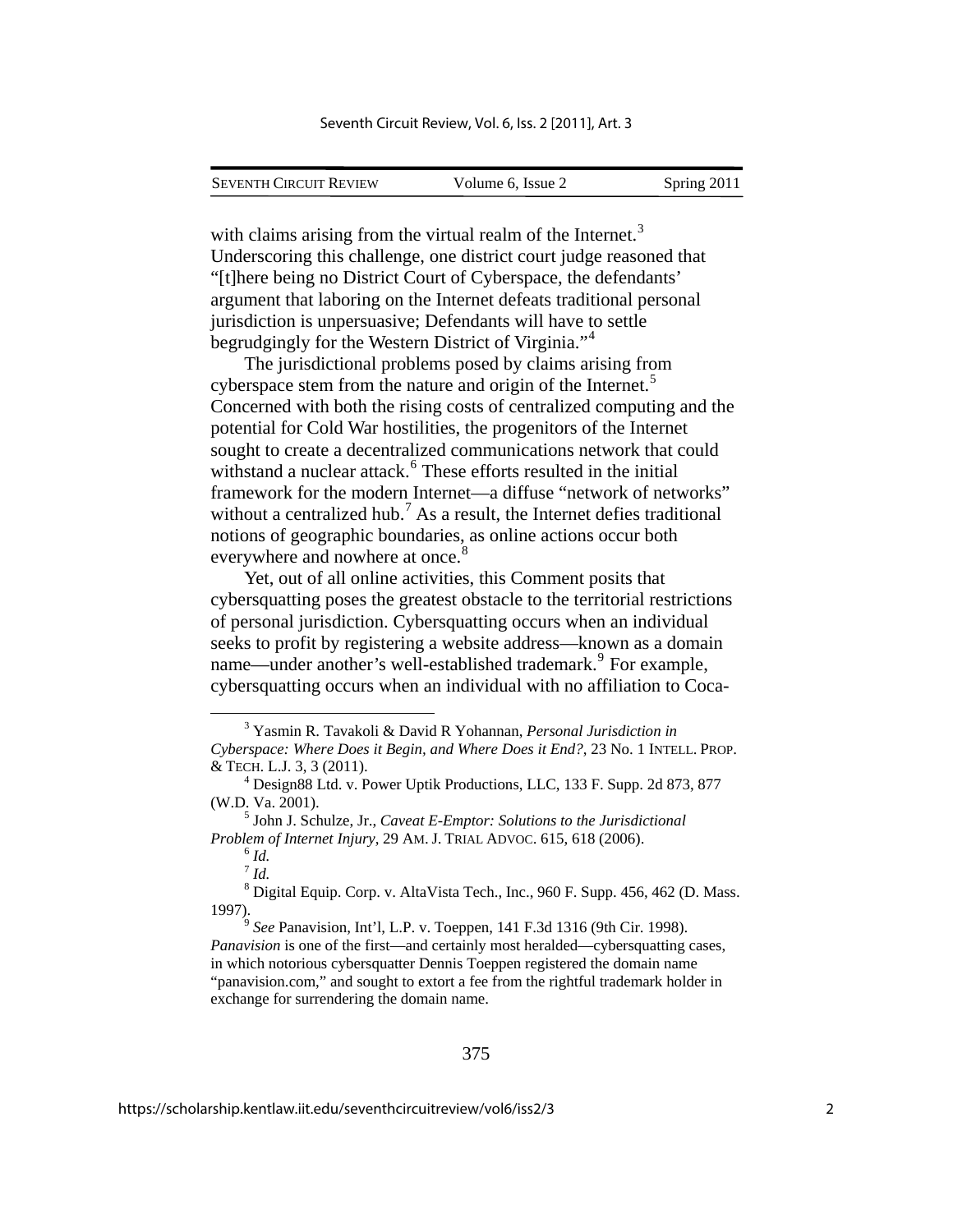with claims arising from the virtual realm of the Internet.[3] Underscoring this challenge, one district court judge reasoned that "[t]here being no District Court of Cyberspace, the defendants' argument that laboring on the Internet defeats traditional personal jurisdiction is unpersuasive; Defendants will have to settle begrudgingly for the Western District of Virginia."[4]

The jurisdictional problems posed by claims arising from cyberspace stem from the nature and origin of the Internet.[5] Concerned with both the rising costs of centralized computing and the potential for Cold War hostilities, the progenitors of the Internet sought to create a decentralized communications network that could withstand a nuclear attack.[6] These efforts resulted in the initial framework for the modern Internet—a diffuse "network of networks" without a centralized hub.[7] As a result, the Internet defies traditional notions of geographic boundaries, as online actions occur both everywhere and nowhere at once.[8]

Yet, out of all online activities, this Comment posits that cybersquatting poses the greatest obstacle to the territorial restrictions of personal jurisdiction. Cybersquatting occurs when an individual seeks to profit by registering a website address—known as a domain name—under another's well-established trademark.[9] For example, cybersquatting occurs when an individual with no affiliation to Coca-

---

[3] Yasmin R. Tavakoli & David R Yohannan, *Personal Jurisdiction in Cyberspace: Where Does it Begin, and Where Does it End?*, 23 No. 1 INTELL. PROP. & TECH. L.J. 3, 3 (2011).

[4] Design88 Ltd. v. Power Uptik Productions, LLC, 133 F. Supp. 2d 873, 877 (W.D. Va. 2001).

[5] John J. Schulze, Jr., *Caveat E-Emptor: Solutions to the Jurisdictional Problem of Internet Injury*, 29 AM. J. TRIAL ADVOC. 615, 618 (2006).

[6] *Id.*

[7] *Id.*

[8] Digital Equip. Corp. v. AltaVista Tech., Inc., 960 F. Supp. 456, 462 (D. Mass. 1997).

[9] *See* Panavision, Int'l, L.P. v. Toeppen, 141 F.3d 1316 (9th Cir. 1998). *Panavision* is one of the first—and certainly most heralded—cybersquatting cases, in which notorious cybersquatter Dennis Toeppen registered the domain name "panavision.com," and sought to extort a fee from the rightful trademark holder in exchange for surrendering the domain name.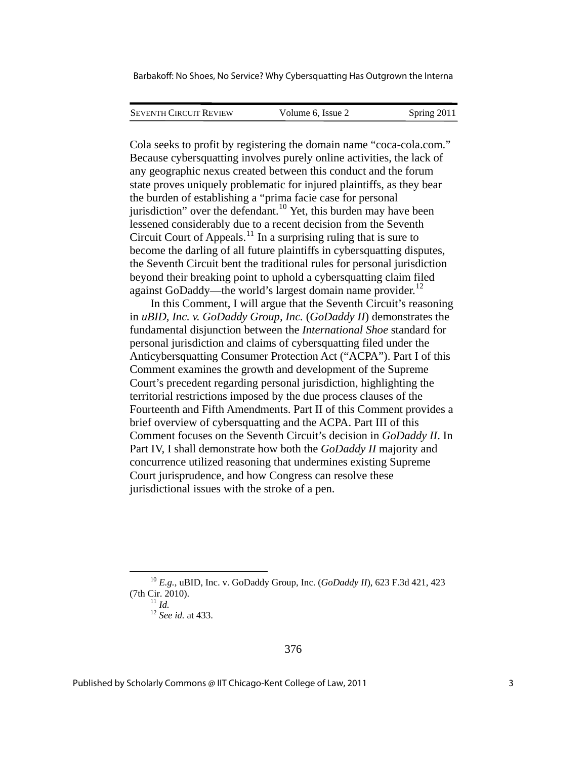Cola seeks to profit by registering the domain name "coca-cola.com." Because cybersquatting involves purely online activities, the lack of any geographic nexus created between this conduct and the forum state proves uniquely problematic for injured plaintiffs, as they bear the burden of establishing a "prima facie case for personal jurisdiction" over the defendant.[10] Yet, this burden may have been lessened considerably due to a recent decision from the Seventh Circuit Court of Appeals.[11] In a surprising ruling that is sure to become the darling of all future plaintiffs in cybersquatting disputes, the Seventh Circuit bent the traditional rules for personal jurisdiction beyond their breaking point to uphold a cybersquatting claim filed against GoDaddy—the world's largest domain name provider.[12]

In this Comment, I will argue that the Seventh Circuit's reasoning in *uBID, Inc. v. GoDaddy Group, Inc.* (*GoDaddy II*) demonstrates the fundamental disjunction between the *International Shoe* standard for personal jurisdiction and claims of cybersquatting filed under the Anticybersquatting Consumer Protection Act ("ACPA"). Part I of this Comment examines the growth and development of the Supreme Court's precedent regarding personal jurisdiction, highlighting the territorial restrictions imposed by the due process clauses of the Fourteenth and Fifth Amendments. Part II of this Comment provides a brief overview of cybersquatting and the ACPA. Part III of this Comment focuses on the Seventh Circuit's decision in *GoDaddy II*. In Part IV, I shall demonstrate how both the *GoDaddy II* majority and concurrence utilized reasoning that undermines existing Supreme Court jurisprudence, and how Congress can resolve these jurisdictional issues with the stroke of a pen.

---

[10] *E.g.*, uBID, Inc. v. GoDaddy Group, Inc. (*GoDaddy II*), 623 F.3d 421, 423 (7th Cir. 2010).

[11] *Id.*

[12] *See id.* at 433.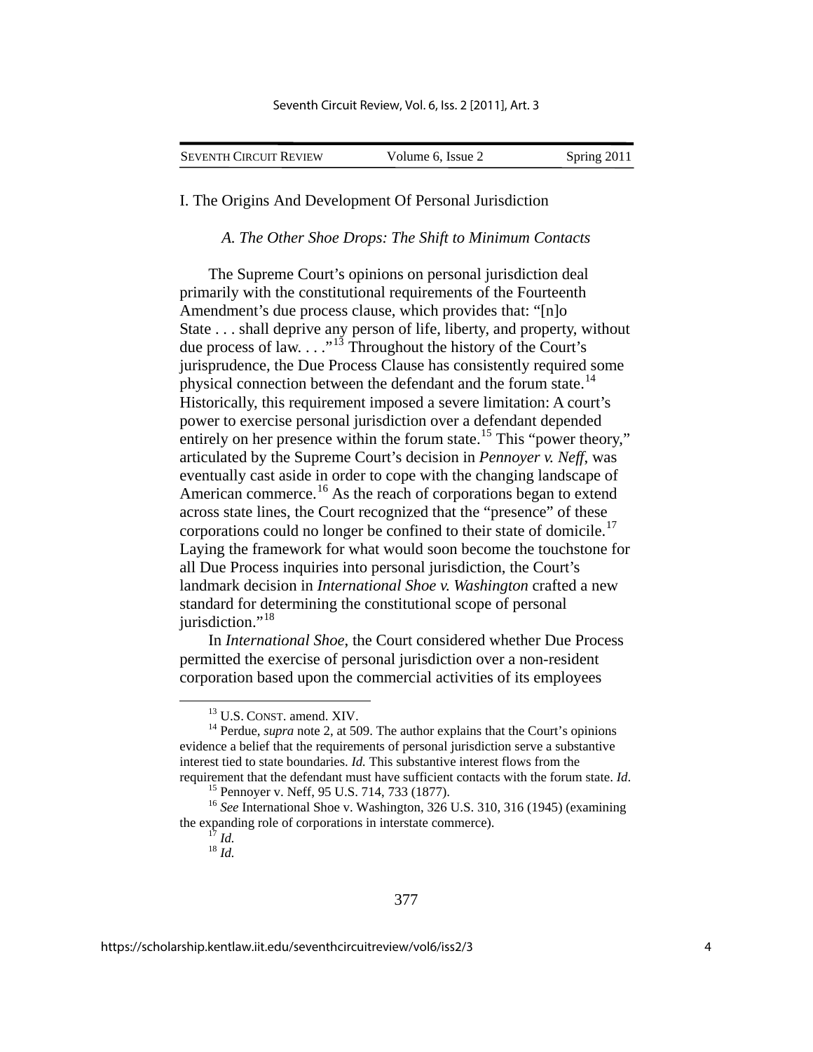## I. The Origins And Development Of Personal Jurisdiction

### *A. The Other Shoe Drops: The Shift to Minimum Contacts*

The Supreme Court's opinions on personal jurisdiction deal primarily with the constitutional requirements of the Fourteenth Amendment's due process clause, which provides that: "[n]o State . . . shall deprive any person of life, liberty, and property, without due process of law. . . ."[13] Throughout the history of the Court's jurisprudence, the Due Process Clause has consistently required some physical connection between the defendant and the forum state.[14] Historically, this requirement imposed a severe limitation: A court's power to exercise personal jurisdiction over a defendant depended entirely on her presence within the forum state.[15] This "power theory," articulated by the Supreme Court's decision in *Pennoyer v. Neff*, was eventually cast aside in order to cope with the changing landscape of American commerce.[16] As the reach of corporations began to extend across state lines, the Court recognized that the "presence" of these corporations could no longer be confined to their state of domicile.[17] Laying the framework for what would soon become the touchstone for all Due Process inquiries into personal jurisdiction, the Court's landmark decision in *International Shoe v. Washington* crafted a new standard for determining the constitutional scope of personal jurisdiction."[18]

In *International Shoe*, the Court considered whether Due Process permitted the exercise of personal jurisdiction over a non-resident corporation based upon the commercial activities of its employees

---

[13] U.S. CONST. amend. XIV.

[14] Perdue, *supra* note 2, at 509. The author explains that the Court's opinions evidence a belief that the requirements of personal jurisdiction serve a substantive interest tied to state boundaries. *Id.* This substantive interest flows from the requirement that the defendant must have sufficient contacts with the forum state. *Id*.

[15] Pennoyer v. Neff, 95 U.S. 714, 733 (1877).

[16] *See* International Shoe v. Washington, 326 U.S. 310, 316 (1945) (examining the expanding role of corporations in interstate commerce).

[17] *Id.*

[18] *Id.*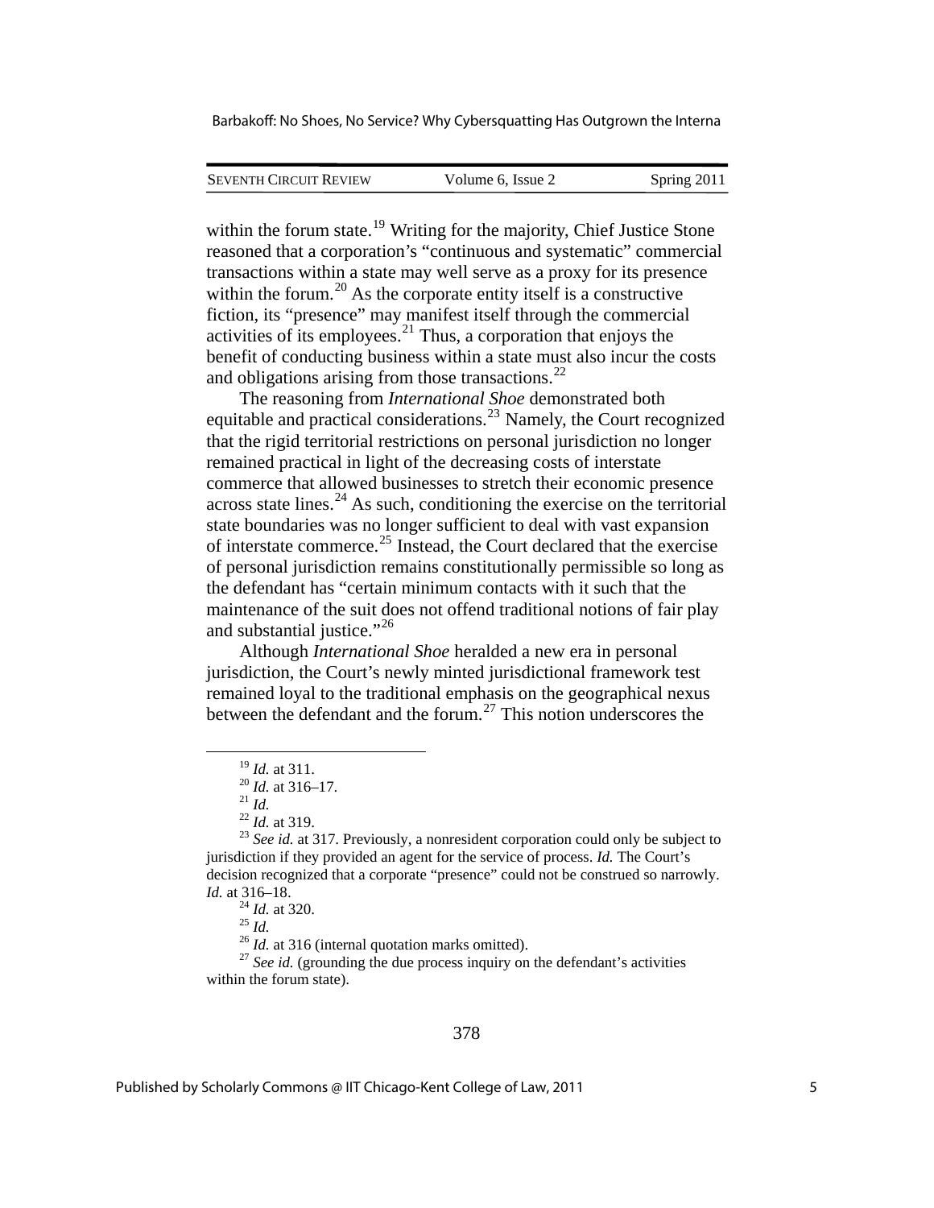within the forum state.[19] Writing for the majority, Chief Justice Stone reasoned that a corporation's "continuous and systematic" commercial transactions within a state may well serve as a proxy for its presence within the forum.[20] As the corporate entity itself is a constructive fiction, its "presence" may manifest itself through the commercial activities of its employees.[21] Thus, a corporation that enjoys the benefit of conducting business within a state must also incur the costs and obligations arising from those transactions.[22]

The reasoning from *International Shoe* demonstrated both equitable and practical considerations.[23] Namely, the Court recognized that the rigid territorial restrictions on personal jurisdiction no longer remained practical in light of the decreasing costs of interstate commerce that allowed businesses to stretch their economic presence across state lines.[24] As such, conditioning the exercise on the territorial state boundaries was no longer sufficient to deal with vast expansion of interstate commerce.[25] Instead, the Court declared that the exercise of personal jurisdiction remains constitutionally permissible so long as the defendant has "certain minimum contacts with it such that the maintenance of the suit does not offend traditional notions of fair play and substantial justice."[26]

Although *International Shoe* heralded a new era in personal jurisdiction, the Court's newly minted jurisdictional framework test remained loyal to the traditional emphasis on the geographical nexus between the defendant and the forum.[27] This notion underscores the

---

[19] *Id.* at 311.

[20] *Id.* at 316–17.

[21] *Id.*

[22] *Id.* at 319.

[23] *See id.* at 317. Previously, a nonresident corporation could only be subject to jurisdiction if they provided an agent for the service of process. *Id.* The Court's decision recognized that a corporate "presence" could not be construed so narrowly. *Id.* at 316–18.

[24] *Id.* at 320.

[25] *Id.*

[26] *Id.* at 316 (internal quotation marks omitted).

[27] *See id.* (grounding the due process inquiry on the defendant's activities within the forum state).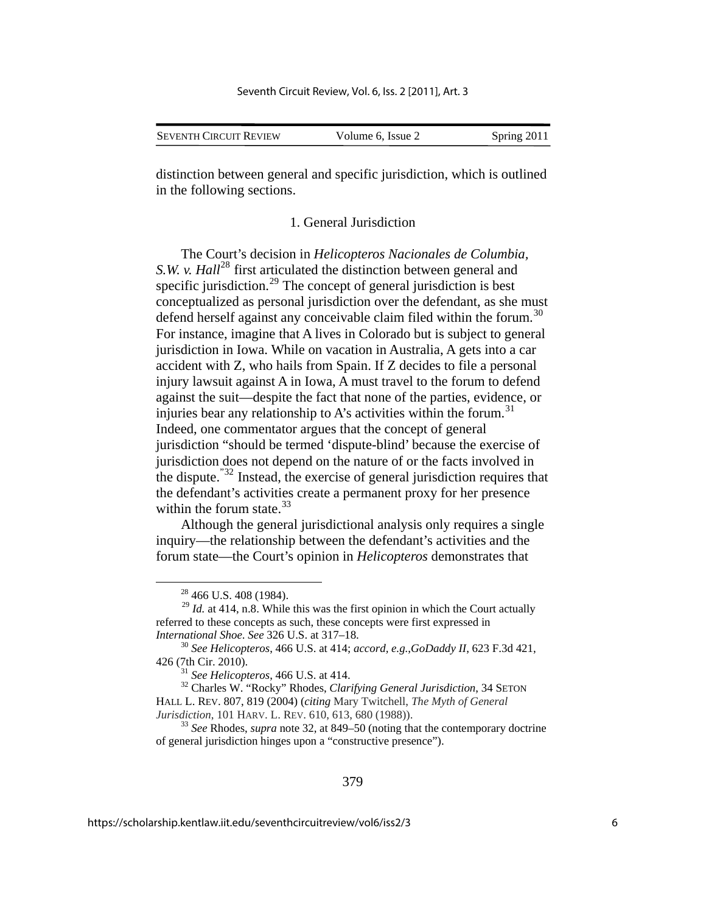distinction between general and specific jurisdiction, which is outlined in the following sections.

### 1. General Jurisdiction

The Court's decision in *Helicopteros Nacionales de Columbia, S.W. v. Hall*[28] first articulated the distinction between general and specific jurisdiction.[29] The concept of general jurisdiction is best conceptualized as personal jurisdiction over the defendant, as she must defend herself against any conceivable claim filed within the forum.[30] For instance, imagine that A lives in Colorado but is subject to general jurisdiction in Iowa. While on vacation in Australia, A gets into a car accident with Z, who hails from Spain. If Z decides to file a personal injury lawsuit against A in Iowa, A must travel to the forum to defend against the suit—despite the fact that none of the parties, evidence, or injuries bear any relationship to A's activities within the forum.[31] Indeed, one commentator argues that the concept of general jurisdiction "should be termed 'dispute-blind' because the exercise of jurisdiction does not depend on the nature of or the facts involved in the dispute."[32] Instead, the exercise of general jurisdiction requires that the defendant's activities create a permanent proxy for her presence within the forum state.[33]

Although the general jurisdictional analysis only requires a single inquiry—the relationship between the defendant's activities and the forum state—the Court's opinion in *Helicopteros* demonstrates that

---

[28] 466 U.S. 408 (1984).

[29] *Id.* at 414, n.8. While this was the first opinion in which the Court actually referred to these concepts as such, these concepts were first expressed in *International Shoe*. *See* 326 U.S. at 317–18.

[30] *See Helicopteros*, 466 U.S. at 414; *accord, e.g.,GoDaddy II*, 623 F.3d 421, 426 (7th Cir. 2010).

[31] *See Helicopteros*, 466 U.S. at 414.

[32] Charles W. "Rocky" Rhodes, *Clarifying General Jurisdiction*, 34 SETON HALL L. REV. 807, 819 (2004) (*citing* Mary Twitchell, *The Myth of General Jurisdiction*, 101 HARV. L. REV. 610, 613, 680 (1988)).

[33] *See* Rhodes, *supra* note 32, at 849–50 (noting that the contemporary doctrine of general jurisdiction hinges upon a "constructive presence").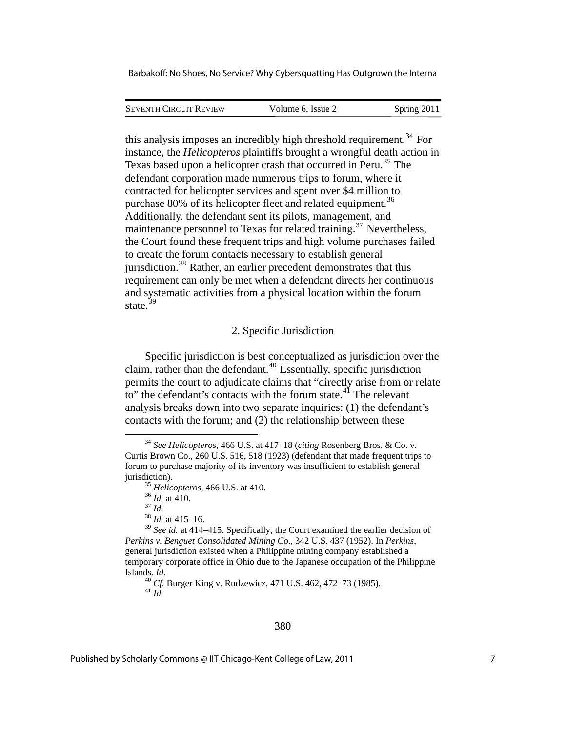this analysis imposes an incredibly high threshold requirement.[34] For instance, the *Helicopteros* plaintiffs brought a wrongful death action in Texas based upon a helicopter crash that occurred in Peru.[35] The defendant corporation made numerous trips to forum, where it contracted for helicopter services and spent over $4 million to purchase 80% of its helicopter fleet and related equipment.[36] Additionally, the defendant sent its pilots, management, and maintenance personnel to Texas for related training.[37] Nevertheless, the Court found these frequent trips and high volume purchases failed to create the forum contacts necessary to establish general jurisdiction.[38] Rather, an earlier precedent demonstrates that this requirement can only be met when a defendant directs her continuous and systematic activities from a physical location within the forum state.[39]

### 2. Specific Jurisdiction

Specific jurisdiction is best conceptualized as jurisdiction over the claim, rather than the defendant.[40] Essentially, specific jurisdiction permits the court to adjudicate claims that "directly arise from or relate to" the defendant's contacts with the forum state.[41] The relevant analysis breaks down into two separate inquiries: (1) the defendant's contacts with the forum; and (2) the relationship between these

---

[34] *See Helicopteros*, 466 U.S. at 417–18 (*citing* Rosenberg Bros. & Co. v. Curtis Brown Co., 260 U.S. 516, 518 (1923) (defendant that made frequent trips to forum to purchase majority of its inventory was insufficient to establish general jurisdiction).

[35] *Helicopteros*, 466 U.S. at 410.

[36] *Id.* at 410.

[37] *Id.*

[38] *Id.* at 415–16.

[39] *See id.* at 414–415. Specifically, the Court examined the earlier decision of *Perkins v. Benguet Consolidated Mining Co.*, 342 U.S. 437 (1952). In *Perkins*, general jurisdiction existed when a Philippine mining company established a temporary corporate office in Ohio due to the Japanese occupation of the Philippine Islands. *Id.*

[40] *Cf.* Burger King v. Rudzewicz, 471 U.S. 462, 472–73 (1985).

[41] *Id.*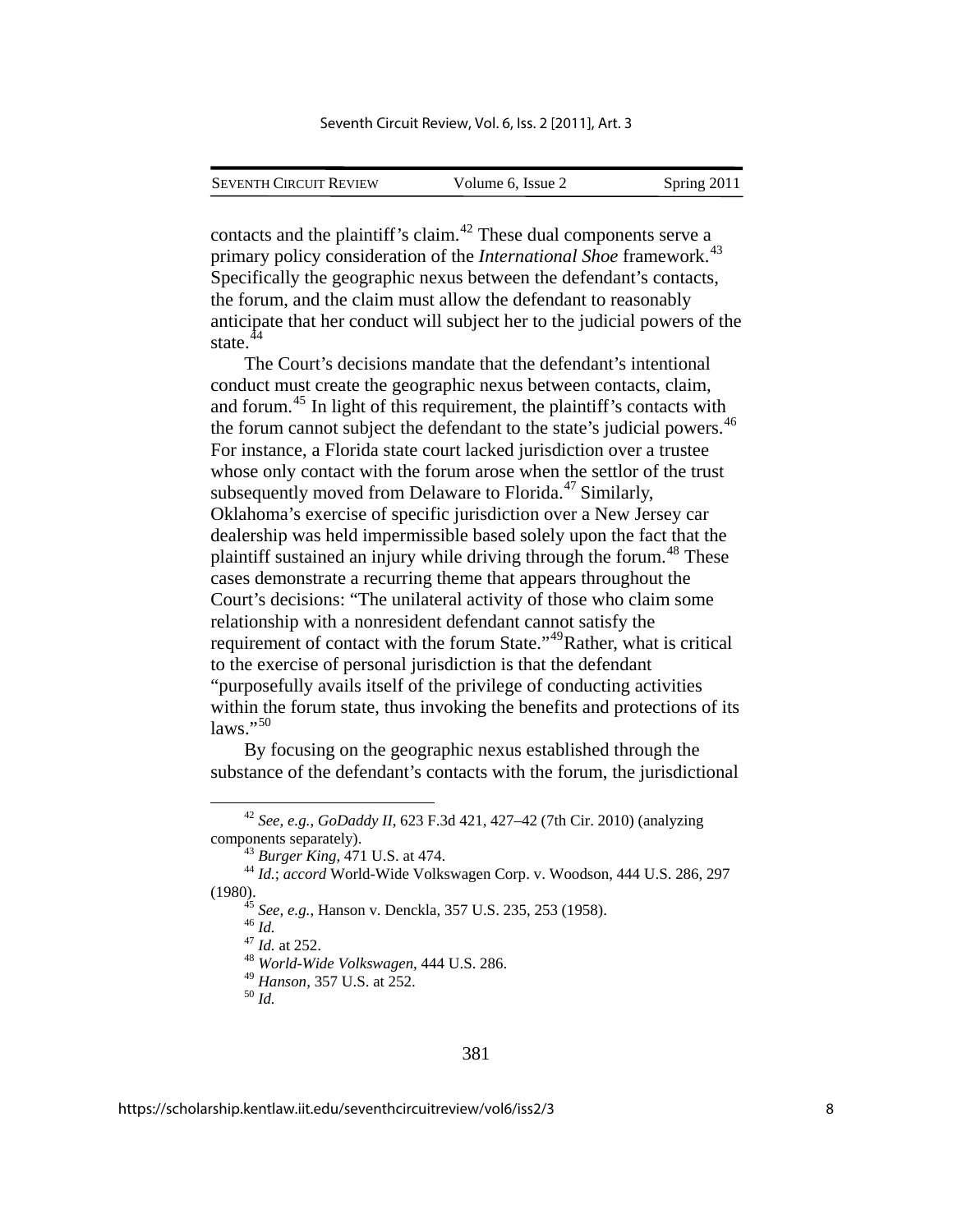contacts and the plaintiff's claim.[42] These dual components serve a primary policy consideration of the *International Shoe* framework.[43] Specifically the geographic nexus between the defendant's contacts, the forum, and the claim must allow the defendant to reasonably anticipate that her conduct will subject her to the judicial powers of the state.[44]

The Court's decisions mandate that the defendant's intentional conduct must create the geographic nexus between contacts, claim, and forum.[45] In light of this requirement, the plaintiff's contacts with the forum cannot subject the defendant to the state's judicial powers.[46] For instance, a Florida state court lacked jurisdiction over a trustee whose only contact with the forum arose when the settlor of the trust subsequently moved from Delaware to Florida.[47] Similarly, Oklahoma's exercise of specific jurisdiction over a New Jersey car dealership was held impermissible based solely upon the fact that the plaintiff sustained an injury while driving through the forum.[48] These cases demonstrate a recurring theme that appears throughout the Court's decisions: "The unilateral activity of those who claim some relationship with a nonresident defendant cannot satisfy the requirement of contact with the forum State."[49]Rather, what is critical to the exercise of personal jurisdiction is that the defendant "purposefully avails itself of the privilege of conducting activities within the forum state, thus invoking the benefits and protections of its laws."[50]

By focusing on the geographic nexus established through the substance of the defendant's contacts with the forum, the jurisdictional

---

[42] *See, e.g.*, *GoDaddy II*, 623 F.3d 421, 427–42 (7th Cir. 2010) (analyzing components separately).

[43] *Burger King*, 471 U.S. at 474.

[44] *Id.*; *accord* World-Wide Volkswagen Corp. v. Woodson, 444 U.S. 286, 297 (1980).

[45] *See, e.g.*, Hanson v. Denckla, 357 U.S. 235, 253 (1958).

[46] *Id.*

[47] *Id.* at 252.

[48] *World-Wide Volkswagen*, 444 U.S. 286.

[49] *Hanson*, 357 U.S. at 252.

[50] *Id.*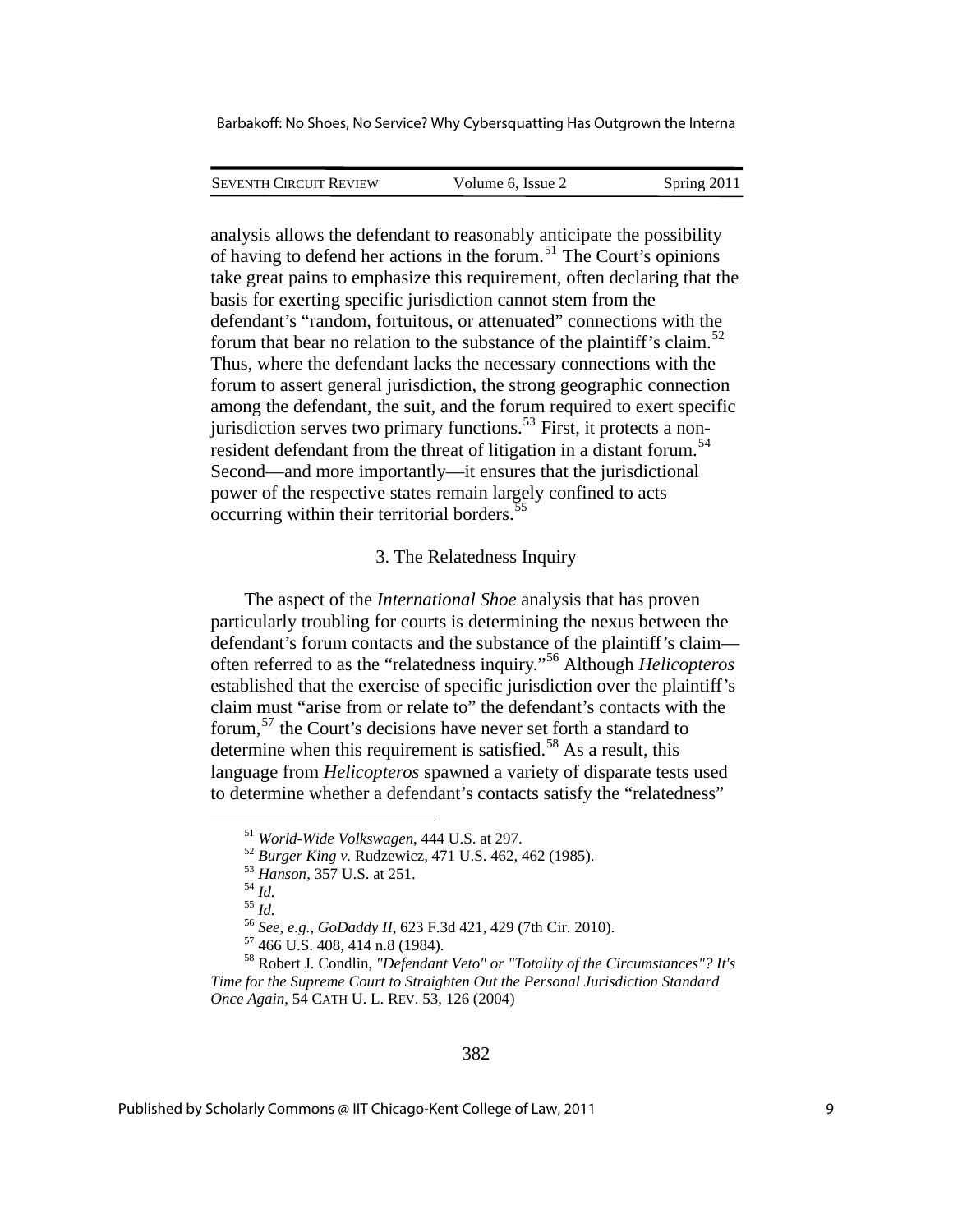analysis allows the defendant to reasonably anticipate the possibility of having to defend her actions in the forum.[51] The Court's opinions take great pains to emphasize this requirement, often declaring that the basis for exerting specific jurisdiction cannot stem from the defendant's "random, fortuitous, or attenuated" connections with the forum that bear no relation to the substance of the plaintiff's claim.[52] Thus, where the defendant lacks the necessary connections with the forum to assert general jurisdiction, the strong geographic connection among the defendant, the suit, and the forum required to exert specific jurisdiction serves two primary functions.[53] First, it protects a non-resident defendant from the threat of litigation in a distant forum.[54] Second—and more importantly—it ensures that the jurisdictional power of the respective states remain largely confined to acts occurring within their territorial borders.[55]

### 3. The Relatedness Inquiry

The aspect of the *International Shoe* analysis that has proven particularly troubling for courts is determining the nexus between the defendant's forum contacts and the substance of the plaintiff's claim—often referred to as the "relatedness inquiry."[56] Although *Helicopteros* established that the exercise of specific jurisdiction over the plaintiff's claim must "arise from or relate to" the defendant's contacts with the forum,[57] the Court's decisions have never set forth a standard to determine when this requirement is satisfied.[58] As a result, this language from *Helicopteros* spawned a variety of disparate tests used to determine whether a defendant's contacts satisfy the "relatedness"

---

[51] *World-Wide Volkswagen*, 444 U.S. at 297.

[52] *Burger King v.* Rudzewicz, 471 U.S. 462, 462 (1985).

[53] *Hanson*, 357 U.S. at 251.

[54] *Id.*

[55] *Id.*

[56] *See, e.g.*, *GoDaddy II*, 623 F.3d 421, 429 (7th Cir. 2010).

[57] 466 U.S. 408, 414 n.8 (1984).

[58] Robert J. Condlin, *"Defendant Veto" or "Totality of the Circumstances"? It's Time for the Supreme Court to Straighten Out the Personal Jurisdiction Standard Once Again*, 54 CATH U. L. REV. 53, 126 (2004)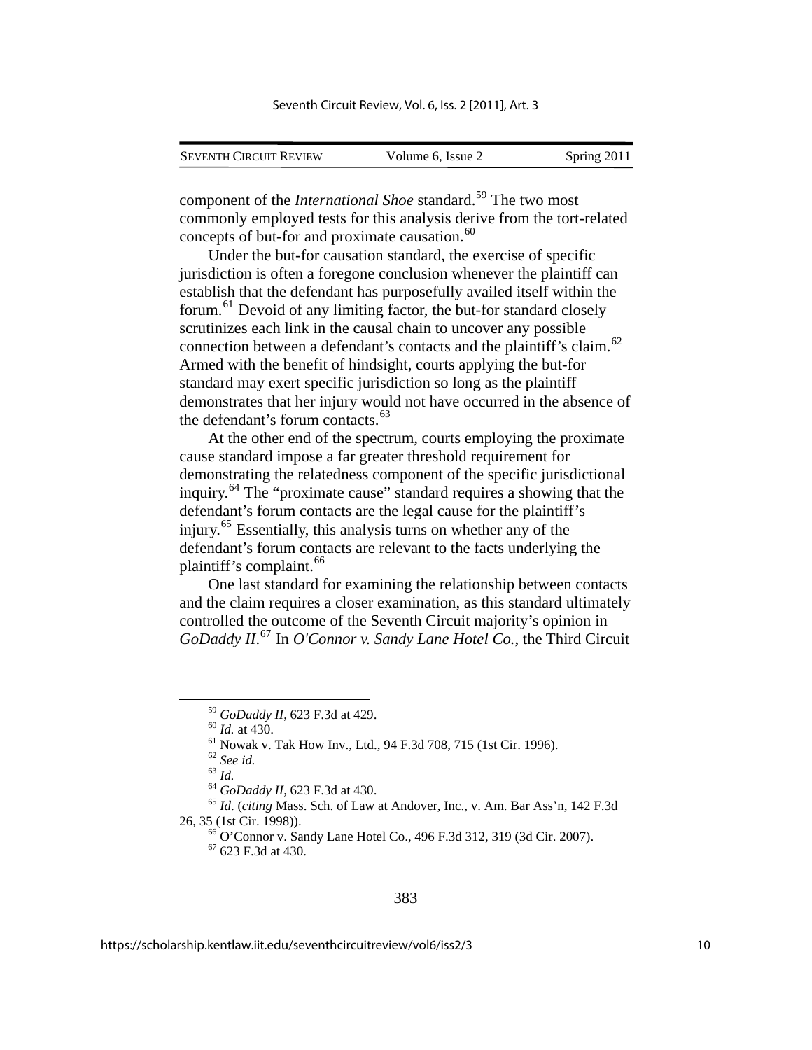component of the *International Shoe* standard.[59] The two most commonly employed tests for this analysis derive from the tort-related concepts of but-for and proximate causation.[60]

Under the but-for causation standard, the exercise of specific jurisdiction is often a foregone conclusion whenever the plaintiff can establish that the defendant has purposefully availed itself within the forum.[61] Devoid of any limiting factor, the but-for standard closely scrutinizes each link in the causal chain to uncover any possible connection between a defendant's contacts and the plaintiff's claim.[62] Armed with the benefit of hindsight, courts applying the but-for standard may exert specific jurisdiction so long as the plaintiff demonstrates that her injury would not have occurred in the absence of the defendant's forum contacts.[63]

At the other end of the spectrum, courts employing the proximate cause standard impose a far greater threshold requirement for demonstrating the relatedness component of the specific jurisdictional inquiry.[64] The "proximate cause" standard requires a showing that the defendant's forum contacts are the legal cause for the plaintiff's injury.[65] Essentially, this analysis turns on whether any of the defendant's forum contacts are relevant to the facts underlying the plaintiff's complaint.[66]

One last standard for examining the relationship between contacts and the claim requires a closer examination, as this standard ultimately controlled the outcome of the Seventh Circuit majority's opinion in *GoDaddy II*.[67] In *O'Connor v. Sandy Lane Hotel Co.*, the Third Circuit

---

[59] *GoDaddy II*, 623 F.3d at 429.

[60] *Id.* at 430.

[61] Nowak v. Tak How Inv., Ltd., 94 F.3d 708, 715 (1st Cir. 1996).

[62] *See id.*

[63] *Id.*

[64] *GoDaddy II*, 623 F.3d at 430.

[65] *Id*. (*citing* Mass. Sch. of Law at Andover, Inc., v. Am. Bar Ass'n, 142 F.3d 26, 35 (1st Cir. 1998)).

[66] O'Connor v. Sandy Lane Hotel Co., 496 F.3d 312, 319 (3d Cir. 2007).

[67] 623 F.3d at 430.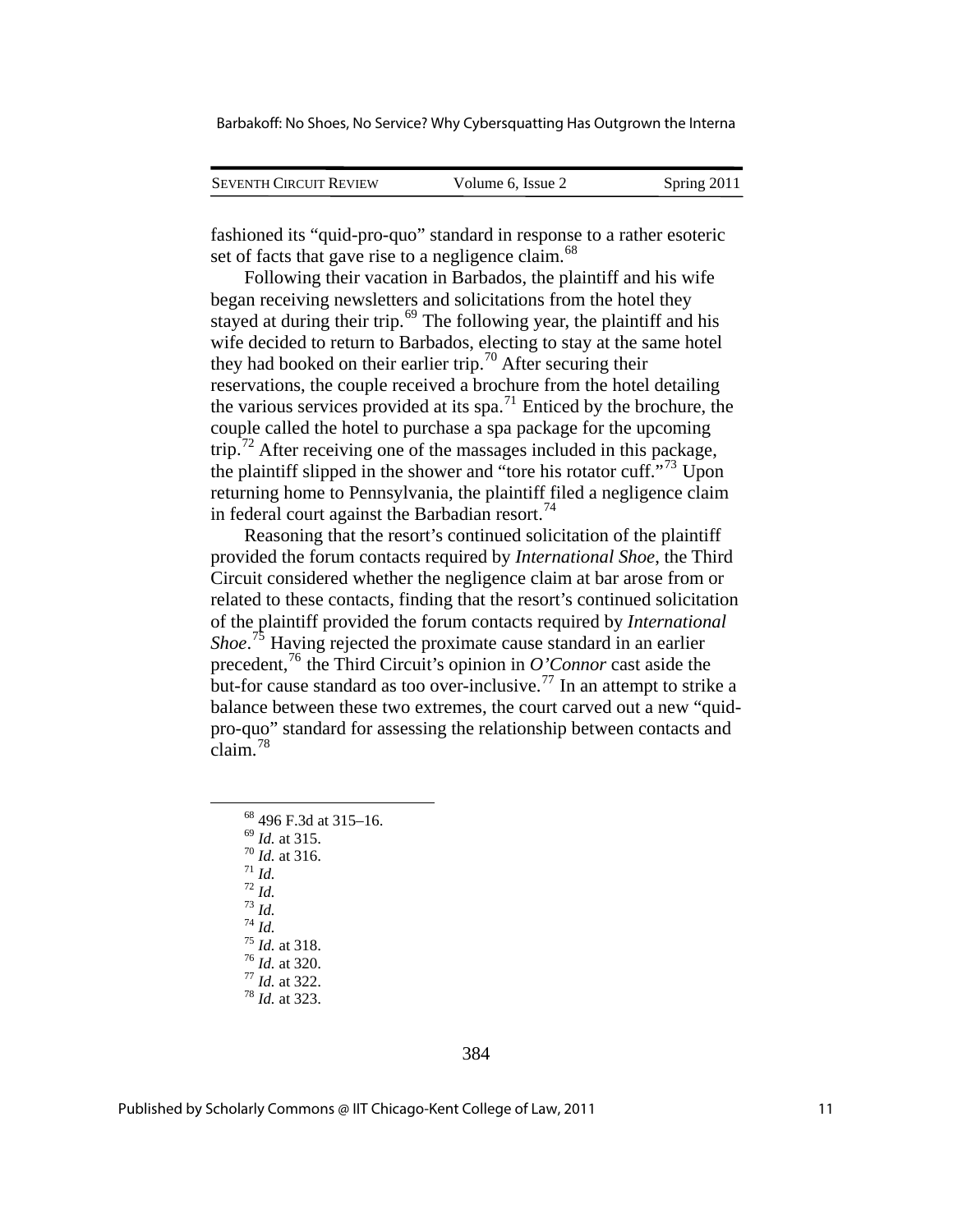fashioned its "quid-pro-quo" standard in response to a rather esoteric set of facts that gave rise to a negligence claim.[68]

Following their vacation in Barbados, the plaintiff and his wife began receiving newsletters and solicitations from the hotel they stayed at during their trip.[69] The following year, the plaintiff and his wife decided to return to Barbados, electing to stay at the same hotel they had booked on their earlier trip.[70] After securing their reservations, the couple received a brochure from the hotel detailing the various services provided at its spa.[71] Enticed by the brochure, the couple called the hotel to purchase a spa package for the upcoming trip.[72] After receiving one of the massages included in this package, the plaintiff slipped in the shower and "tore his rotator cuff."[73] Upon returning home to Pennsylvania, the plaintiff filed a negligence claim in federal court against the Barbadian resort.[74]

Reasoning that the resort's continued solicitation of the plaintiff provided the forum contacts required by *International Shoe*, the Third Circuit considered whether the negligence claim at bar arose from or related to these contacts, finding that the resort's continued solicitation of the plaintiff provided the forum contacts required by *International Shoe*.[75] Having rejected the proximate cause standard in an earlier precedent,[76] the Third Circuit's opinion in *O'Connor* cast aside the but-for cause standard as too over-inclusive.[77] In an attempt to strike a balance between these two extremes, the court carved out a new "quid-pro-quo" standard for assessing the relationship between contacts and claim.[78]

---

[68] 496 F.3d at 315–16.
[69] *Id.* at 315.
[70] *Id.* at 316.
[71] *Id.*
[72] *Id.*
[73] *Id.*
[74] *Id.*
[75] *Id.* at 318.
[76] *Id.* at 320.
[77] *Id.* at 322.
[78] *Id.* at 323.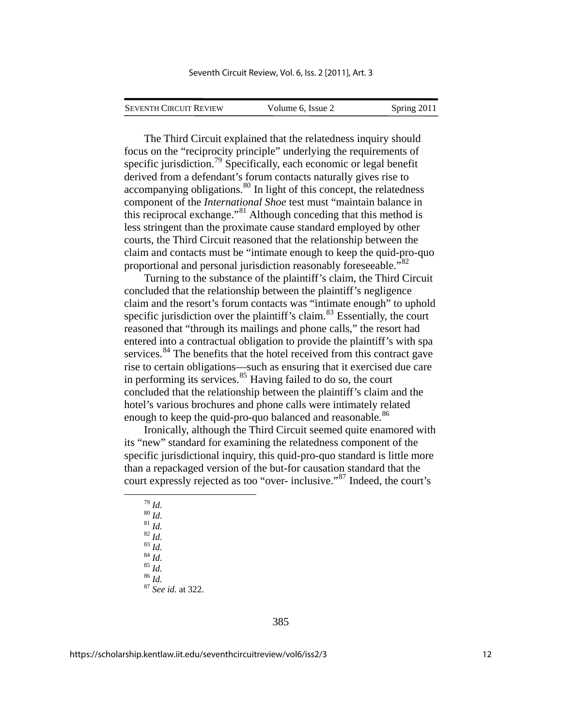The Third Circuit explained that the relatedness inquiry should focus on the "reciprocity principle" underlying the requirements of specific jurisdiction.[79] Specifically, each economic or legal benefit derived from a defendant's forum contacts naturally gives rise to accompanying obligations.[80] In light of this concept, the relatedness component of the *International Shoe* test must "maintain balance in this reciprocal exchange."[81] Although conceding that this method is less stringent than the proximate cause standard employed by other courts, the Third Circuit reasoned that the relationship between the claim and contacts must be "intimate enough to keep the quid-pro-quo proportional and personal jurisdiction reasonably foreseeable."[82]

Turning to the substance of the plaintiff's claim, the Third Circuit concluded that the relationship between the plaintiff's negligence claim and the resort's forum contacts was "intimate enough" to uphold specific jurisdiction over the plaintiff's claim.[83] Essentially, the court reasoned that "through its mailings and phone calls," the resort had entered into a contractual obligation to provide the plaintiff's with spa services.[84] The benefits that the hotel received from this contract gave rise to certain obligations—such as ensuring that it exercised due care in performing its services.[85] Having failed to do so, the court concluded that the relationship between the plaintiff's claim and the hotel's various brochures and phone calls were intimately related enough to keep the quid-pro-quo balanced and reasonable.[86]

Ironically, although the Third Circuit seemed quite enamored with its "new" standard for examining the relatedness component of the specific jurisdictional inquiry, this quid-pro-quo standard is little more than a repackaged version of the but-for causation standard that the court expressly rejected as too "over- inclusive."[87] Indeed, the court's

---

[79] *Id*.
[80] *Id*.
[81] *Id.*
[82] *Id.*
[83] *Id.*
[84] *Id.*
[85] *Id.*
[86] *Id.*
[87] *See id.* at 322.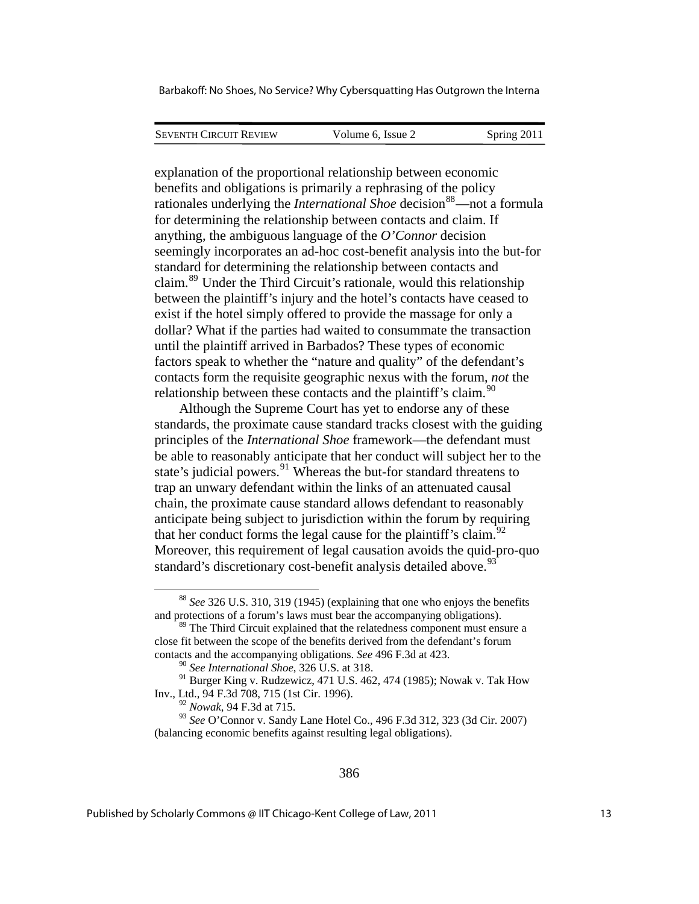explanation of the proportional relationship between economic benefits and obligations is primarily a rephrasing of the policy rationales underlying the *International Shoe* decision[88]—not a formula for determining the relationship between contacts and claim. If anything, the ambiguous language of the *O'Connor* decision seemingly incorporates an ad-hoc cost-benefit analysis into the but-for standard for determining the relationship between contacts and claim.[89] Under the Third Circuit's rationale, would this relationship between the plaintiff's injury and the hotel's contacts have ceased to exist if the hotel simply offered to provide the massage for only a dollar? What if the parties had waited to consummate the transaction until the plaintiff arrived in Barbados? These types of economic factors speak to whether the "nature and quality" of the defendant's contacts form the requisite geographic nexus with the forum, *not* the relationship between these contacts and the plaintiff's claim.[90]

Although the Supreme Court has yet to endorse any of these standards, the proximate cause standard tracks closest with the guiding principles of the *International Shoe* framework—the defendant must be able to reasonably anticipate that her conduct will subject her to the state's judicial powers.[91] Whereas the but-for standard threatens to trap an unwary defendant within the links of an attenuated causal chain, the proximate cause standard allows defendant to reasonably anticipate being subject to jurisdiction within the forum by requiring that her conduct forms the legal cause for the plaintiff's claim.[92] Moreover, this requirement of legal causation avoids the quid-pro-quo standard's discretionary cost-benefit analysis detailed above.[93]

---

[88] *See* 326 U.S. 310, 319 (1945) (explaining that one who enjoys the benefits and protections of a forum's laws must bear the accompanying obligations).

[89] The Third Circuit explained that the relatedness component must ensure a close fit between the scope of the benefits derived from the defendant's forum contacts and the accompanying obligations. *See* 496 F.3d at 423.

[90] *See International Shoe*, 326 U.S. at 318.

[91] Burger King v. Rudzewicz, 471 U.S. 462, 474 (1985); Nowak v. Tak How Inv., Ltd., 94 F.3d 708, 715 (1st Cir. 1996).

[92] *Nowak*, 94 F.3d at 715.

[93] *See* O'Connor v. Sandy Lane Hotel Co., 496 F.3d 312, 323 (3d Cir. 2007) (balancing economic benefits against resulting legal obligations).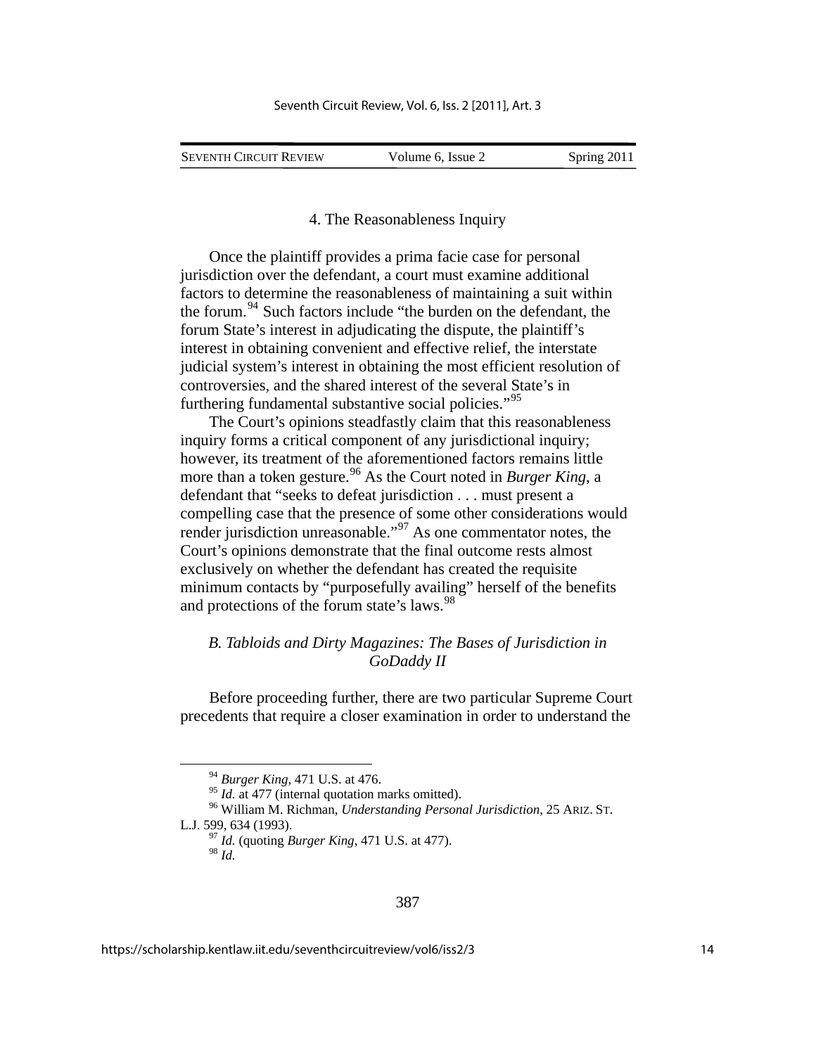#### 4. The Reasonableness Inquiry

Once the plaintiff provides a prima facie case for personal jurisdiction over the defendant, a court must examine additional factors to determine the reasonableness of maintaining a suit within the forum.[94] Such factors include "the burden on the defendant, the forum State's interest in adjudicating the dispute, the plaintiff's interest in obtaining convenient and effective relief, the interstate judicial system's interest in obtaining the most efficient resolution of controversies, and the shared interest of the several State's in furthering fundamental substantive social policies."[95]

The Court's opinions steadfastly claim that this reasonableness inquiry forms a critical component of any jurisdictional inquiry; however, its treatment of the aforementioned factors remains little more than a token gesture.[96] As the Court noted in *Burger King*, a defendant that "seeks to defeat jurisdiction . . . must present a compelling case that the presence of some other considerations would render jurisdiction unreasonable."[97] As one commentator notes, the Court's opinions demonstrate that the final outcome rests almost exclusively on whether the defendant has created the requisite minimum contacts by "purposefully availing" herself of the benefits and protections of the forum state's laws.[98]

### *B. Tabloids and Dirty Magazines: The Bases of Jurisdiction in GoDaddy II*

Before proceeding further, there are two particular Supreme Court precedents that require a closer examination in order to understand the

---

[94] *Burger King*, 471 U.S. at 476.

[95] *Id.* at 477 (internal quotation marks omitted).

[96] William M. Richman, *Understanding Personal Jurisdiction*, 25 ARIZ. ST. L.J. 599, 634 (1993).

[97] *Id.* (quoting *Burger King*, 471 U.S. at 477).

[98] *Id.*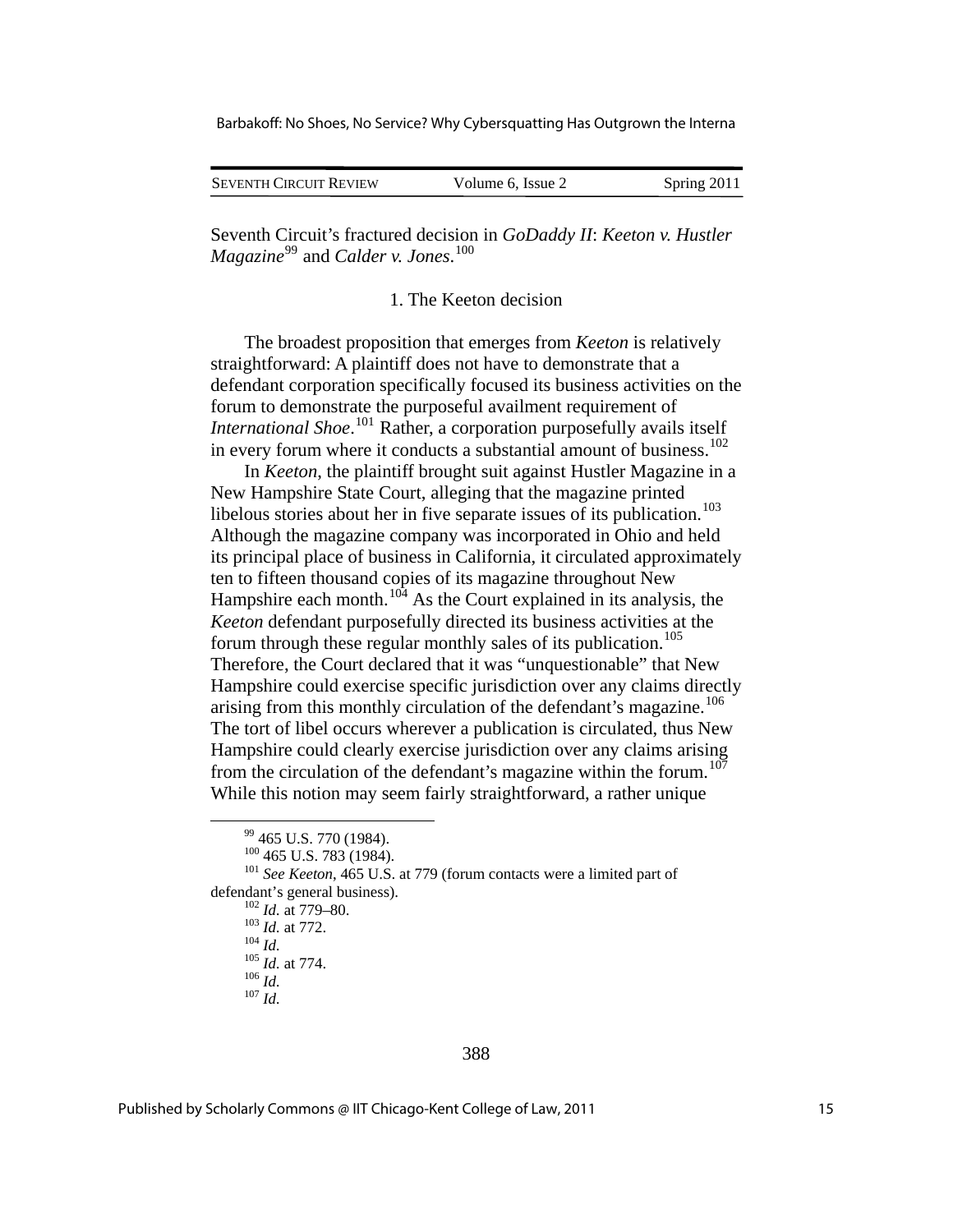Seventh Circuit's fractured decision in *GoDaddy II*: *Keeton v. Hustler Magazine*[99] and *Calder v. Jones*.[100]

1. The Keeton decision

The broadest proposition that emerges from *Keeton* is relatively straightforward: A plaintiff does not have to demonstrate that a defendant corporation specifically focused its business activities on the forum to demonstrate the purposeful availment requirement of *International Shoe*.[101] Rather, a corporation purposefully avails itself in every forum where it conducts a substantial amount of business.[102]

In *Keeton*, the plaintiff brought suit against Hustler Magazine in a New Hampshire State Court, alleging that the magazine printed libelous stories about her in five separate issues of its publication.[103] Although the magazine company was incorporated in Ohio and held its principal place of business in California, it circulated approximately ten to fifteen thousand copies of its magazine throughout New Hampshire each month.[104] As the Court explained in its analysis, the *Keeton* defendant purposefully directed its business activities at the forum through these regular monthly sales of its publication.[105] Therefore, the Court declared that it was "unquestionable" that New Hampshire could exercise specific jurisdiction over any claims directly arising from this monthly circulation of the defendant's magazine.[106] The tort of libel occurs wherever a publication is circulated, thus New Hampshire could clearly exercise jurisdiction over any claims arising from the circulation of the defendant's magazine within the forum.[107] While this notion may seem fairly straightforward, a rather unique

---

[99] 465 U.S. 770 (1984).

[100] 465 U.S. 783 (1984).

[101] *See Keeton*, 465 U.S. at 779 (forum contacts were a limited part of defendant's general business).

[102] *Id.* at 779–80.

[103] *Id.* at 772.

[104] *Id.*

[105] *Id.* at 774.

[106] *Id.*

[107] *Id.*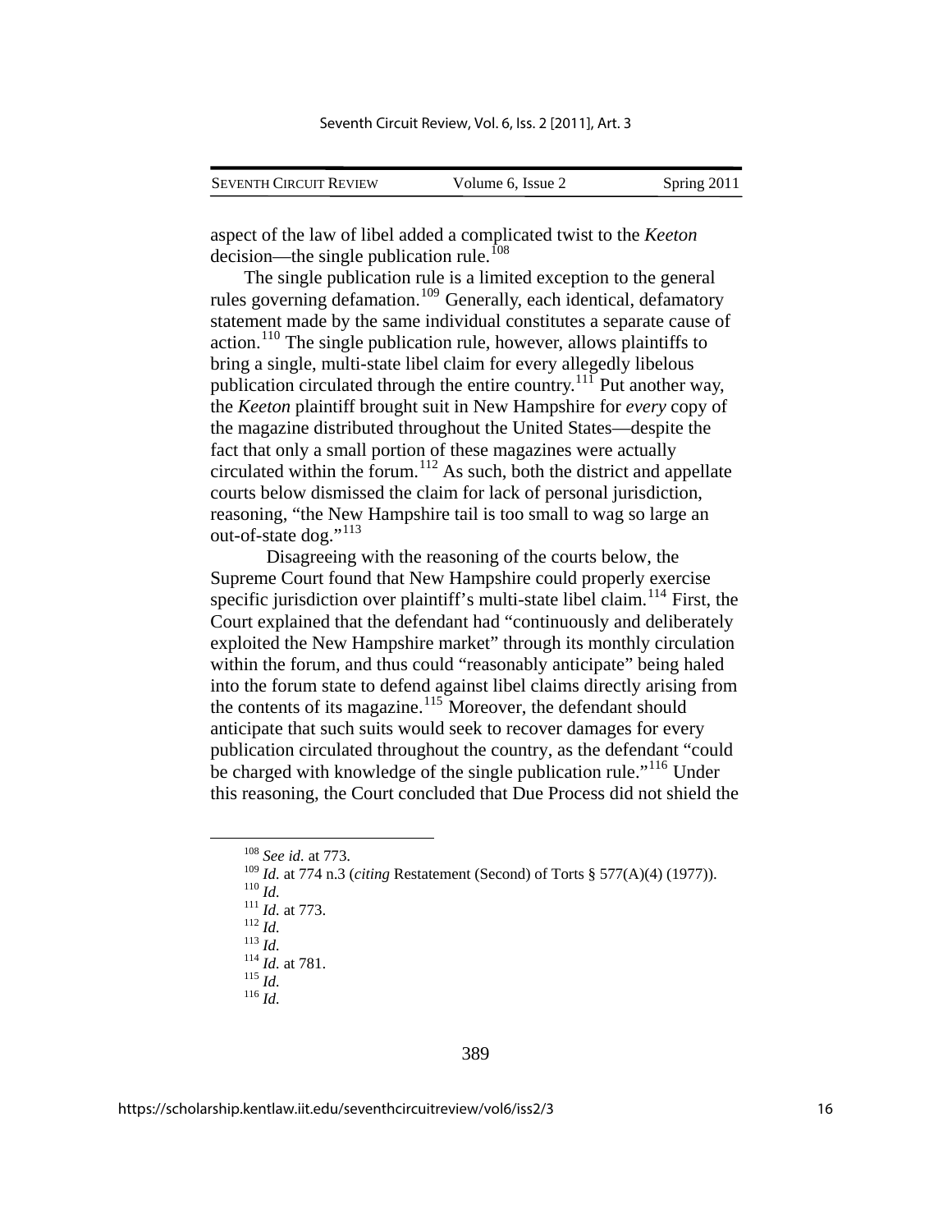aspect of the law of libel added a complicated twist to the *Keeton* decision—the single publication rule.[108]

The single publication rule is a limited exception to the general rules governing defamation.[109] Generally, each identical, defamatory statement made by the same individual constitutes a separate cause of action.[110] The single publication rule, however, allows plaintiffs to bring a single, multi-state libel claim for every allegedly libelous publication circulated through the entire country.[111] Put another way, the *Keeton* plaintiff brought suit in New Hampshire for *every* copy of the magazine distributed throughout the United States—despite the fact that only a small portion of these magazines were actually circulated within the forum.[112] As such, both the district and appellate courts below dismissed the claim for lack of personal jurisdiction, reasoning, "the New Hampshire tail is too small to wag so large an out-of-state dog."[113]

Disagreeing with the reasoning of the courts below, the Supreme Court found that New Hampshire could properly exercise specific jurisdiction over plaintiff's multi-state libel claim.[114] First, the Court explained that the defendant had "continuously and deliberately exploited the New Hampshire market" through its monthly circulation within the forum, and thus could "reasonably anticipate" being haled into the forum state to defend against libel claims directly arising from the contents of its magazine.[115] Moreover, the defendant should anticipate that such suits would seek to recover damages for every publication circulated throughout the country, as the defendant "could be charged with knowledge of the single publication rule."[116] Under this reasoning, the Court concluded that Due Process did not shield the

---

[108] *See id.* at 773.
[109] *Id.* at 774 n.3 (*citing* Restatement (Second) of Torts § 577(A)(4) (1977)).
[110] *Id.*
[111] *Id.* at 773.
[112] *Id.*
[113] *Id.*
[114] *Id.* at 781.
[115] *Id.*
[116] *Id.*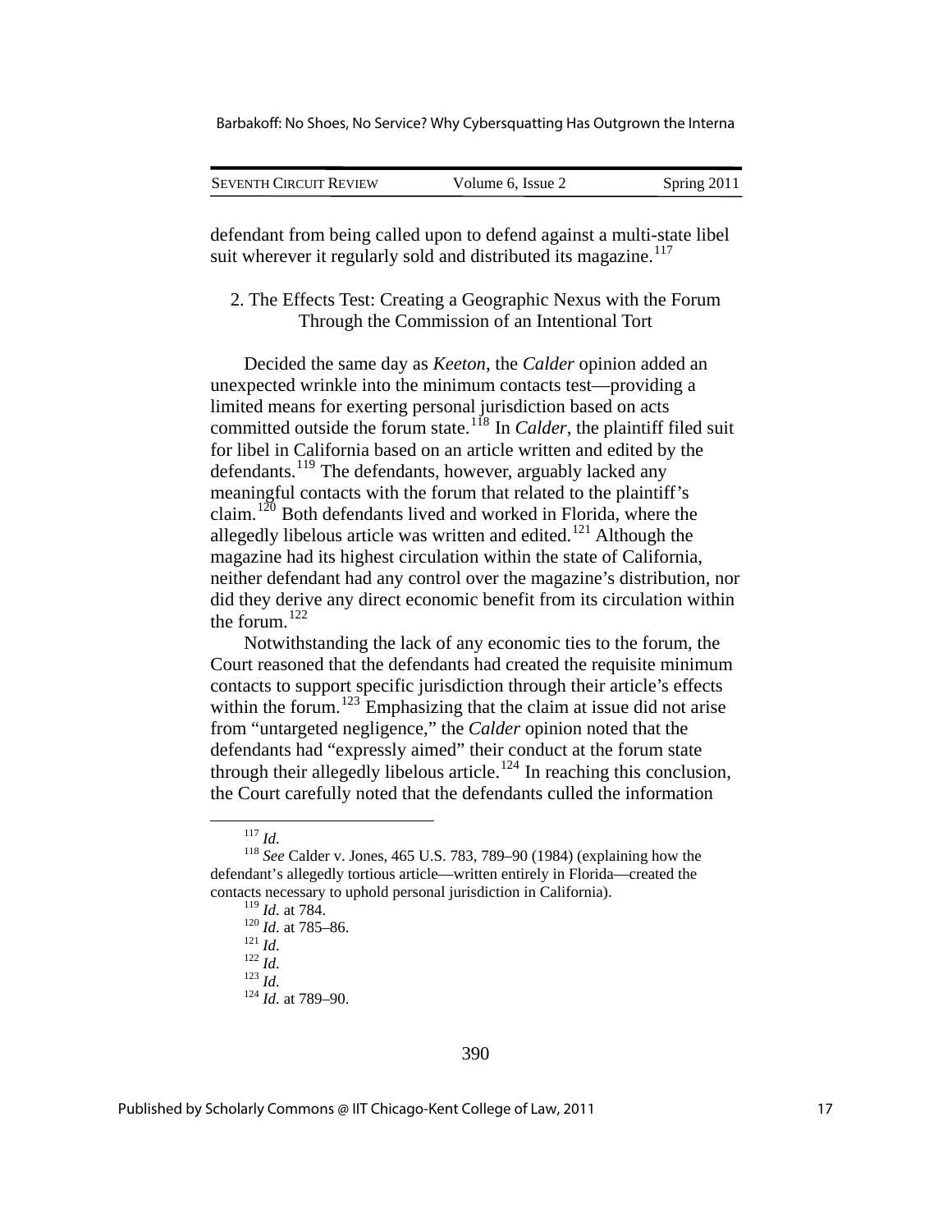defendant from being called upon to defend against a multi-state libel suit wherever it regularly sold and distributed its magazine.[117]

### 2. The Effects Test: Creating a Geographic Nexus with the Forum Through the Commission of an Intentional Tort

Decided the same day as *Keeton*, the *Calder* opinion added an unexpected wrinkle into the minimum contacts test—providing a limited means for exerting personal jurisdiction based on acts committed outside the forum state.[118] In *Calder*, the plaintiff filed suit for libel in California based on an article written and edited by the defendants.[119] The defendants, however, arguably lacked any meaningful contacts with the forum that related to the plaintiff's claim.[120] Both defendants lived and worked in Florida, where the allegedly libelous article was written and edited.[121] Although the magazine had its highest circulation within the state of California, neither defendant had any control over the magazine's distribution, nor did they derive any direct economic benefit from its circulation within the forum.[122]

Notwithstanding the lack of any economic ties to the forum, the Court reasoned that the defendants had created the requisite minimum contacts to support specific jurisdiction through their article's effects within the forum.[123] Emphasizing that the claim at issue did not arise from "untargeted negligence," the *Calder* opinion noted that the defendants had "expressly aimed" their conduct at the forum state through their allegedly libelous article.[124] In reaching this conclusion, the Court carefully noted that the defendants culled the information

---

[117] *Id.*

[118] *See* Calder v. Jones, 465 U.S. 783, 789–90 (1984) (explaining how the defendant's allegedly tortious article—written entirely in Florida—created the contacts necessary to uphold personal jurisdiction in California).

[119] *Id.* at 784.

[120] *Id.* at 785–86.

[121] *Id.*

[122] *Id.*

[123] *Id.*

[124] *Id.* at 789–90.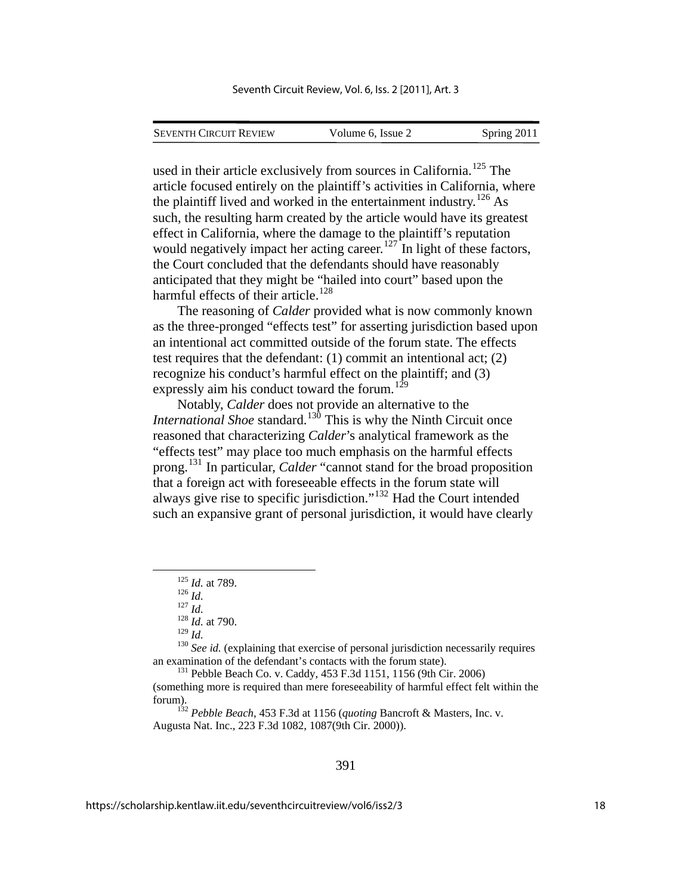used in their article exclusively from sources in California.[125] The article focused entirely on the plaintiff's activities in California, where the plaintiff lived and worked in the entertainment industry.[126] As such, the resulting harm created by the article would have its greatest effect in California, where the damage to the plaintiff's reputation would negatively impact her acting career.[127] In light of these factors, the Court concluded that the defendants should have reasonably anticipated that they might be "hailed into court" based upon the harmful effects of their article.[128]

The reasoning of *Calder* provided what is now commonly known as the three-pronged "effects test" for asserting jurisdiction based upon an intentional act committed outside of the forum state. The effects test requires that the defendant: (1) commit an intentional act; (2) recognize his conduct's harmful effect on the plaintiff; and (3) expressly aim his conduct toward the forum.[129]

Notably, *Calder* does not provide an alternative to the *International Shoe* standard.[130] This is why the Ninth Circuit once reasoned that characterizing *Calder*'s analytical framework as the "effects test" may place too much emphasis on the harmful effects prong.[131] In particular, *Calder* "cannot stand for the broad proposition that a foreign act with foreseeable effects in the forum state will always give rise to specific jurisdiction."[132] Had the Court intended such an expansive grant of personal jurisdiction, it would have clearly

---

[125] *Id.* at 789.

[126] *Id.*

[127] *Id.*

[128] *Id.* at 790.

[129] *Id.*

[130] *See id.* (explaining that exercise of personal jurisdiction necessarily requires an examination of the defendant's contacts with the forum state).

[131] Pebble Beach Co. v. Caddy, 453 F.3d 1151, 1156 (9th Cir. 2006) (something more is required than mere foreseeability of harmful effect felt within the forum).

[132] *Pebble Beach*, 453 F.3d at 1156 (*quoting* Bancroft & Masters, Inc. v. Augusta Nat. Inc., 223 F.3d 1082, 1087(9th Cir. 2000)).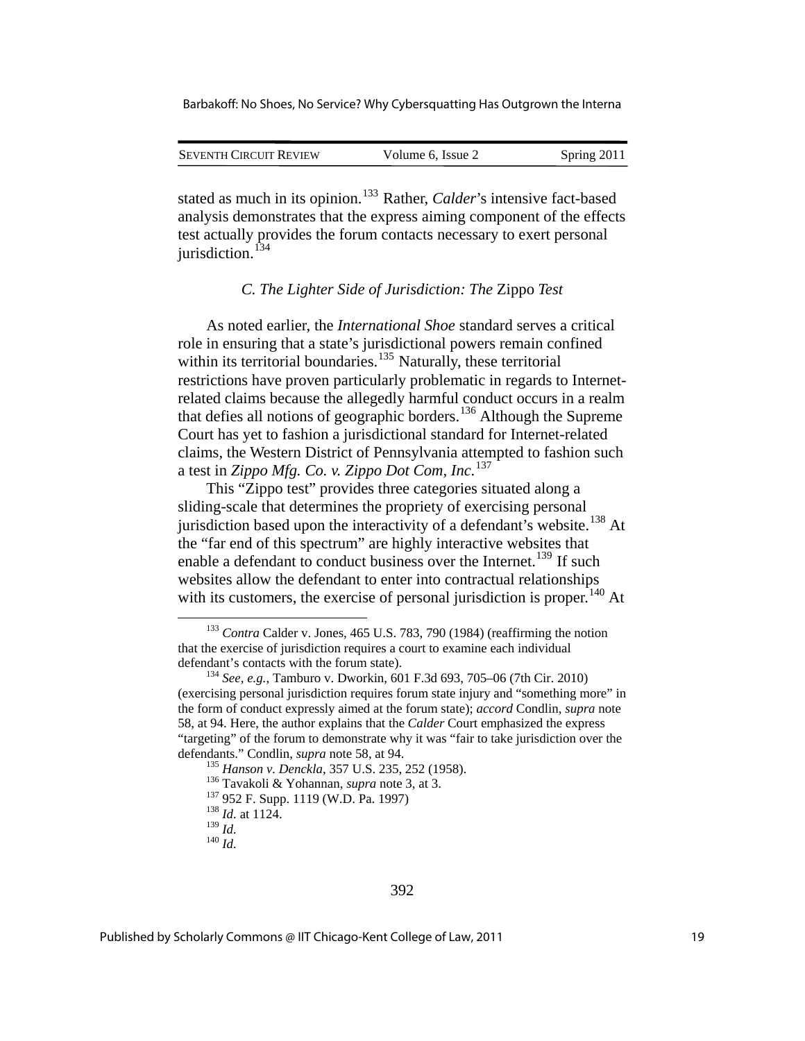stated as much in its opinion.[133] Rather, *Calder*'s intensive fact-based analysis demonstrates that the express aiming component of the effects test actually provides the forum contacts necessary to exert personal jurisdiction.[134]

### *C. The Lighter Side of Jurisdiction: The* Zippo *Test*

As noted earlier, the *International Shoe* standard serves a critical role in ensuring that a state's jurisdictional powers remain confined within its territorial boundaries.[135] Naturally, these territorial restrictions have proven particularly problematic in regards to Internet-related claims because the allegedly harmful conduct occurs in a realm that defies all notions of geographic borders.[136] Although the Supreme Court has yet to fashion a jurisdictional standard for Internet-related claims, the Western District of Pennsylvania attempted to fashion such a test in *Zippo Mfg. Co. v. Zippo Dot Com, Inc.*[137]

This "Zippo test" provides three categories situated along a sliding-scale that determines the propriety of exercising personal jurisdiction based upon the interactivity of a defendant's website.[138] At the "far end of this spectrum" are highly interactive websites that enable a defendant to conduct business over the Internet.[139] If such websites allow the defendant to enter into contractual relationships with its customers, the exercise of personal jurisdiction is proper.[140] At

---

[133] *Contra* Calder v. Jones, 465 U.S. 783, 790 (1984) (reaffirming the notion that the exercise of jurisdiction requires a court to examine each individual defendant's contacts with the forum state).

[134] *See, e.g.*, Tamburo v. Dworkin, 601 F.3d 693, 705–06 (7th Cir. 2010) (exercising personal jurisdiction requires forum state injury and "something more" in the form of conduct expressly aimed at the forum state); *accord* Condlin, *supra* note 58, at 94. Here, the author explains that the *Calder* Court emphasized the express "targeting" of the forum to demonstrate why it was "fair to take jurisdiction over the defendants." Condlin, *supra* note 58, at 94.

[135] *Hanson v. Denckla*, 357 U.S. 235, 252 (1958).

[136] Tavakoli & Yohannan, *supra* note 3, at 3.

[137] 952 F. Supp. 1119 (W.D. Pa. 1997)

[138] *Id.* at 1124.

[139] *Id.*

[140] *Id.*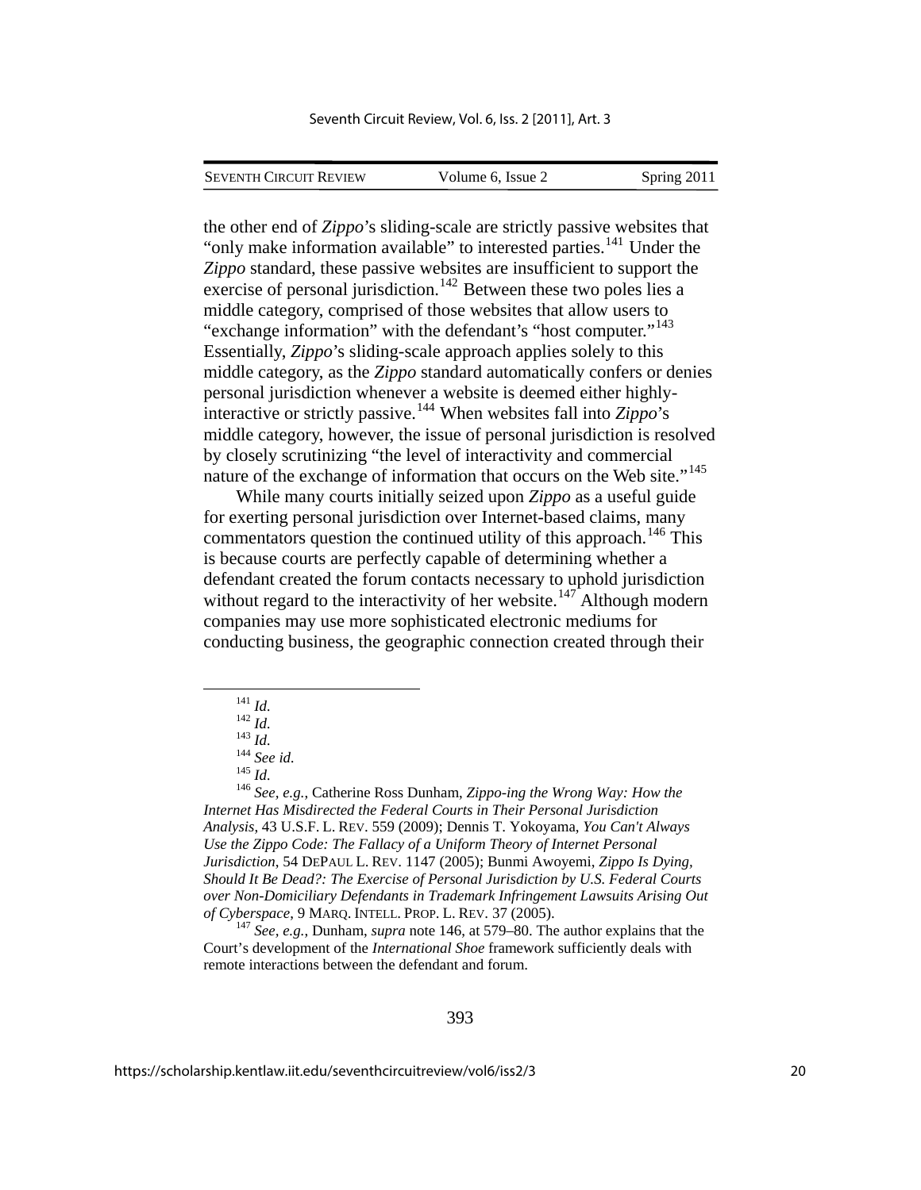the other end of *Zippo*'s sliding-scale are strictly passive websites that "only make information available" to interested parties.[141] Under the *Zippo* standard, these passive websites are insufficient to support the exercise of personal jurisdiction.[142] Between these two poles lies a middle category, comprised of those websites that allow users to "exchange information" with the defendant's "host computer."[143] Essentially, *Zippo*'s sliding-scale approach applies solely to this middle category, as the *Zippo* standard automatically confers or denies personal jurisdiction whenever a website is deemed either highly-interactive or strictly passive.[144] When websites fall into *Zippo*'s middle category, however, the issue of personal jurisdiction is resolved by closely scrutinizing "the level of interactivity and commercial nature of the exchange of information that occurs on the Web site."[145]

While many courts initially seized upon *Zippo* as a useful guide for exerting personal jurisdiction over Internet-based claims, many commentators question the continued utility of this approach.[146] This is because courts are perfectly capable of determining whether a defendant created the forum contacts necessary to uphold jurisdiction without regard to the interactivity of her website.[147] Although modern companies may use more sophisticated electronic mediums for conducting business, the geographic connection created through their

---

[141] *Id.*

[142] *Id.*

[143] *Id.*

[144] *See id.*

[145] *Id.*

[146] *See, e.g.*, Catherine Ross Dunham, *Zippo-ing the Wrong Way: How the Internet Has Misdirected the Federal Courts in Their Personal Jurisdiction Analysis*, 43 U.S.F. L. REV. 559 (2009); Dennis T. Yokoyama, *You Can't Always Use the Zippo Code: The Fallacy of a Uniform Theory of Internet Personal Jurisdiction*, 54 DEPAUL L. REV. 1147 (2005); Bunmi Awoyemi, *Zippo Is Dying, Should It Be Dead?: The Exercise of Personal Jurisdiction by U.S. Federal Courts over Non-Domiciliary Defendants in Trademark Infringement Lawsuits Arising Out of Cyberspace*, 9 MARQ. INTELL. PROP. L. REV. 37 (2005).

[147] *See, e.g.*, Dunham, *supra* note 146, at 579–80. The author explains that the Court's development of the *International Shoe* framework sufficiently deals with remote interactions between the defendant and forum.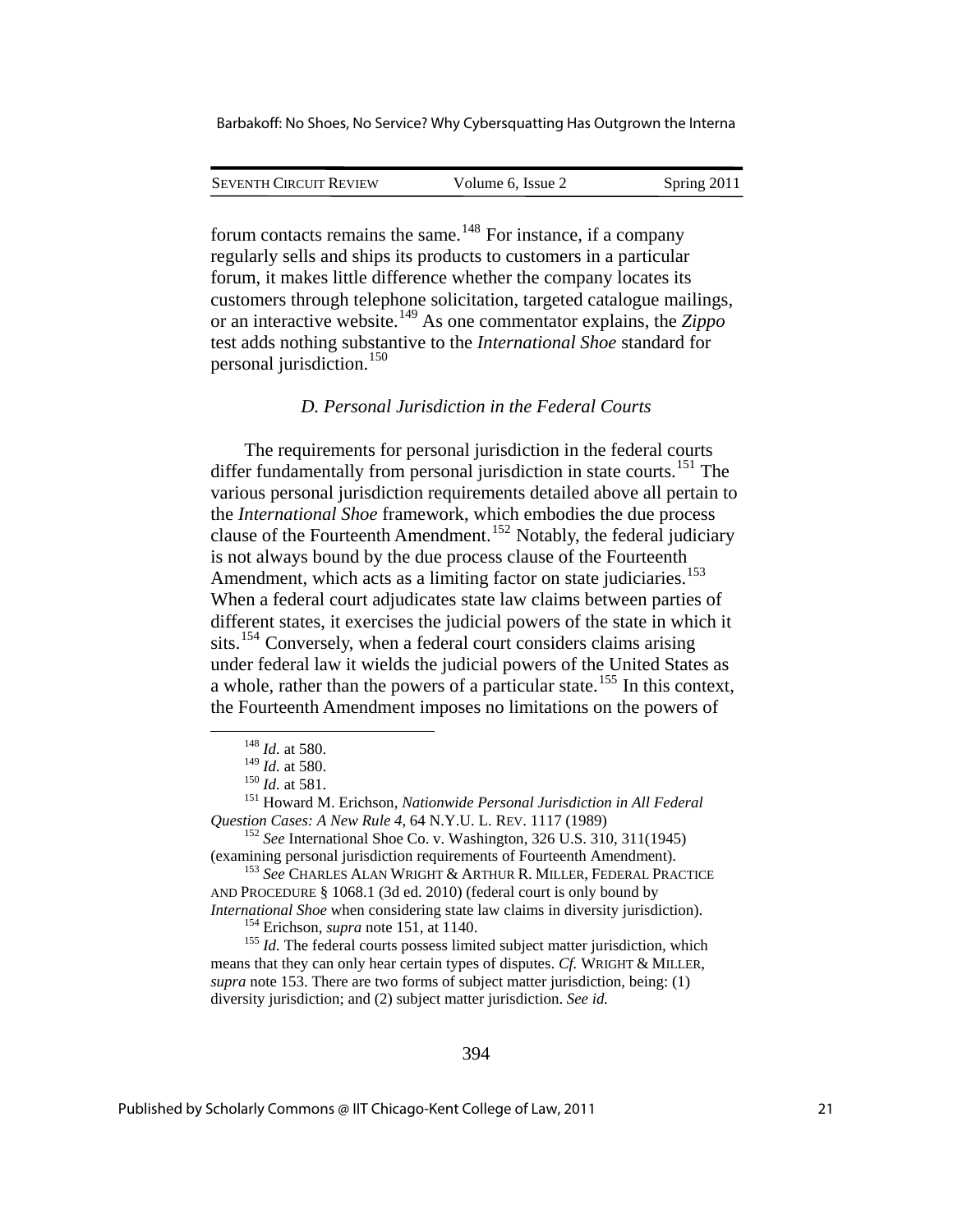forum contacts remains the same.[148] For instance, if a company regularly sells and ships its products to customers in a particular forum, it makes little difference whether the company locates its customers through telephone solicitation, targeted catalogue mailings, or an interactive website.[149] As one commentator explains, the *Zippo* test adds nothing substantive to the *International Shoe* standard for personal jurisdiction.[150]

### *D. Personal Jurisdiction in the Federal Courts*

The requirements for personal jurisdiction in the federal courts differ fundamentally from personal jurisdiction in state courts.[151] The various personal jurisdiction requirements detailed above all pertain to the *International Shoe* framework, which embodies the due process clause of the Fourteenth Amendment.[152] Notably, the federal judiciary is not always bound by the due process clause of the Fourteenth Amendment, which acts as a limiting factor on state judiciaries.[153] When a federal court adjudicates state law claims between parties of different states, it exercises the judicial powers of the state in which it sits.[154] Conversely, when a federal court considers claims arising under federal law it wields the judicial powers of the United States as a whole, rather than the powers of a particular state.[155] In this context, the Fourteenth Amendment imposes no limitations on the powers of

---

[148] *Id.* at 580.

[149] *Id.* at 580.

[150] *Id.* at 581.

[151] Howard M. Erichson, *Nationwide Personal Jurisdiction in All Federal Question Cases: A New Rule 4*, 64 N.Y.U. L. REV. 1117 (1989)

[152] *See* International Shoe Co. v. Washington, 326 U.S. 310, 311(1945) (examining personal jurisdiction requirements of Fourteenth Amendment).

[153] *See* CHARLES ALAN WRIGHT & ARTHUR R. MILLER, FEDERAL PRACTICE AND PROCEDURE § 1068.1 (3d ed. 2010) (federal court is only bound by *International Shoe* when considering state law claims in diversity jurisdiction).

[154] Erichson, *supra* note 151, at 1140.

[155] *Id.* The federal courts possess limited subject matter jurisdiction, which means that they can only hear certain types of disputes. *Cf.* WRIGHT & MILLER, *supra* note 153. There are two forms of subject matter jurisdiction, being: (1) diversity jurisdiction; and (2) subject matter jurisdiction. *See id.*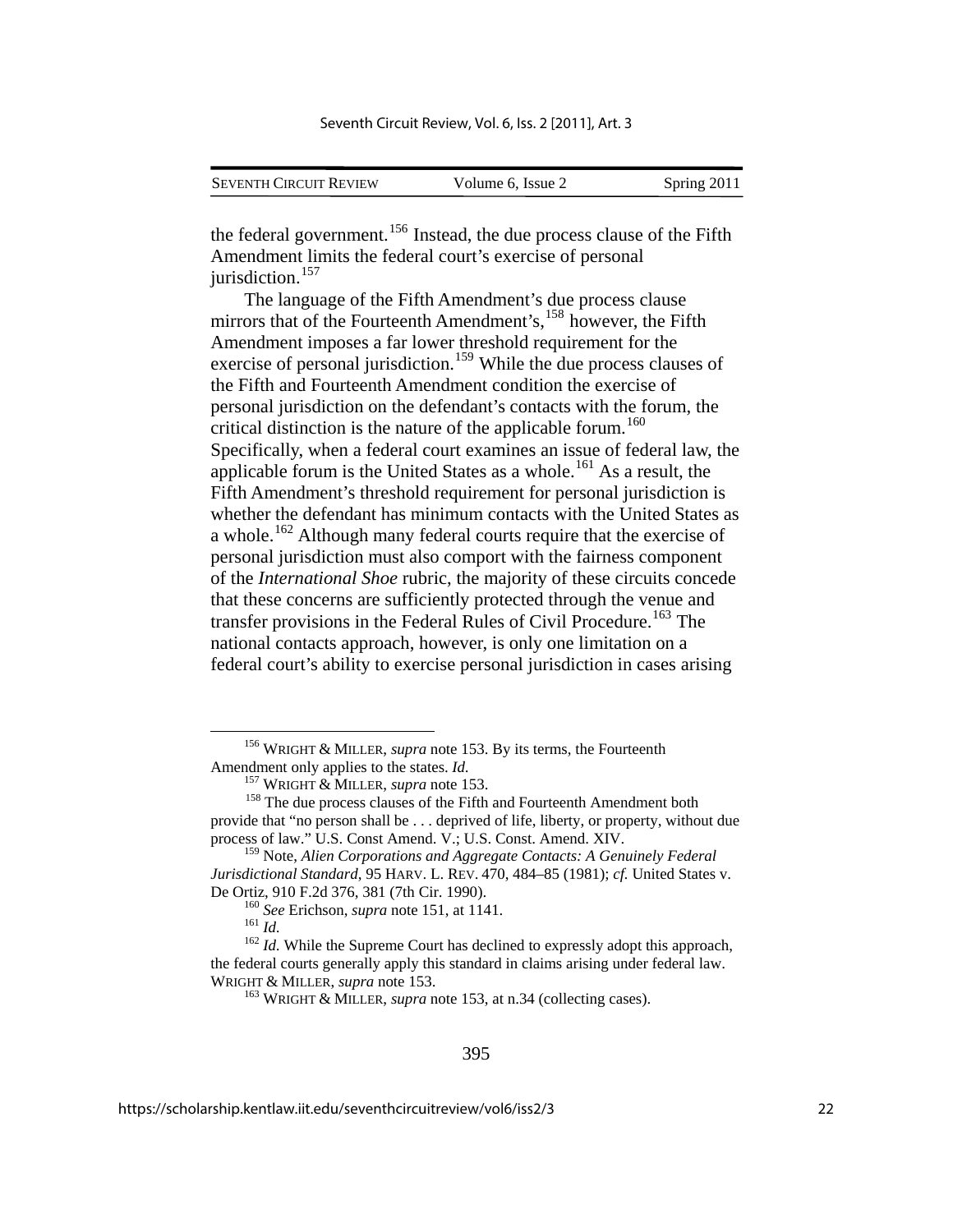the federal government.[156] Instead, the due process clause of the Fifth Amendment limits the federal court's exercise of personal jurisdiction.[157]

The language of the Fifth Amendment's due process clause mirrors that of the Fourteenth Amendment's,[158] however, the Fifth Amendment imposes a far lower threshold requirement for the exercise of personal jurisdiction.[159] While the due process clauses of the Fifth and Fourteenth Amendment condition the exercise of personal jurisdiction on the defendant's contacts with the forum, the critical distinction is the nature of the applicable forum.[160] Specifically, when a federal court examines an issue of federal law, the applicable forum is the United States as a whole.[161] As a result, the Fifth Amendment's threshold requirement for personal jurisdiction is whether the defendant has minimum contacts with the United States as a whole.[162] Although many federal courts require that the exercise of personal jurisdiction must also comport with the fairness component of the *International Shoe* rubric, the majority of these circuits concede that these concerns are sufficiently protected through the venue and transfer provisions in the Federal Rules of Civil Procedure.[163] The national contacts approach, however, is only one limitation on a federal court's ability to exercise personal jurisdiction in cases arising

---

[156] WRIGHT & MILLER, *supra* note 153. By its terms, the Fourteenth Amendment only applies to the states. *Id.*

[157] WRIGHT & MILLER, *supra* note 153.

[158] The due process clauses of the Fifth and Fourteenth Amendment both provide that "no person shall be . . . deprived of life, liberty, or property, without due process of law." U.S. Const Amend. V.; U.S. Const. Amend. XIV.

[159] Note, *Alien Corporations and Aggregate Contacts: A Genuinely Federal Jurisdictional Standard*, 95 HARV. L. REV. 470, 484–85 (1981); *cf.* United States v. De Ortiz, 910 F.2d 376, 381 (7th Cir. 1990).

[160] *See* Erichson, *supra* note 151, at 1141.

[161] *Id.*

[162] *Id.* While the Supreme Court has declined to expressly adopt this approach, the federal courts generally apply this standard in claims arising under federal law. WRIGHT & MILLER, *supra* note 153.

[163] WRIGHT & MILLER, *supra* note 153, at n.34 (collecting cases).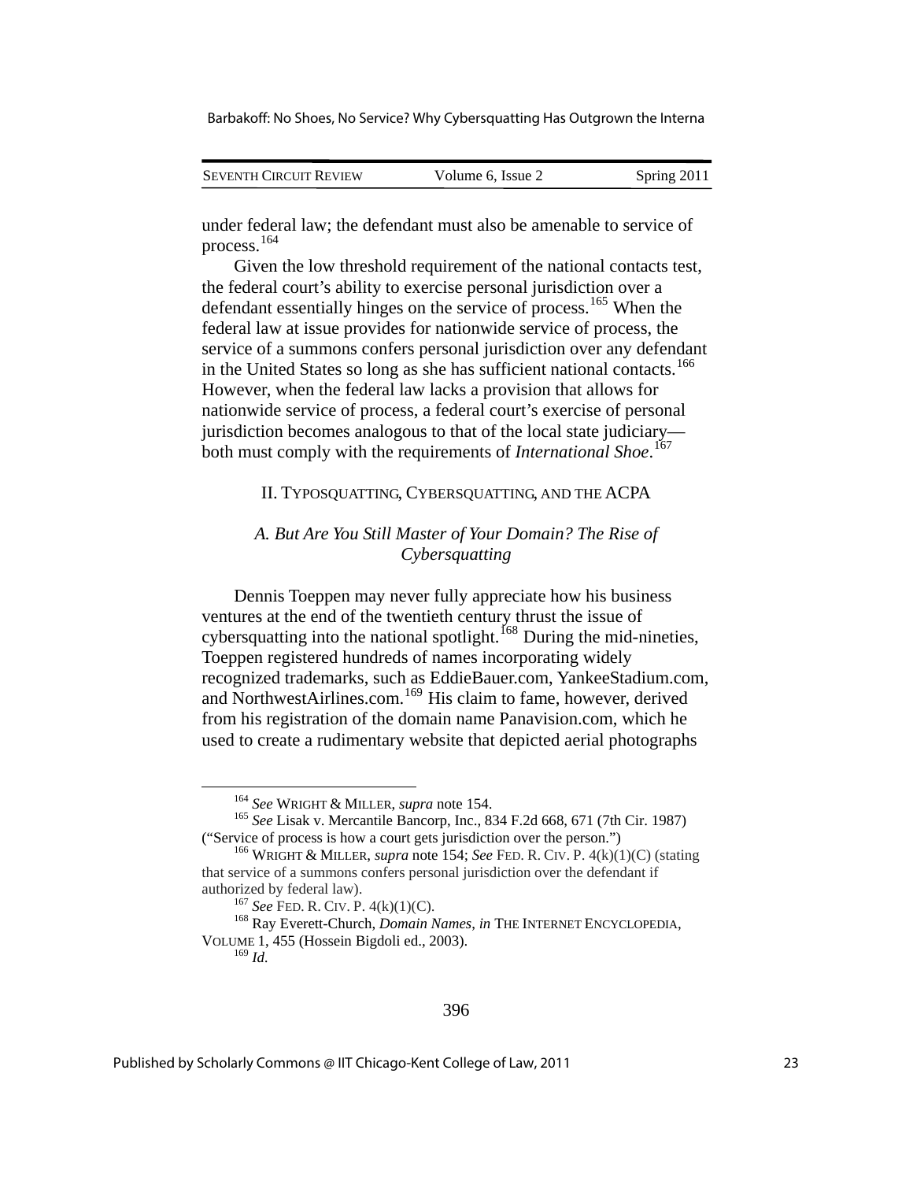under federal law; the defendant must also be amenable to service of process.[164]

Given the low threshold requirement of the national contacts test, the federal court's ability to exercise personal jurisdiction over a defendant essentially hinges on the service of process.[165] When the federal law at issue provides for nationwide service of process, the service of a summons confers personal jurisdiction over any defendant in the United States so long as she has sufficient national contacts.[166] However, when the federal law lacks a provision that allows for nationwide service of process, a federal court's exercise of personal jurisdiction becomes analogous to that of the local state judiciary—both must comply with the requirements of *International Shoe*.[167]

## II. Typosquatting, Cybersquatting, and the ACPA

### *A. But Are You Still Master of Your Domain? The Rise of Cybersquatting*

Dennis Toeppen may never fully appreciate how his business ventures at the end of the twentieth century thrust the issue of cybersquatting into the national spotlight.[168] During the mid-nineties, Toeppen registered hundreds of names incorporating widely recognized trademarks, such as EddieBauer.com, YankeeStadium.com, and NorthwestAirlines.com.[169] His claim to fame, however, derived from his registration of the domain name Panavision.com, which he used to create a rudimentary website that depicted aerial photographs

---

[164] *See* Wright & Miller, *supra* note 154.

[165] *See* Lisak v. Mercantile Bancorp, Inc., 834 F.2d 668, 671 (7th Cir. 1987) ("Service of process is how a court gets jurisdiction over the person.")

[166] Wright & Miller, *supra* note 154; *See* Fed. R. Civ. P. 4(k)(1)(C) (stating that service of a summons confers personal jurisdiction over the defendant if authorized by federal law).

[167] *See* Fed. R. Civ. P. 4(k)(1)(C).

[168] Ray Everett-Church, *Domain Names*, *in* The Internet Encyclopedia, Volume 1, 455 (Hossein Bigdoli ed., 2003).

[169] *Id.*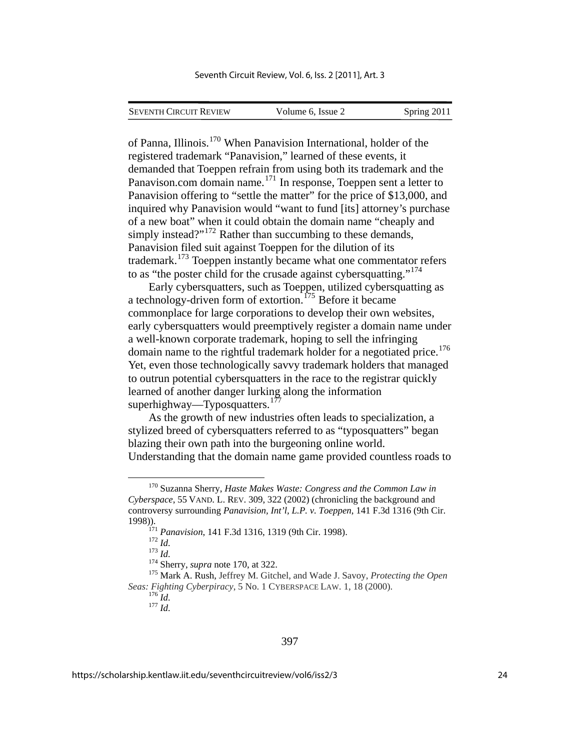of Panna, Illinois.[170] When Panavision International, holder of the registered trademark "Panavision," learned of these events, it demanded that Toeppen refrain from using both its trademark and the Panavison.com domain name.[171] In response, Toeppen sent a letter to Panavision offering to "settle the matter" for the price of $13,000, and inquired why Panavision would "want to fund [its] attorney's purchase of a new boat" when it could obtain the domain name "cheaply and simply instead?"[172] Rather than succumbing to these demands, Panavision filed suit against Toeppen for the dilution of its trademark.[173] Toeppen instantly became what one commentator refers to as "the poster child for the crusade against cybersquatting."[174]

Early cybersquatters, such as Toeppen, utilized cybersquatting as a technology-driven form of extortion.[175] Before it became commonplace for large corporations to develop their own websites, early cybersquatters would preemptively register a domain name under a well-known corporate trademark, hoping to sell the infringing domain name to the rightful trademark holder for a negotiated price.[176] Yet, even those technologically savvy trademark holders that managed to outrun potential cybersquatters in the race to the registrar quickly learned of another danger lurking along the information superhighway—Typosquatters.[177]

As the growth of new industries often leads to specialization, a stylized breed of cybersquatters referred to as "typosquatters" began blazing their own path into the burgeoning online world. Understanding that the domain name game provided countless roads to

---

[170] Suzanna Sherry, *Haste Makes Waste: Congress and the Common Law in Cyberspace*, 55 VAND. L. REV. 309, 322 (2002) (chronicling the background and controversy surrounding *Panavision, Int'l, L.P. v. Toeppen*, 141 F.3d 1316 (9th Cir. 1998)).

[171] *Panavision*, 141 F.3d 1316, 1319 (9th Cir. 1998).

[172] *Id.*

[173] *Id.*

[174] Sherry, *supra* note 170, at 322.

[175] Mark A. Rush, Jeffrey M. Gitchel, and Wade J. Savoy, *Protecting the Open Seas: Fighting Cyberpiracy*, 5 No. 1 CYBERSPACE LAW. 1, 18 (2000).

[176] *Id.*

[177] *Id.*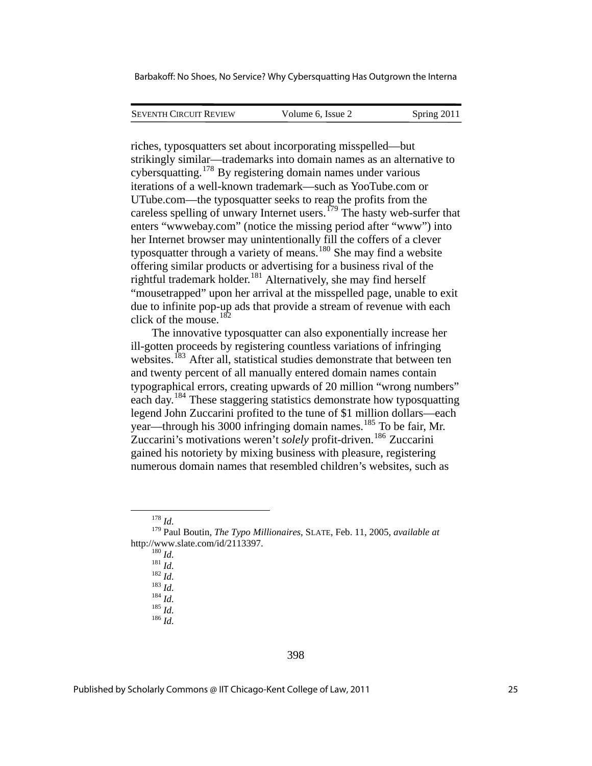riches, typosquatters set about incorporating misspelled—but strikingly similar—trademarks into domain names as an alternative to cybersquatting.[178] By registering domain names under various iterations of a well-known trademark—such as YooTube.com or UTube.com—the typosquatter seeks to reap the profits from the careless spelling of unwary Internet users.[179] The hasty web-surfer that enters "wwwebay.com" (notice the missing period after "www") into her Internet browser may unintentionally fill the coffers of a clever typosquatter through a variety of means.[180] She may find a website offering similar products or advertising for a business rival of the rightful trademark holder.[181] Alternatively, she may find herself "mousetrapped" upon her arrival at the misspelled page, unable to exit due to infinite pop-up ads that provide a stream of revenue with each click of the mouse.[182]

The innovative typosquatter can also exponentially increase her ill-gotten proceeds by registering countless variations of infringing websites.[183] After all, statistical studies demonstrate that between ten and twenty percent of all manually entered domain names contain typographical errors, creating upwards of 20 million "wrong numbers" each day.[184] These staggering statistics demonstrate how typosquatting legend John Zuccarini profited to the tune of $1 million dollars—each year—through his 3000 infringing domain names.[185] To be fair, Mr. Zuccarini's motivations weren't *solely* profit-driven.[186] Zuccarini gained his notoriety by mixing business with pleasure, registering numerous domain names that resembled children's websites, such as

---

[178] *Id.*

[179] Paul Boutin, *The Typo Millionaires*, SLATE, Feb. 11, 2005, *available at* http://www.slate.com/id/2113397.

[180] *Id.*

[181] *Id.*

[182] *Id.*

[183] *Id.*

[184] *Id.*

[185] *Id.*

[186] *Id.*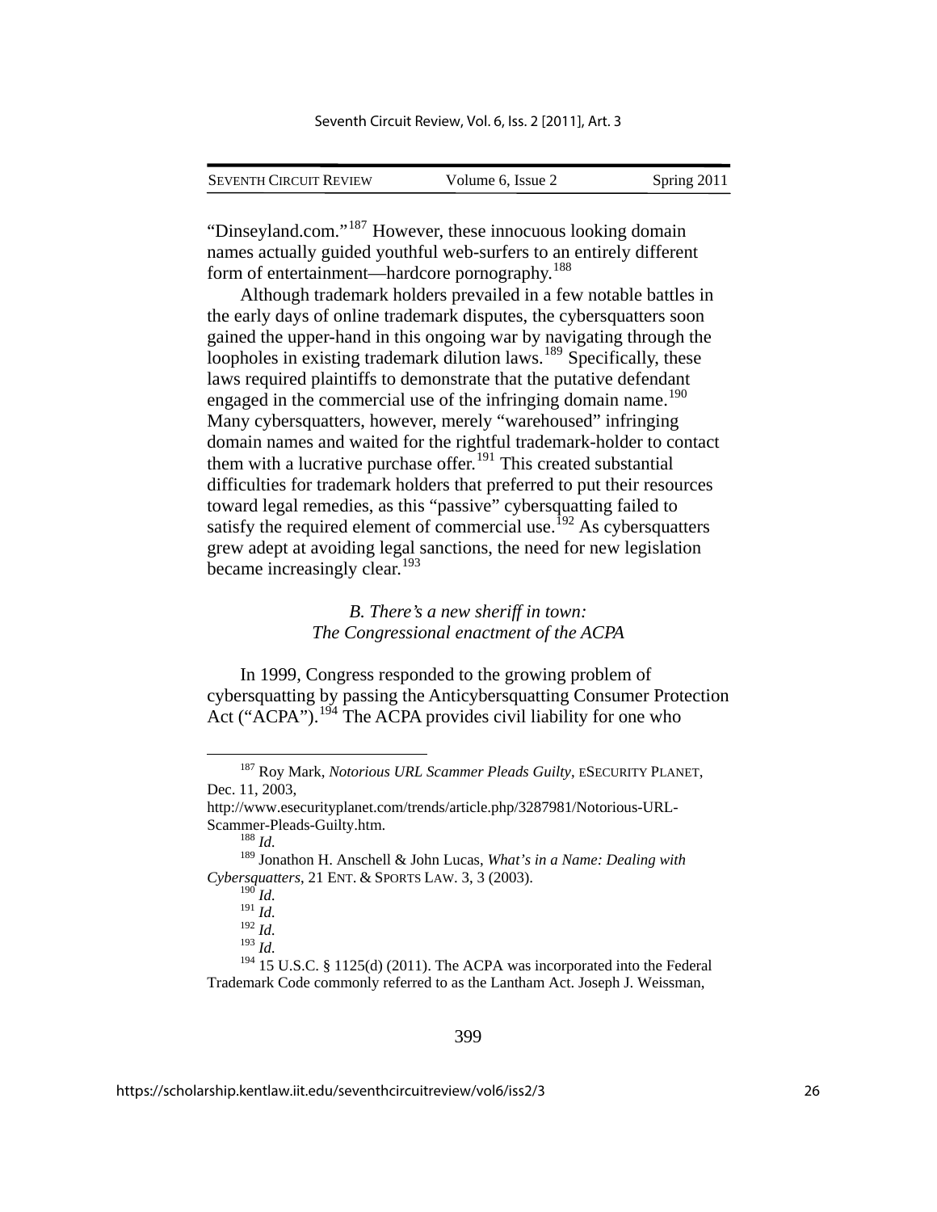"Dinseyland.com."[187] However, these innocuous looking domain names actually guided youthful web-surfers to an entirely different form of entertainment—hardcore pornography.[188]

Although trademark holders prevailed in a few notable battles in the early days of online trademark disputes, the cybersquatters soon gained the upper-hand in this ongoing war by navigating through the loopholes in existing trademark dilution laws.[189] Specifically, these laws required plaintiffs to demonstrate that the putative defendant engaged in the commercial use of the infringing domain name.[190] Many cybersquatters, however, merely "warehoused" infringing domain names and waited for the rightful trademark-holder to contact them with a lucrative purchase offer.[191] This created substantial difficulties for trademark holders that preferred to put their resources toward legal remedies, as this "passive" cybersquatting failed to satisfy the required element of commercial use.[192] As cybersquatters grew adept at avoiding legal sanctions, the need for new legislation became increasingly clear.[193]

### *B. There's a new sheriff in town: The Congressional enactment of the ACPA*

In 1999, Congress responded to the growing problem of cybersquatting by passing the Anticybersquatting Consumer Protection Act ("ACPA").[194] The ACPA provides civil liability for one who

---

[187] Roy Mark, *Notorious URL Scammer Pleads Guilty*, ESECURITY PLANET, Dec. 11, 2003, http://www.esecurityplanet.com/trends/article.php/3287981/Notorious-URL-Scammer-Pleads-Guilty.htm.

[188] *Id.*

[189] Jonathon H. Anschell & John Lucas, *What's in a Name: Dealing with Cybersquatters*, 21 ENT. & SPORTS LAW. 3, 3 (2003).

[190] *Id.*

[191] *Id.*

[192] *Id.*

[193] *Id.*

[194] 15 U.S.C. § 1125(d) (2011). The ACPA was incorporated into the Federal Trademark Code commonly referred to as the Lantham Act. Joseph J. Weissman,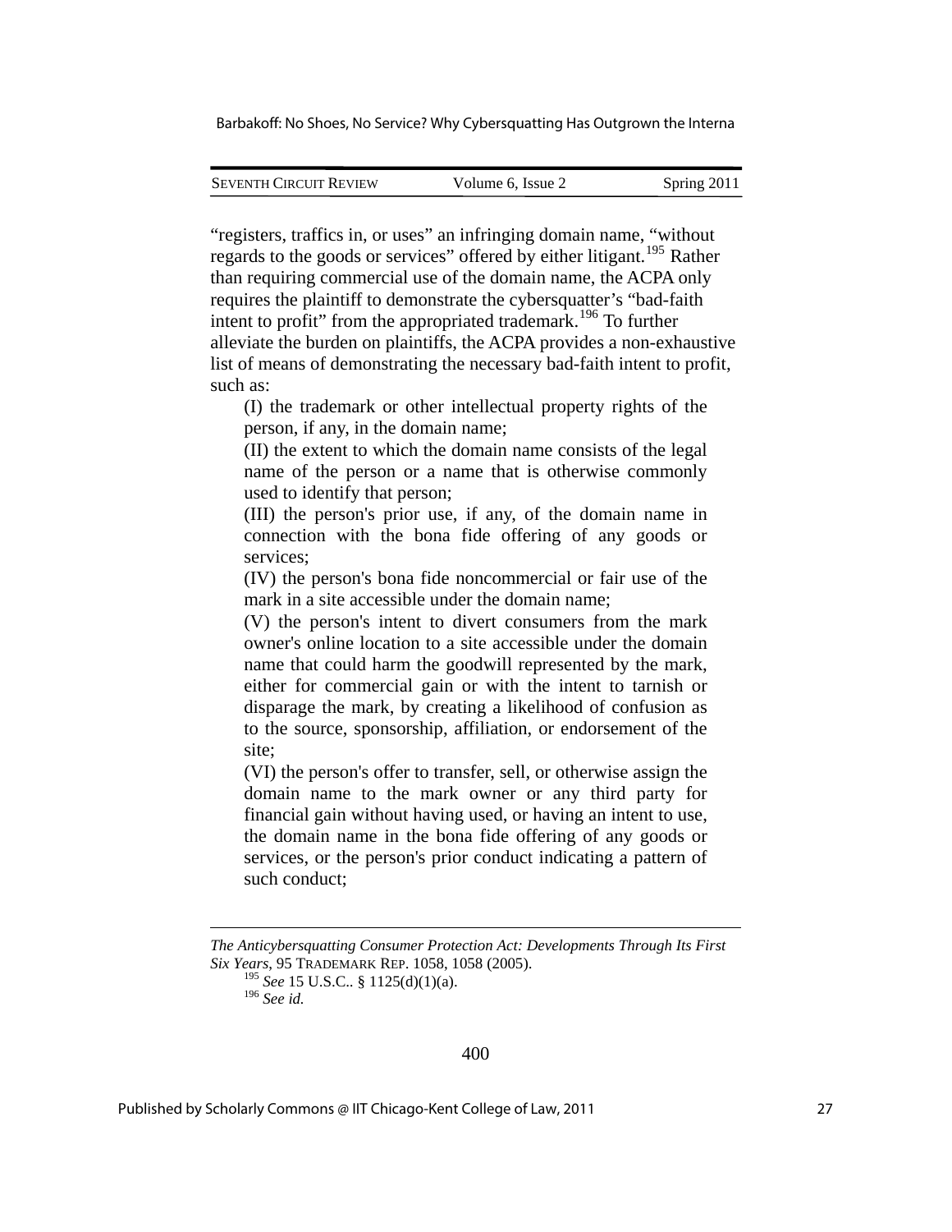"registers, traffics in, or uses" an infringing domain name, "without regards to the goods or services" offered by either litigant.[195] Rather than requiring commercial use of the domain name, the ACPA only requires the plaintiff to demonstrate the cybersquatter's "bad-faith intent to profit" from the appropriated trademark.[196] To further alleviate the burden on plaintiffs, the ACPA provides a non-exhaustive list of means of demonstrating the necessary bad-faith intent to profit, such as:

> (I) the trademark or other intellectual property rights of the person, if any, in the domain name;
>
> (II) the extent to which the domain name consists of the legal name of the person or a name that is otherwise commonly used to identify that person;
>
> (III) the person's prior use, if any, of the domain name in connection with the bona fide offering of any goods or services;
>
> (IV) the person's bona fide noncommercial or fair use of the mark in a site accessible under the domain name;
>
> (V) the person's intent to divert consumers from the mark owner's online location to a site accessible under the domain name that could harm the goodwill represented by the mark, either for commercial gain or with the intent to tarnish or disparage the mark, by creating a likelihood of confusion as to the source, sponsorship, affiliation, or endorsement of the site;
>
> (VI) the person's offer to transfer, sell, or otherwise assign the domain name to the mark owner or any third party for financial gain without having used, or having an intent to use, the domain name in the bona fide offering of any goods or services, or the person's prior conduct indicating a pattern of such conduct;

---

*The Anticybersquatting Consumer Protection Act: Developments Through Its First Six Years*, 95 TRADEMARK REP. 1058, 1058 (2005).

[195] *See* 15 U.S.C.. § 1125(d)(1)(a).

[196] *See id.*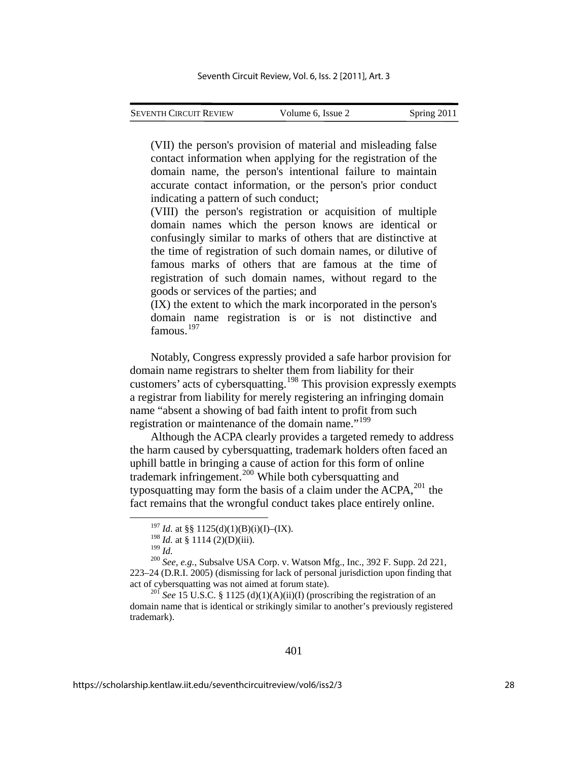(VII) the person's provision of material and misleading false contact information when applying for the registration of the domain name, the person's intentional failure to maintain accurate contact information, or the person's prior conduct indicating a pattern of such conduct;

(VIII) the person's registration or acquisition of multiple domain names which the person knows are identical or confusingly similar to marks of others that are distinctive at the time of registration of such domain names, or dilutive of famous marks of others that are famous at the time of registration of such domain names, without regard to the goods or services of the parties; and

(IX) the extent to which the mark incorporated in the person's domain name registration is or is not distinctive and famous.[197]

Notably, Congress expressly provided a safe harbor provision for domain name registrars to shelter them from liability for their customers' acts of cybersquatting.[198] This provision expressly exempts a registrar from liability for merely registering an infringing domain name "absent a showing of bad faith intent to profit from such registration or maintenance of the domain name."[199]

Although the ACPA clearly provides a targeted remedy to address the harm caused by cybersquatting, trademark holders often faced an uphill battle in bringing a cause of action for this form of online trademark infringement.[200] While both cybersquatting and typosquatting may form the basis of a claim under the ACPA,[201] the fact remains that the wrongful conduct takes place entirely online.

---

[197] *Id.* at §§ 1125(d)(1)(B)(i)(I)–(IX).

[198] *Id.* at § 1114 (2)(D)(iii).

[199] *Id.*

[200] *See, e.g.*, Subsalve USA Corp. v. Watson Mfg., Inc., 392 F. Supp. 2d 221, 223–24 (D.R.I. 2005) (dismissing for lack of personal jurisdiction upon finding that act of cybersquatting was not aimed at forum state).

[201] *See* 15 U.S.C. § 1125 (d)(1)(A)(ii)(I) (proscribing the registration of an domain name that is identical or strikingly similar to another's previously registered trademark).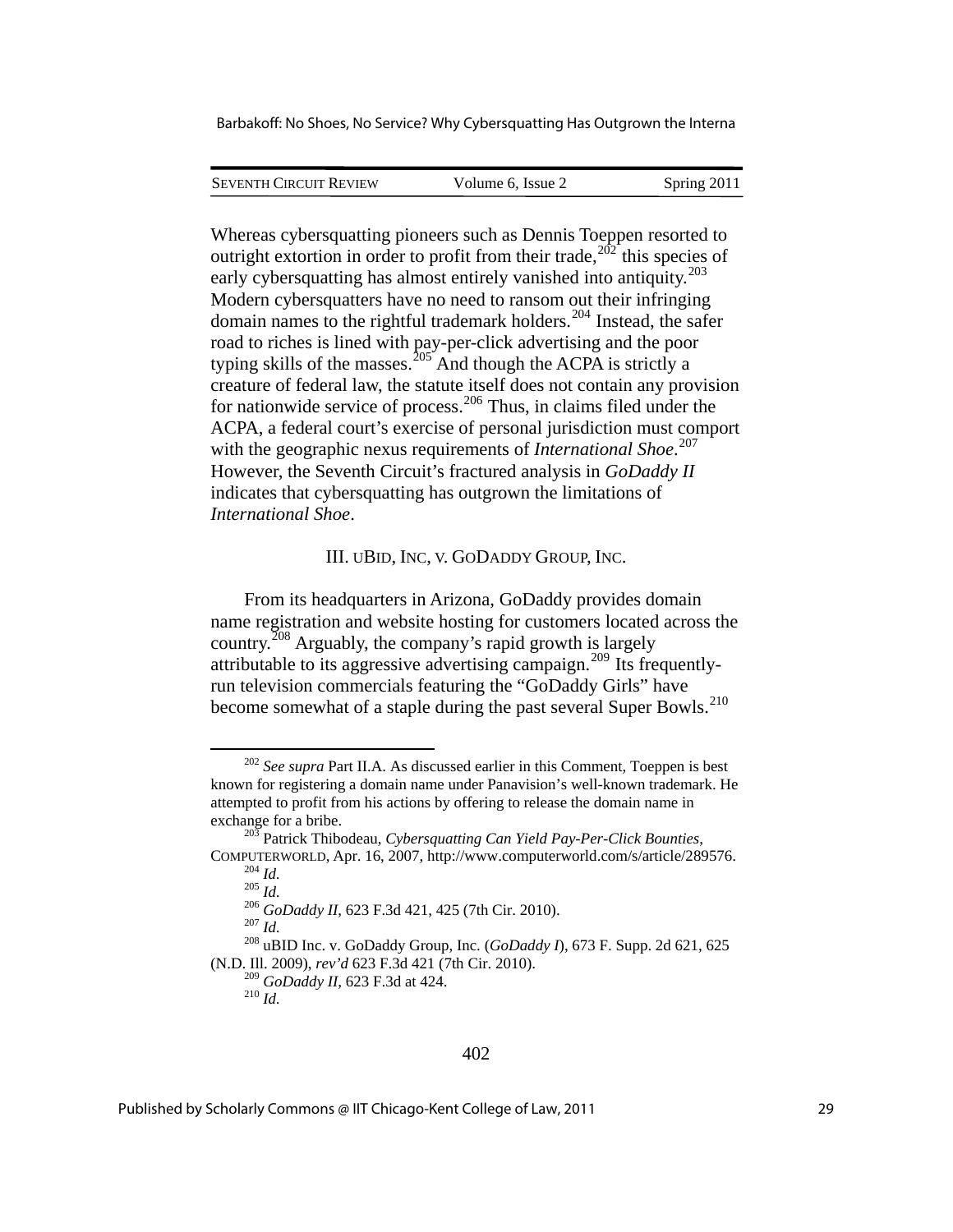Whereas cybersquatting pioneers such as Dennis Toeppen resorted to outright extortion in order to profit from their trade,[202] this species of early cybersquatting has almost entirely vanished into antiquity.[203] Modern cybersquatters have no need to ransom out their infringing domain names to the rightful trademark holders.[204] Instead, the safer road to riches is lined with pay-per-click advertising and the poor typing skills of the masses.[205] And though the ACPA is strictly a creature of federal law, the statute itself does not contain any provision for nationwide service of process.[206] Thus, in claims filed under the ACPA, a federal court's exercise of personal jurisdiction must comport with the geographic nexus requirements of *International Shoe*.[207] However, the Seventh Circuit's fractured analysis in *GoDaddy II* indicates that cybersquatting has outgrown the limitations of *International Shoe*.

## III. uBID, Inc. v. GoDaddy Group, Inc.

From its headquarters in Arizona, GoDaddy provides domain name registration and website hosting for customers located across the country.[208] Arguably, the company's rapid growth is largely attributable to its aggressive advertising campaign.[209] Its frequently-run television commercials featuring the "GoDaddy Girls" have become somewhat of a staple during the past several Super Bowls.[210]

---

[202] *See supra* Part II.A. As discussed earlier in this Comment, Toeppen is best known for registering a domain name under Panavision's well-known trademark. He attempted to profit from his actions by offering to release the domain name in exchange for a bribe.

[203] Patrick Thibodeau, *Cybersquatting Can Yield Pay-Per-Click Bounties*, COMPUTERWORLD, Apr. 16, 2007, http://www.computerworld.com/s/article/289576.

[204] *Id.*

[205] *Id.*

[206] *GoDaddy II*, 623 F.3d 421, 425 (7th Cir. 2010).

[207] *Id.*

[208] uBID Inc. v. GoDaddy Group, Inc. (*GoDaddy I*), 673 F. Supp. 2d 621, 625 (N.D. Ill. 2009), *rev'd* 623 F.3d 421 (7th Cir. 2010).

[209] *GoDaddy II*, 623 F.3d at 424.

[210] *Id.*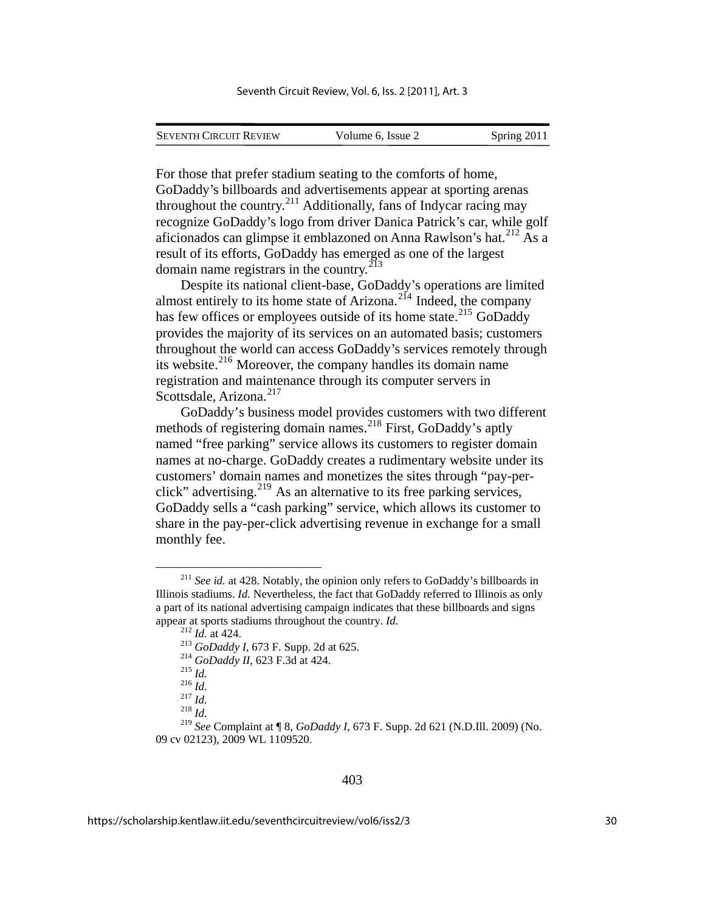For those that prefer stadium seating to the comforts of home, GoDaddy's billboards and advertisements appear at sporting arenas throughout the country.[211] Additionally, fans of Indycar racing may recognize GoDaddy's logo from driver Danica Patrick's car, while golf aficionados can glimpse it emblazoned on Anna Rawlson's hat.[212] As a result of its efforts, GoDaddy has emerged as one of the largest domain name registrars in the country.[213]

Despite its national client-base, GoDaddy's operations are limited almost entirely to its home state of Arizona.[214] Indeed, the company has few offices or employees outside of its home state.[215] GoDaddy provides the majority of its services on an automated basis; customers throughout the world can access GoDaddy's services remotely through its website.[216] Moreover, the company handles its domain name registration and maintenance through its computer servers in Scottsdale, Arizona.[217]

GoDaddy's business model provides customers with two different methods of registering domain names.[218] First, GoDaddy's aptly named "free parking" service allows its customers to register domain names at no-charge. GoDaddy creates a rudimentary website under its customers' domain names and monetizes the sites through "pay-per-click" advertising.[219] As an alternative to its free parking services, GoDaddy sells a "cash parking" service, which allows its customer to share in the pay-per-click advertising revenue in exchange for a small monthly fee.

---

[211] *See id.* at 428. Notably, the opinion only refers to GoDaddy's billboards in Illinois stadiums. *Id.* Nevertheless, the fact that GoDaddy referred to Illinois as only a part of its national advertising campaign indicates that these billboards and signs appear at sports stadiums throughout the country. *Id.*

[212] *Id.* at 424.

[213] *GoDaddy I*, 673 F. Supp. 2d at 625.

[214] *GoDaddy II*, 623 F.3d at 424.

[215] *Id.*

[216] *Id.*

[217] *Id.*

[218] *Id.*

[219] *See* Complaint at ¶ 8, *GoDaddy I*, 673 F. Supp. 2d 621 (N.D.Ill. 2009) (No. 09 cv 02123), 2009 WL 1109520.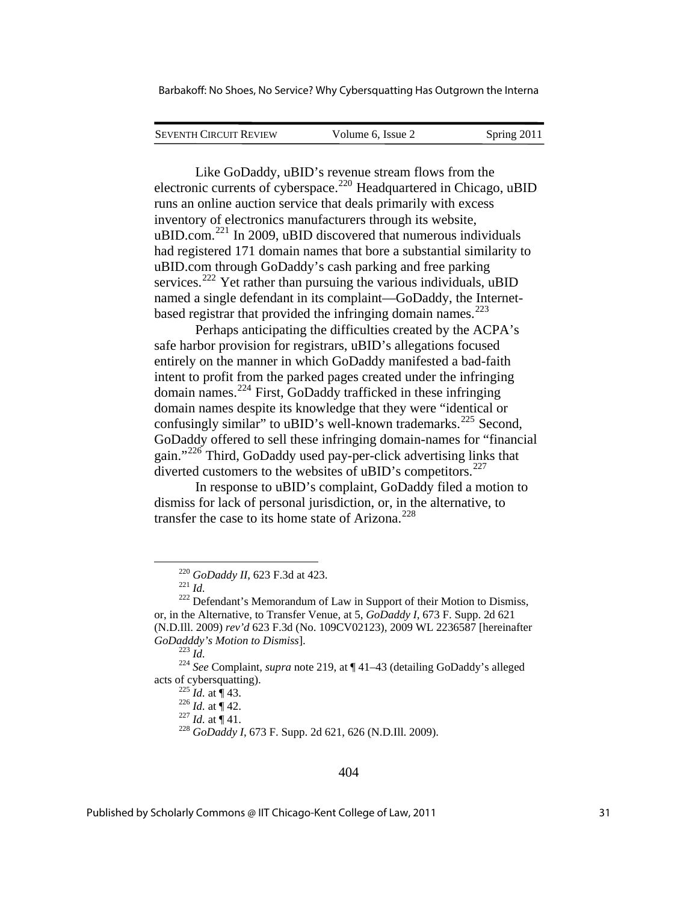Like GoDaddy, uBID's revenue stream flows from the electronic currents of cyberspace.[220] Headquartered in Chicago, uBID runs an online auction service that deals primarily with excess inventory of electronics manufacturers through its website, uBID.com.[221] In 2009, uBID discovered that numerous individuals had registered 171 domain names that bore a substantial similarity to uBID.com through GoDaddy's cash parking and free parking services.[222] Yet rather than pursuing the various individuals, uBID named a single defendant in its complaint—GoDaddy, the Internet-based registrar that provided the infringing domain names.[223]

Perhaps anticipating the difficulties created by the ACPA's safe harbor provision for registrars, uBID's allegations focused entirely on the manner in which GoDaddy manifested a bad-faith intent to profit from the parked pages created under the infringing domain names.[224] First, GoDaddy trafficked in these infringing domain names despite its knowledge that they were "identical or confusingly similar" to uBID's well-known trademarks.[225] Second, GoDaddy offered to sell these infringing domain-names for "financial gain."[226] Third, GoDaddy used pay-per-click advertising links that diverted customers to the websites of uBID's competitors.[227]

In response to uBID's complaint, GoDaddy filed a motion to dismiss for lack of personal jurisdiction, or, in the alternative, to transfer the case to its home state of Arizona.[228]

---

[220] *GoDaddy II*, 623 F.3d at 423.

[221] *Id.*

[222] Defendant's Memorandum of Law in Support of their Motion to Dismiss, or, in the Alternative, to Transfer Venue, at 5, *GoDaddy I*, 673 F. Supp. 2d 621 (N.D.Ill. 2009) *rev'd* 623 F.3d (No. 109CV02123), 2009 WL 2236587 [hereinafter *GoDadddy's Motion to Dismiss*].

[223] *Id.*

[224] *See* Complaint, *supra* note 219, at ¶ 41–43 (detailing GoDaddy's alleged acts of cybersquatting).

[225] *Id.* at ¶ 43.

[226] *Id.* at ¶ 42.

[227] *Id.* at ¶ 41.

[228] *GoDaddy I*, 673 F. Supp. 2d 621, 626 (N.D.Ill. 2009).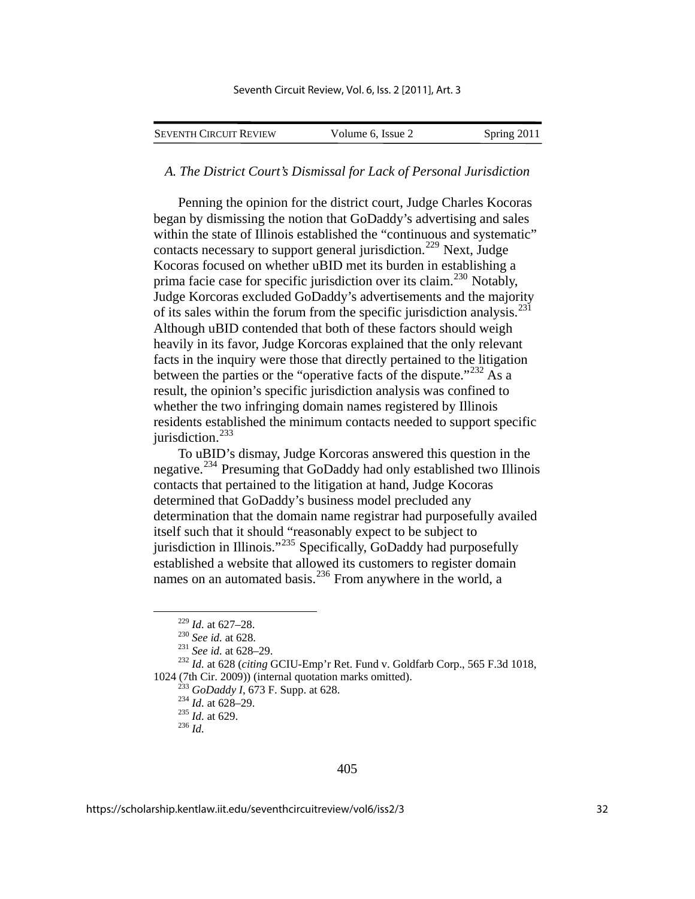### *A. The District Court's Dismissal for Lack of Personal Jurisdiction*

Penning the opinion for the district court, Judge Charles Kocoras began by dismissing the notion that GoDaddy's advertising and sales within the state of Illinois established the "continuous and systematic" contacts necessary to support general jurisdiction.[229] Next, Judge Kocoras focused on whether uBID met its burden in establishing a prima facie case for specific jurisdiction over its claim.[230] Notably, Judge Korcoras excluded GoDaddy's advertisements and the majority of its sales within the forum from the specific jurisdiction analysis.[231] Although uBID contended that both of these factors should weigh heavily in its favor, Judge Korcoras explained that the only relevant facts in the inquiry were those that directly pertained to the litigation between the parties or the "operative facts of the dispute."[232] As a result, the opinion's specific jurisdiction analysis was confined to whether the two infringing domain names registered by Illinois residents established the minimum contacts needed to support specific jurisdiction.[233]

To uBID's dismay, Judge Korcoras answered this question in the negative.[234] Presuming that GoDaddy had only established two Illinois contacts that pertained to the litigation at hand, Judge Kocoras determined that GoDaddy's business model precluded any determination that the domain name registrar had purposefully availed itself such that it should "reasonably expect to be subject to jurisdiction in Illinois."[235] Specifically, GoDaddy had purposefully established a website that allowed its customers to register domain names on an automated basis.[236] From anywhere in the world, a

---

[229] *Id.* at 627–28.

[230] *See id.* at 628.

[231] *See id.* at 628–29.

[232] *Id.* at 628 (*citing* GCIU-Emp'r Ret. Fund v. Goldfarb Corp., 565 F.3d 1018, 1024 (7th Cir. 2009)) (internal quotation marks omitted).

[233] *GoDaddy I*, 673 F. Supp. at 628.

[234] *Id.* at 628–29.

[235] *Id.* at 629.

[236] *Id.*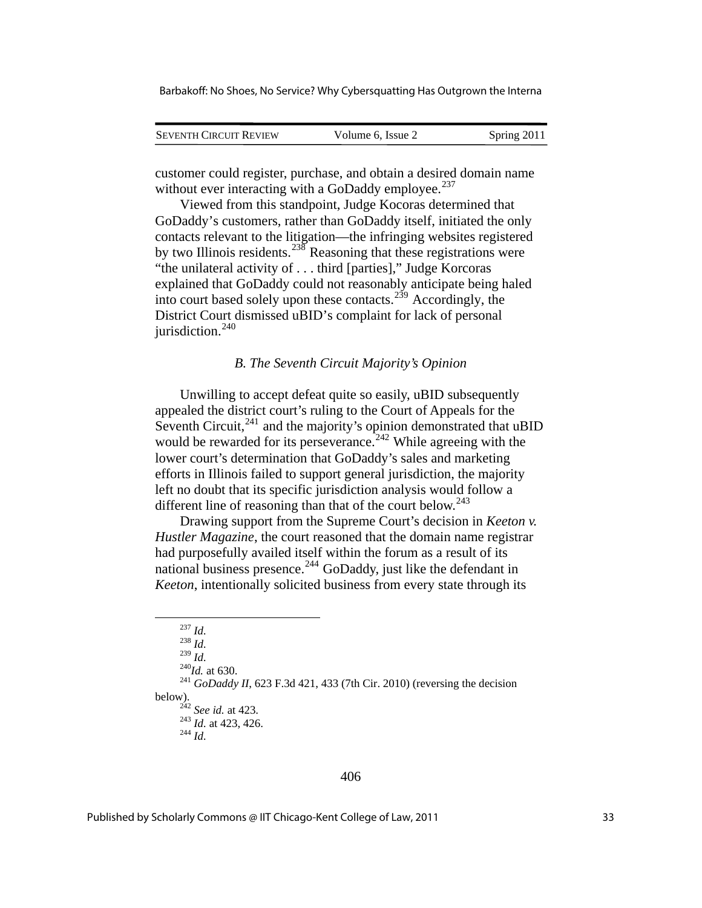customer could register, purchase, and obtain a desired domain name without ever interacting with a GoDaddy employee.[237]

Viewed from this standpoint, Judge Kocoras determined that GoDaddy's customers, rather than GoDaddy itself, initiated the only contacts relevant to the litigation—the infringing websites registered by two Illinois residents.[238] Reasoning that these registrations were "the unilateral activity of . . . third [parties]," Judge Korcoras explained that GoDaddy could not reasonably anticipate being haled into court based solely upon these contacts.[239] Accordingly, the District Court dismissed uBID's complaint for lack of personal jurisdiction.[240]

### *B. The Seventh Circuit Majority's Opinion*

Unwilling to accept defeat quite so easily, uBID subsequently appealed the district court's ruling to the Court of Appeals for the Seventh Circuit,[241] and the majority's opinion demonstrated that uBID would be rewarded for its perseverance.[242] While agreeing with the lower court's determination that GoDaddy's sales and marketing efforts in Illinois failed to support general jurisdiction, the majority left no doubt that its specific jurisdiction analysis would follow a different line of reasoning than that of the court below.[243]

Drawing support from the Supreme Court's decision in *Keeton v. Hustler Magazine*, the court reasoned that the domain name registrar had purposefully availed itself within the forum as a result of its national business presence.[244] GoDaddy, just like the defendant in *Keeton*, intentionally solicited business from every state through its

---

[237] *Id.*

[238] *Id.*

[239] *Id.*

[240] *Id.* at 630.

[241] *GoDaddy II*, 623 F.3d 421, 433 (7th Cir. 2010) (reversing the decision below).

[242] *See id.* at 423.

[243] *Id.* at 423, 426.

[244] *Id.*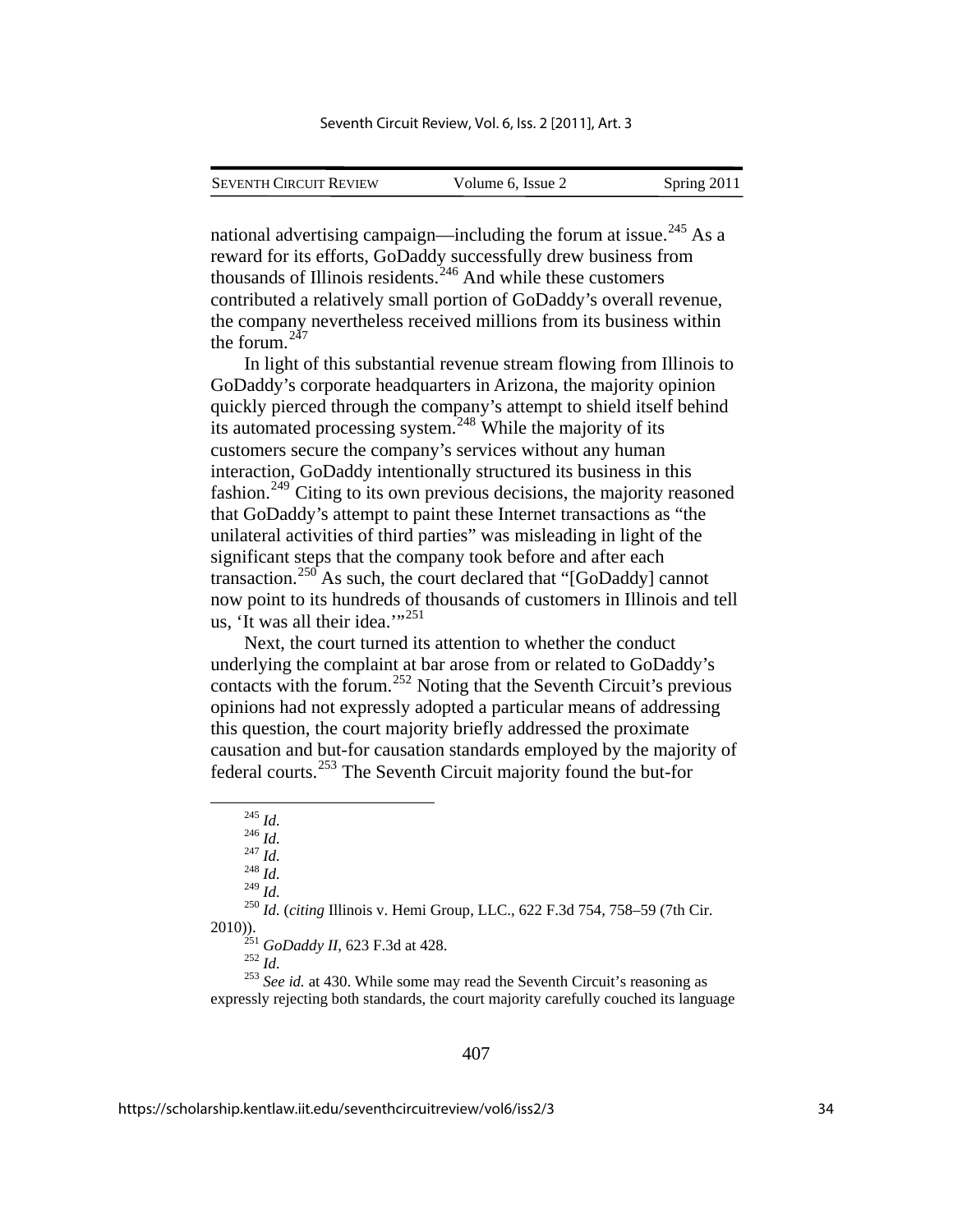national advertising campaign—including the forum at issue.[245] As a reward for its efforts, GoDaddy successfully drew business from thousands of Illinois residents.[246] And while these customers contributed a relatively small portion of GoDaddy's overall revenue, the company nevertheless received millions from its business within the forum.[247]

In light of this substantial revenue stream flowing from Illinois to GoDaddy's corporate headquarters in Arizona, the majority opinion quickly pierced through the company's attempt to shield itself behind its automated processing system.[248] While the majority of its customers secure the company's services without any human interaction, GoDaddy intentionally structured its business in this fashion.[249] Citing to its own previous decisions, the majority reasoned that GoDaddy's attempt to paint these Internet transactions as "the unilateral activities of third parties" was misleading in light of the significant steps that the company took before and after each transaction.[250] As such, the court declared that "[GoDaddy] cannot now point to its hundreds of thousands of customers in Illinois and tell us, 'It was all their idea.'"[251]

Next, the court turned its attention to whether the conduct underlying the complaint at bar arose from or related to GoDaddy's contacts with the forum.[252] Noting that the Seventh Circuit's previous opinions had not expressly adopted a particular means of addressing this question, the court majority briefly addressed the proximate causation and but-for causation standards employed by the majority of federal courts.[253] The Seventh Circuit majority found the but-for

---

[245] *Id.*

[246] *Id.*

[247] *Id.*

[248] *Id.*

[249] *Id.*

[250] *Id.* (*citing* Illinois v. Hemi Group, LLC., 622 F.3d 754, 758–59 (7th Cir. 2010)).

[251] *GoDaddy II*, 623 F.3d at 428.

[252] *Id.*

[253] *See id.* at 430. While some may read the Seventh Circuit's reasoning as expressly rejecting both standards, the court majority carefully couched its language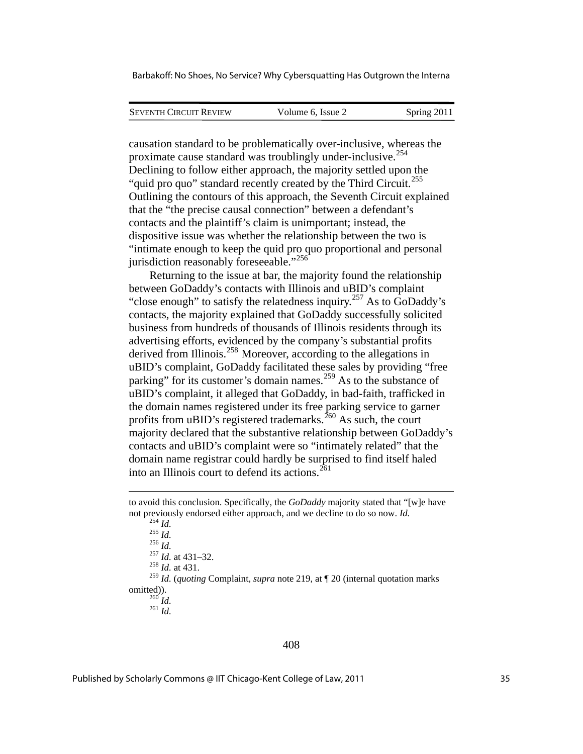causation standard to be problematically over-inclusive, whereas the proximate cause standard was troublingly under-inclusive.[254] Declining to follow either approach, the majority settled upon the "quid pro quo" standard recently created by the Third Circuit.[255] Outlining the contours of this approach, the Seventh Circuit explained that the "the precise causal connection" between a defendant's contacts and the plaintiff's claim is unimportant; instead, the dispositive issue was whether the relationship between the two is "intimate enough to keep the quid pro quo proportional and personal jurisdiction reasonably foreseeable."[256]

Returning to the issue at bar, the majority found the relationship between GoDaddy's contacts with Illinois and uBID's complaint "close enough" to satisfy the relatedness inquiry.[257] As to GoDaddy's contacts, the majority explained that GoDaddy successfully solicited business from hundreds of thousands of Illinois residents through its advertising efforts, evidenced by the company's substantial profits derived from Illinois.[258] Moreover, according to the allegations in uBID's complaint, GoDaddy facilitated these sales by providing "free parking" for its customer's domain names.[259] As to the substance of uBID's complaint, it alleged that GoDaddy, in bad-faith, trafficked in the domain names registered under its free parking service to garner profits from uBID's registered trademarks.[260] As such, the court majority declared that the substantive relationship between GoDaddy's contacts and uBID's complaint were so "intimately related" that the domain name registrar could hardly be surprised to find itself haled into an Illinois court to defend its actions.[261]

---

to avoid this conclusion. Specifically, the *GoDaddy* majority stated that "[w]e have not previously endorsed either approach, and we decline to do so now. *Id.*

[254] *Id.*

[255] *Id.*

[256] *Id.*

[257] *Id.* at 431–32.

[258] *Id.* at 431.

[259] *Id.* (*quoting* Complaint, *supra* note 219, at ¶ 20 (internal quotation marks omitted)).

[260] *Id.*

[261] *Id.*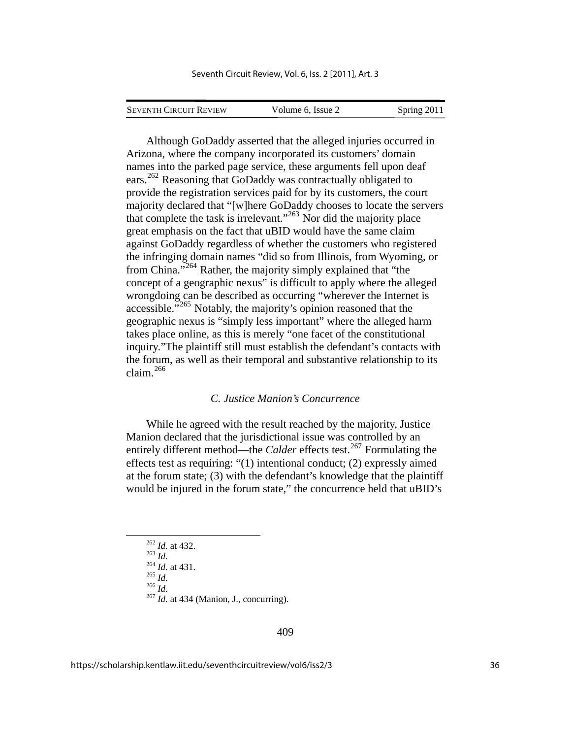Although GoDaddy asserted that the alleged injuries occurred in Arizona, where the company incorporated its customers' domain names into the parked page service, these arguments fell upon deaf ears.[262] Reasoning that GoDaddy was contractually obligated to provide the registration services paid for by its customers, the court majority declared that "[w]here GoDaddy chooses to locate the servers that complete the task is irrelevant."[263] Nor did the majority place great emphasis on the fact that uBID would have the same claim against GoDaddy regardless of whether the customers who registered the infringing domain names "did so from Illinois, from Wyoming, or from China."[264] Rather, the majority simply explained that "the concept of a geographic nexus" is difficult to apply where the alleged wrongdoing can be described as occurring "wherever the Internet is accessible."[265] Notably, the majority's opinion reasoned that the geographic nexus is "simply less important" where the alleged harm takes place online, as this is merely "one facet of the constitutional inquiry."The plaintiff still must establish the defendant's contacts with the forum, as well as their temporal and substantive relationship to its claim.[266]

### *C. Justice Manion's Concurrence*

While he agreed with the result reached by the majority, Justice Manion declared that the jurisdictional issue was controlled by an entirely different method—the *Calder* effects test.[267] Formulating the effects test as requiring: "(1) intentional conduct; (2) expressly aimed at the forum state; (3) with the defendant's knowledge that the plaintiff would be injured in the forum state," the concurrence held that uBID's

---

[262] *Id.* at 432.
[263] *Id.*
[264] *Id.* at 431.
[265] *Id.*
[266] *Id.*
[267] *Id.* at 434 (Manion, J., concurring).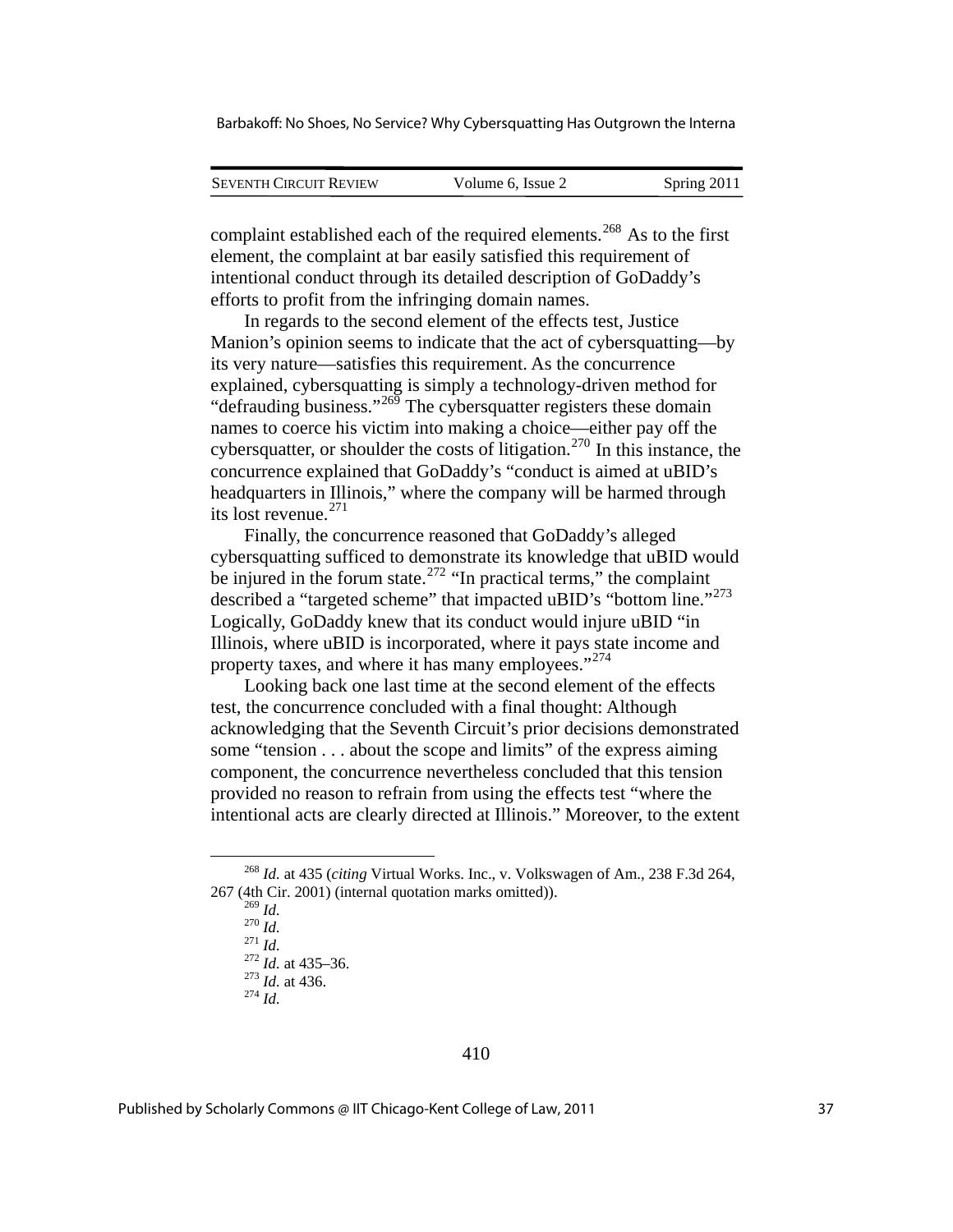complaint established each of the required elements.[268] As to the first element, the complaint at bar easily satisfied this requirement of intentional conduct through its detailed description of GoDaddy's efforts to profit from the infringing domain names.

In regards to the second element of the effects test, Justice Manion's opinion seems to indicate that the act of cybersquatting—by its very nature—satisfies this requirement. As the concurrence explained, cybersquatting is simply a technology-driven method for "defrauding business."[269] The cybersquatter registers these domain names to coerce his victim into making a choice—either pay off the cybersquatter, or shoulder the costs of litigation.[270] In this instance, the concurrence explained that GoDaddy's "conduct is aimed at uBID's headquarters in Illinois," where the company will be harmed through its lost revenue.[271]

Finally, the concurrence reasoned that GoDaddy's alleged cybersquatting sufficed to demonstrate its knowledge that uBID would be injured in the forum state.[272] "In practical terms," the complaint described a "targeted scheme" that impacted uBID's "bottom line."[273] Logically, GoDaddy knew that its conduct would injure uBID "in Illinois, where uBID is incorporated, where it pays state income and property taxes, and where it has many employees."[274]

Looking back one last time at the second element of the effects test, the concurrence concluded with a final thought: Although acknowledging that the Seventh Circuit's prior decisions demonstrated some "tension . . . about the scope and limits" of the express aiming component, the concurrence nevertheless concluded that this tension provided no reason to refrain from using the effects test "where the intentional acts are clearly directed at Illinois." Moreover, to the extent

---

[268] *Id.* at 435 (*citing* Virtual Works. Inc., v. Volkswagen of Am., 238 F.3d 264, 267 (4th Cir. 2001) (internal quotation marks omitted)).

[269] *Id.*

[270] *Id.*

[271] *Id.*

[272] *Id.* at 435–36.

[273] *Id.* at 436.

[274] *Id.*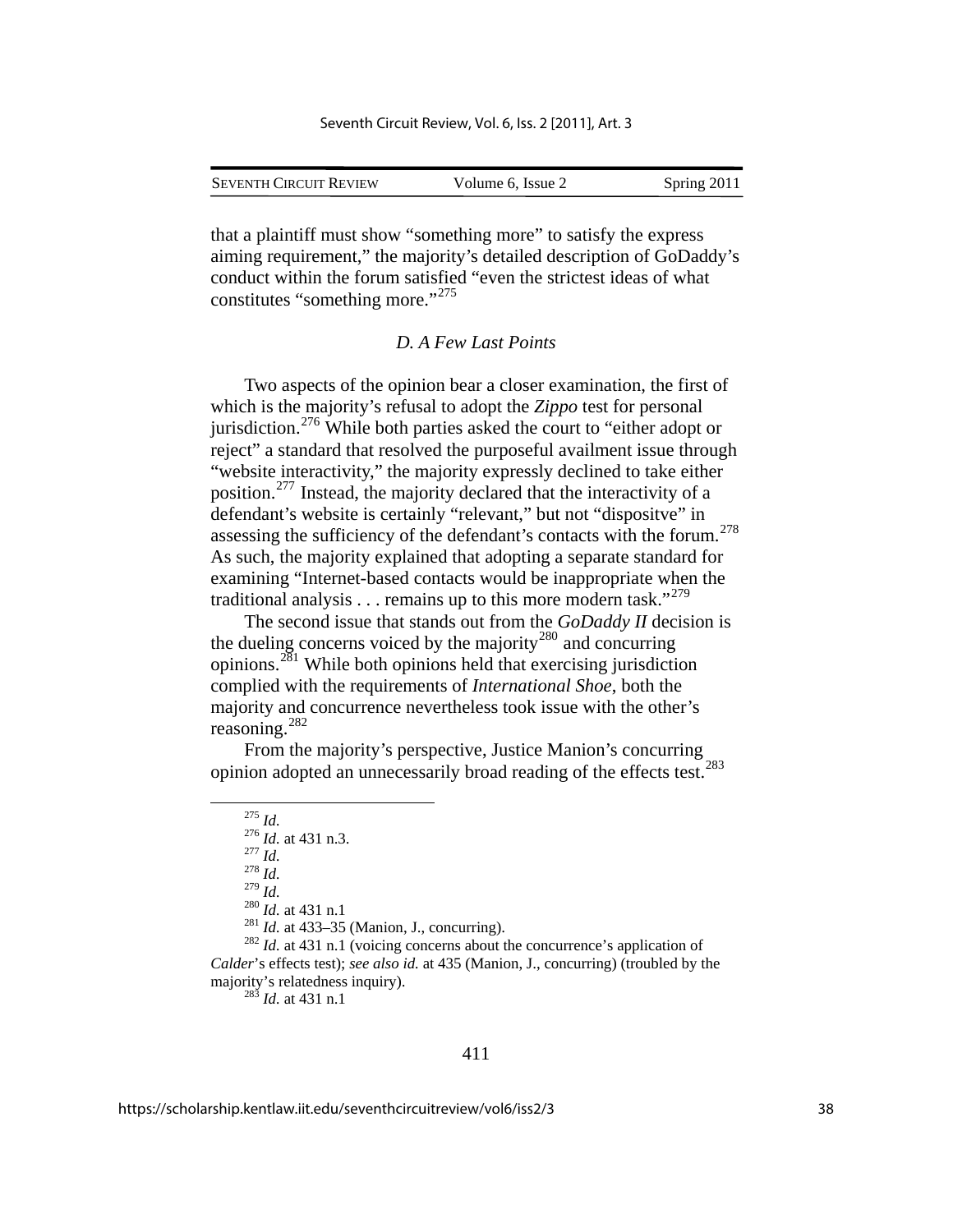that a plaintiff must show "something more" to satisfy the express aiming requirement," the majority's detailed description of GoDaddy's conduct within the forum satisfied "even the strictest ideas of what constitutes "something more."[275]

### *D. A Few Last Points*

Two aspects of the opinion bear a closer examination, the first of which is the majority's refusal to adopt the *Zippo* test for personal jurisdiction.[276] While both parties asked the court to "either adopt or reject" a standard that resolved the purposeful availment issue through "website interactivity," the majority expressly declined to take either position.[277] Instead, the majority declared that the interactivity of a defendant's website is certainly "relevant," but not "dispositve" in assessing the sufficiency of the defendant's contacts with the forum.[278] As such, the majority explained that adopting a separate standard for examining "Internet-based contacts would be inappropriate when the traditional analysis . . . remains up to this more modern task."[279]

The second issue that stands out from the *GoDaddy II* decision is the dueling concerns voiced by the majority[280] and concurring opinions.[281] While both opinions held that exercising jurisdiction complied with the requirements of *International Shoe*, both the majority and concurrence nevertheless took issue with the other's reasoning.[282]

From the majority's perspective, Justice Manion's concurring opinion adopted an unnecessarily broad reading of the effects test.[283]

---

[275] *Id.*

[276] *Id.* at 431 n.3.

[277] *Id.*

[278] *Id.*

[279] *Id.*

[280] *Id.* at 431 n.1

[281] *Id.* at 433–35 (Manion, J., concurring).

[282] *Id.* at 431 n.1 (voicing concerns about the concurrence's application of *Calder*'s effects test); *see also id.* at 435 (Manion, J., concurring) (troubled by the majority's relatedness inquiry).

[283] *Id.* at 431 n.1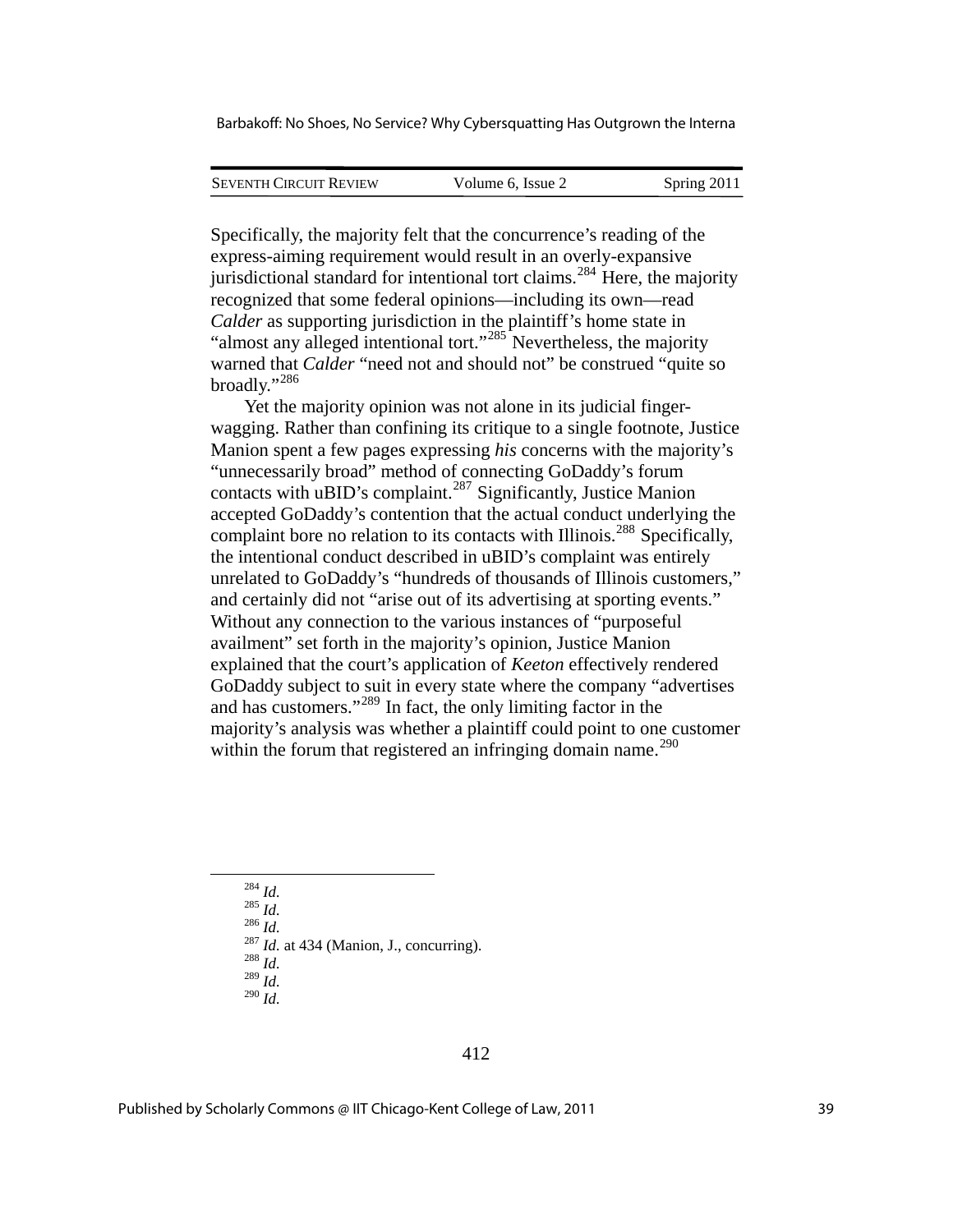Specifically, the majority felt that the concurrence's reading of the express-aiming requirement would result in an overly-expansive jurisdictional standard for intentional tort claims.[284] Here, the majority recognized that some federal opinions—including its own—read *Calder* as supporting jurisdiction in the plaintiff's home state in "almost any alleged intentional tort."[285] Nevertheless, the majority warned that *Calder* "need not and should not" be construed "quite so broadly."[286]

Yet the majority opinion was not alone in its judicial finger-wagging. Rather than confining its critique to a single footnote, Justice Manion spent a few pages expressing *his* concerns with the majority's "unnecessarily broad" method of connecting GoDaddy's forum contacts with uBID's complaint.[287] Significantly, Justice Manion accepted GoDaddy's contention that the actual conduct underlying the complaint bore no relation to its contacts with Illinois.[288] Specifically, the intentional conduct described in uBID's complaint was entirely unrelated to GoDaddy's "hundreds of thousands of Illinois customers," and certainly did not "arise out of its advertising at sporting events." Without any connection to the various instances of "purposeful availment" set forth in the majority's opinion, Justice Manion explained that the court's application of *Keeton* effectively rendered GoDaddy subject to suit in every state where the company "advertises and has customers."[289] In fact, the only limiting factor in the majority's analysis was whether a plaintiff could point to one customer within the forum that registered an infringing domain name.[290]

---

[284] *Id.*
[285] *Id.*
[286] *Id.*
[287] *Id.* at 434 (Manion, J., concurring).
[288] *Id.*
[289] *Id.*
[290] *Id.*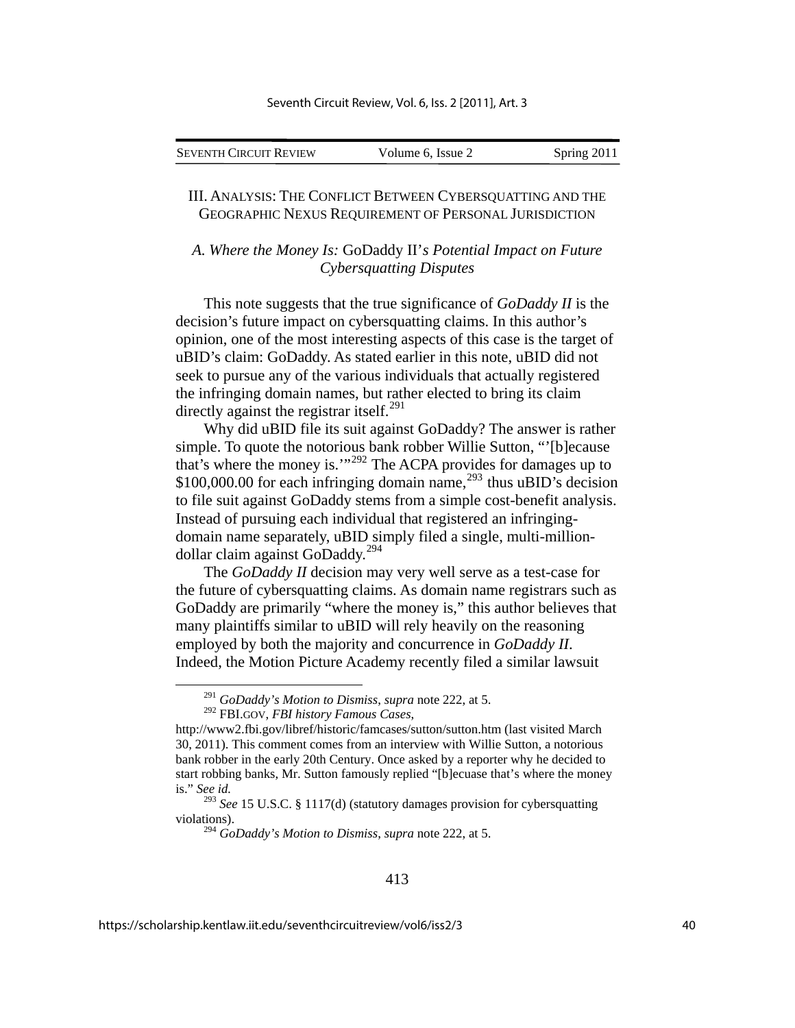## III. ANALYSIS: THE CONFLICT BETWEEN CYBERSQUATTING AND THE GEOGRAPHIC NEXUS REQUIREMENT OF PERSONAL JURISDICTION

### *A. Where the Money Is:* GoDaddy II*'s Potential Impact on Future Cybersquatting Disputes*

This note suggests that the true significance of *GoDaddy II* is the decision's future impact on cybersquatting claims. In this author's opinion, one of the most interesting aspects of this case is the target of uBID's claim: GoDaddy. As stated earlier in this note, uBID did not seek to pursue any of the various individuals that actually registered the infringing domain names, but rather elected to bring its claim directly against the registrar itself.[291]

Why did uBID file its suit against GoDaddy? The answer is rather simple. To quote the notorious bank robber Willie Sutton, "'[b]ecause that's where the money is.'"[292] The ACPA provides for damages up to $100,000.00 for each infringing domain name,[293] thus uBID's decision to file suit against GoDaddy stems from a simple cost-benefit analysis. Instead of pursuing each individual that registered an infringing-domain name separately, uBID simply filed a single, multi-million-dollar claim against GoDaddy.[294]

The *GoDaddy II* decision may very well serve as a test-case for the future of cybersquatting claims. As domain name registrars such as GoDaddy are primarily "where the money is," this author believes that many plaintiffs similar to uBID will rely heavily on the reasoning employed by both the majority and concurrence in *GoDaddy II*. Indeed, the Motion Picture Academy recently filed a similar lawsuit

---

[291] *GoDaddy's Motion to Dismiss*, *supra* note 222, at 5.

[292] FBI.GOV, *FBI history Famous Cases*, http://www2.fbi.gov/libref/historic/famcases/sutton/sutton.htm (last visited March 30, 2011). This comment comes from an interview with Willie Sutton, a notorious bank robber in the early 20th Century. Once asked by a reporter why he decided to start robbing banks, Mr. Sutton famously replied "[b]ecuase that's where the money is." *See id.*

[293] *See* 15 U.S.C. § 1117(d) (statutory damages provision for cybersquatting violations).

[294] *GoDaddy's Motion to Dismiss*, *supra* note 222, at 5.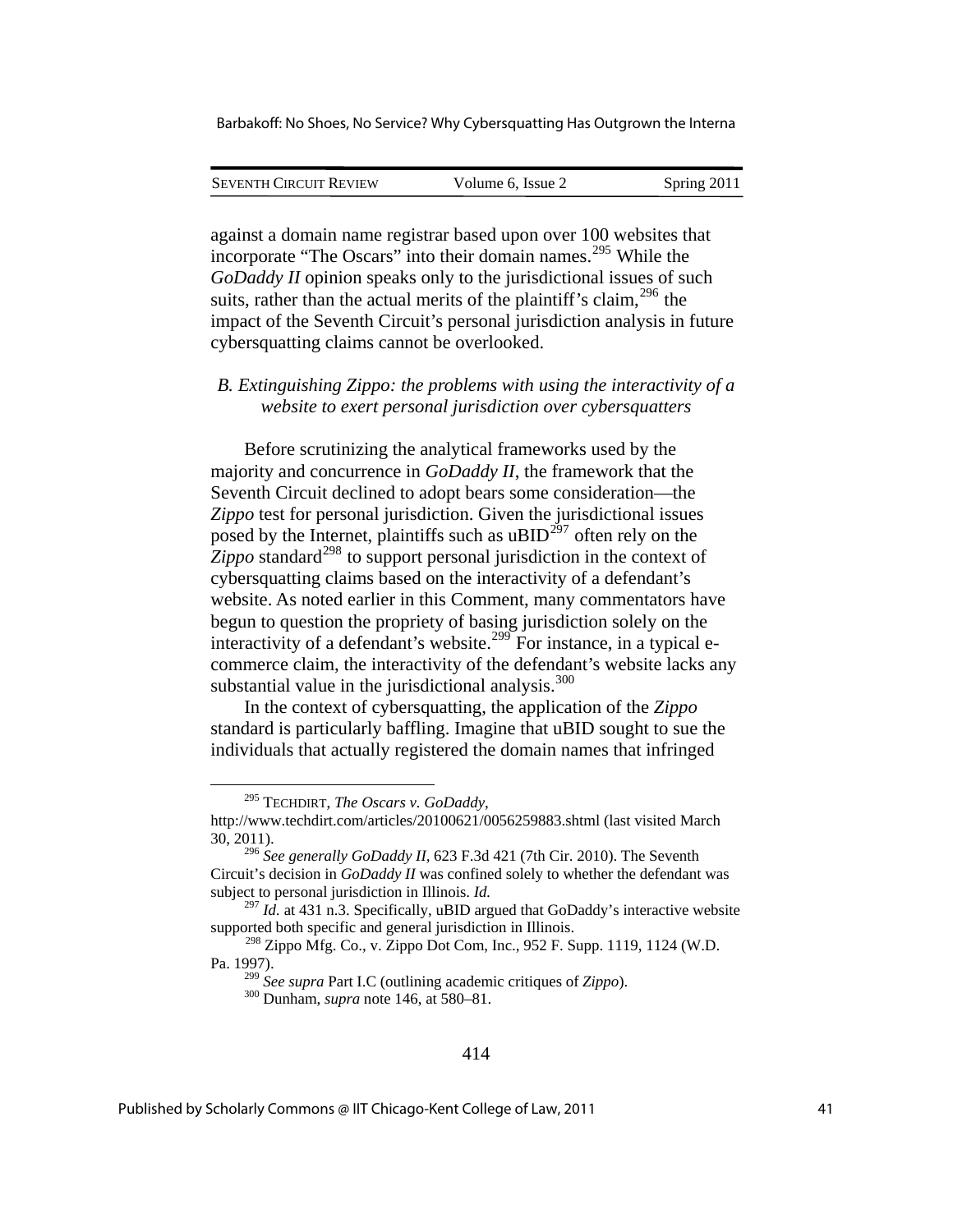against a domain name registrar based upon over 100 websites that incorporate "The Oscars" into their domain names.[295] While the *GoDaddy II* opinion speaks only to the jurisdictional issues of such suits, rather than the actual merits of the plaintiff's claim,[296] the impact of the Seventh Circuit's personal jurisdiction analysis in future cybersquatting claims cannot be overlooked.

### *B. Extinguishing Zippo: the problems with using the interactivity of a website to exert personal jurisdiction over cybersquatters*

Before scrutinizing the analytical frameworks used by the majority and concurrence in *GoDaddy II*, the framework that the Seventh Circuit declined to adopt bears some consideration—the *Zippo* test for personal jurisdiction. Given the jurisdictional issues posed by the Internet, plaintiffs such as uBID[297] often rely on the *Zippo* standard[298] to support personal jurisdiction in the context of cybersquatting claims based on the interactivity of a defendant's website. As noted earlier in this Comment, many commentators have begun to question the propriety of basing jurisdiction solely on the interactivity of a defendant's website.[299] For instance, in a typical e-commerce claim, the interactivity of the defendant's website lacks any substantial value in the jurisdictional analysis.[300]

In the context of cybersquatting, the application of the *Zippo* standard is particularly baffling. Imagine that uBID sought to sue the individuals that actually registered the domain names that infringed

---

[295] TECHDIRT, *The Oscars v. GoDaddy*, http://www.techdirt.com/articles/20100621/0056259883.shtml (last visited March 30, 2011).

[296] *See generally GoDaddy II*, 623 F.3d 421 (7th Cir. 2010). The Seventh Circuit's decision in *GoDaddy II* was confined solely to whether the defendant was subject to personal jurisdiction in Illinois. *Id.*

[297] *Id.* at 431 n.3. Specifically, uBID argued that GoDaddy's interactive website supported both specific and general jurisdiction in Illinois.

[298] Zippo Mfg. Co., v. Zippo Dot Com, Inc., 952 F. Supp. 1119, 1124 (W.D. Pa. 1997).

[299] *See supra* Part I.C (outlining academic critiques of *Zippo*).

[300] Dunham, *supra* note 146, at 580–81.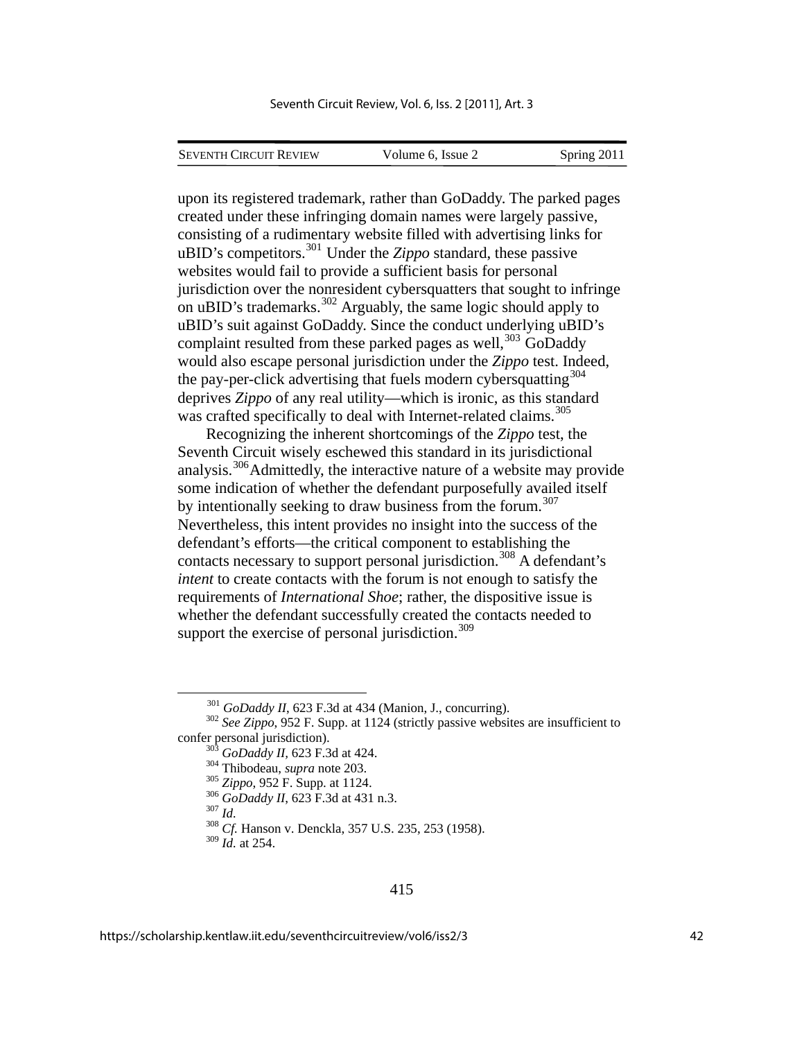upon its registered trademark, rather than GoDaddy. The parked pages created under these infringing domain names were largely passive, consisting of a rudimentary website filled with advertising links for uBID's competitors.[301] Under the *Zippo* standard, these passive websites would fail to provide a sufficient basis for personal jurisdiction over the nonresident cybersquatters that sought to infringe on uBID's trademarks.[302] Arguably, the same logic should apply to uBID's suit against GoDaddy. Since the conduct underlying uBID's complaint resulted from these parked pages as well,[303] GoDaddy would also escape personal jurisdiction under the *Zippo* test. Indeed, the pay-per-click advertising that fuels modern cybersquatting[304] deprives *Zippo* of any real utility—which is ironic, as this standard was crafted specifically to deal with Internet-related claims.[305]

Recognizing the inherent shortcomings of the *Zippo* test, the Seventh Circuit wisely eschewed this standard in its jurisdictional analysis.[306] Admittedly, the interactive nature of a website may provide some indication of whether the defendant purposefully availed itself by intentionally seeking to draw business from the forum.[307] Nevertheless, this intent provides no insight into the success of the defendant's efforts—the critical component to establishing the contacts necessary to support personal jurisdiction.[308] A defendant's *intent* to create contacts with the forum is not enough to satisfy the requirements of *International Shoe*; rather, the dispositive issue is whether the defendant successfully created the contacts needed to support the exercise of personal jurisdiction.[309]

---

[301] *GoDaddy II*, 623 F.3d at 434 (Manion, J., concurring).

[302] *See Zippo*, 952 F. Supp. at 1124 (strictly passive websites are insufficient to confer personal jurisdiction).

[303] *GoDaddy II*, 623 F.3d at 424.

[304] Thibodeau, *supra* note 203.

[305] *Zippo*, 952 F. Supp. at 1124.

[306] *GoDaddy II*, 623 F.3d at 431 n.3.

[307] *Id.*

[308] *Cf.* Hanson v. Denckla, 357 U.S. 235, 253 (1958).

[309] *Id.* at 254.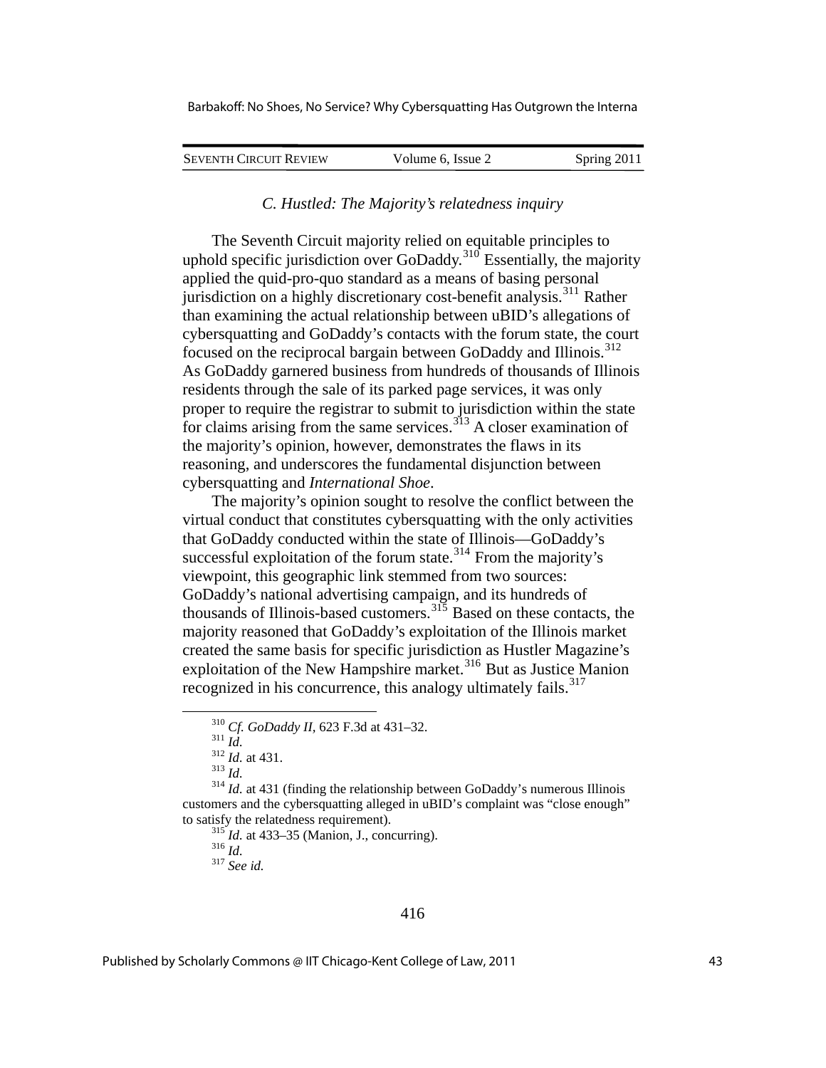### *C. Hustled: The Majority's relatedness inquiry*

The Seventh Circuit majority relied on equitable principles to uphold specific jurisdiction over GoDaddy.[310] Essentially, the majority applied the quid-pro-quo standard as a means of basing personal jurisdiction on a highly discretionary cost-benefit analysis.[311] Rather than examining the actual relationship between uBID's allegations of cybersquatting and GoDaddy's contacts with the forum state, the court focused on the reciprocal bargain between GoDaddy and Illinois.[312] As GoDaddy garnered business from hundreds of thousands of Illinois residents through the sale of its parked page services, it was only proper to require the registrar to submit to jurisdiction within the state for claims arising from the same services.[313] A closer examination of the majority's opinion, however, demonstrates the flaws in its reasoning, and underscores the fundamental disjunction between cybersquatting and *International Shoe*.

The majority's opinion sought to resolve the conflict between the virtual conduct that constitutes cybersquatting with the only activities that GoDaddy conducted within the state of Illinois—GoDaddy's successful exploitation of the forum state.[314] From the majority's viewpoint, this geographic link stemmed from two sources: GoDaddy's national advertising campaign, and its hundreds of thousands of Illinois-based customers.[315] Based on these contacts, the majority reasoned that GoDaddy's exploitation of the Illinois market created the same basis for specific jurisdiction as Hustler Magazine's exploitation of the New Hampshire market.[316] But as Justice Manion recognized in his concurrence, this analogy ultimately fails.[317]

---

[310] *Cf. GoDaddy II*, 623 F.3d at 431–32.

[311] *Id.*

[312] *Id.* at 431.

[313] *Id.*

[314] *Id.* at 431 (finding the relationship between GoDaddy's numerous Illinois customers and the cybersquatting alleged in uBID's complaint was "close enough" to satisfy the relatedness requirement).

[315] *Id.* at 433–35 (Manion, J., concurring).

[316] *Id.*

[317] *See id.*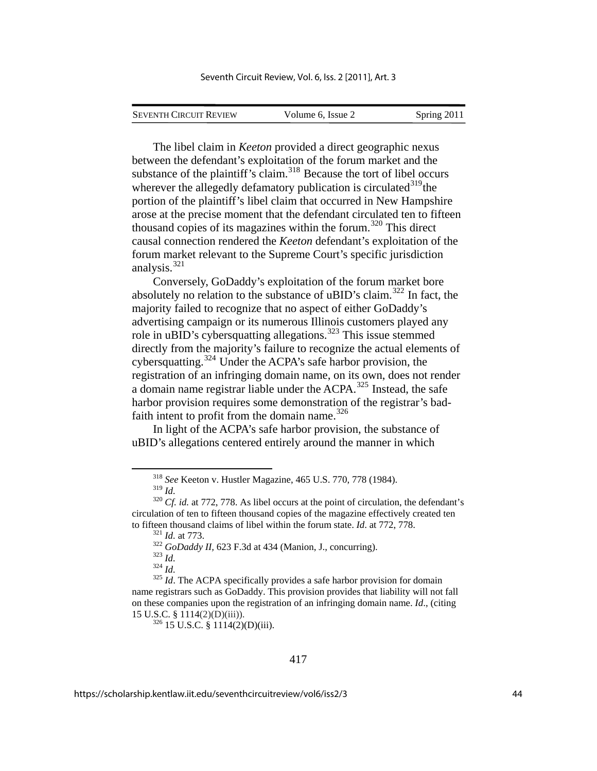The libel claim in *Keeton* provided a direct geographic nexus between the defendant's exploitation of the forum market and the substance of the plaintiff's claim.[318] Because the tort of libel occurs wherever the allegedly defamatory publication is circulated[319]the portion of the plaintiff's libel claim that occurred in New Hampshire arose at the precise moment that the defendant circulated ten to fifteen thousand copies of its magazines within the forum.[320] This direct causal connection rendered the *Keeton* defendant's exploitation of the forum market relevant to the Supreme Court's specific jurisdiction analysis.[321]

Conversely, GoDaddy's exploitation of the forum market bore absolutely no relation to the substance of uBID's claim.[322] In fact, the majority failed to recognize that no aspect of either GoDaddy's advertising campaign or its numerous Illinois customers played any role in uBID's cybersquatting allegations.[323] This issue stemmed directly from the majority's failure to recognize the actual elements of cybersquatting.[324] Under the ACPA's safe harbor provision, the registration of an infringing domain name, on its own, does not render a domain name registrar liable under the ACPA.[325] Instead, the safe harbor provision requires some demonstration of the registrar's bad-faith intent to profit from the domain name.[326]

In light of the ACPA's safe harbor provision, the substance of uBID's allegations centered entirely around the manner in which

---

[318] *See* Keeton v. Hustler Magazine, 465 U.S. 770, 778 (1984).

[319] *Id.*

[320] *Cf. id.* at 772, 778. As libel occurs at the point of circulation, the defendant's circulation of ten to fifteen thousand copies of the magazine effectively created ten to fifteen thousand claims of libel within the forum state. *Id*. at 772, 778.

[321] *Id.* at 773.

[322] *GoDaddy II*, 623 F.3d at 434 (Manion, J., concurring).

[323] *Id.*

[324] *Id.*

[325] *Id*. The ACPA specifically provides a safe harbor provision for domain name registrars such as GoDaddy. This provision provides that liability will not fall on these companies upon the registration of an infringing domain name. *Id*., (citing 15 U.S.C. § 1114(2)(D)(iii)).

[326] 15 U.S.C. § 1114(2)(D)(iii).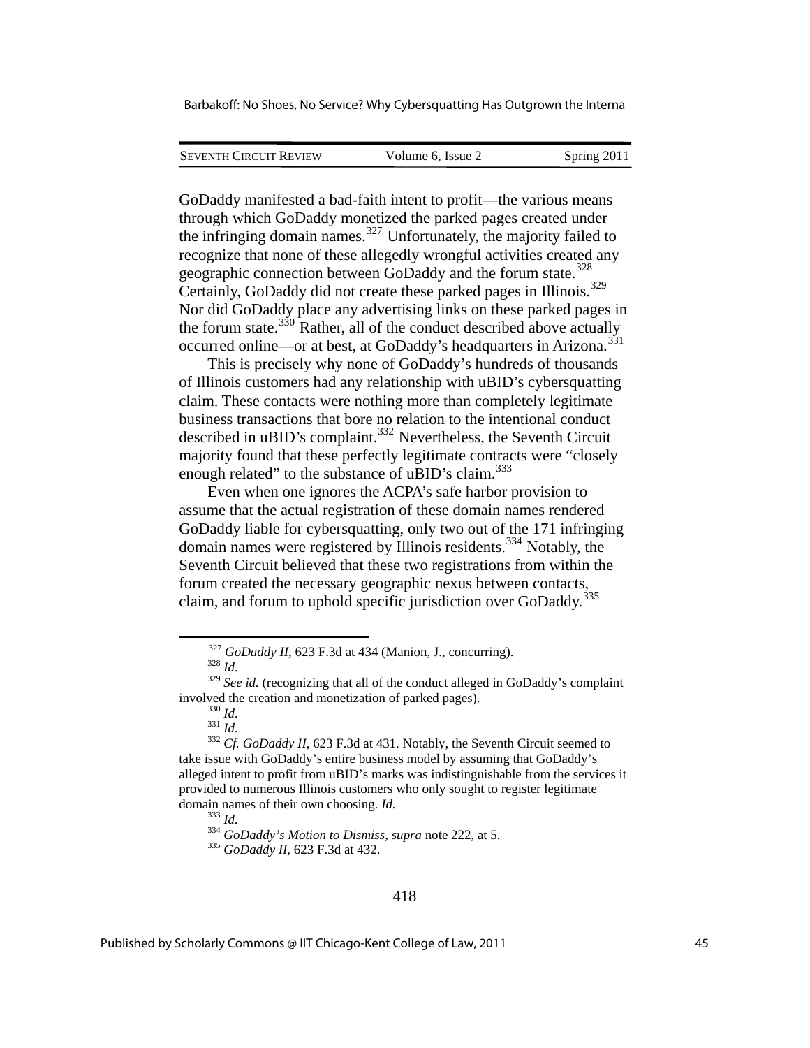GoDaddy manifested a bad-faith intent to profit—the various means through which GoDaddy monetized the parked pages created under the infringing domain names.[327] Unfortunately, the majority failed to recognize that none of these allegedly wrongful activities created any geographic connection between GoDaddy and the forum state.[328] Certainly, GoDaddy did not create these parked pages in Illinois.[329] Nor did GoDaddy place any advertising links on these parked pages in the forum state.[330] Rather, all of the conduct described above actually occurred online—or at best, at GoDaddy's headquarters in Arizona.[331]

This is precisely why none of GoDaddy's hundreds of thousands of Illinois customers had any relationship with uBID's cybersquatting claim. These contacts were nothing more than completely legitimate business transactions that bore no relation to the intentional conduct described in uBID's complaint.[332] Nevertheless, the Seventh Circuit majority found that these perfectly legitimate contracts were "closely enough related" to the substance of uBID's claim.[333]

Even when one ignores the ACPA's safe harbor provision to assume that the actual registration of these domain names rendered GoDaddy liable for cybersquatting, only two out of the 171 infringing domain names were registered by Illinois residents.[334] Notably, the Seventh Circuit believed that these two registrations from within the forum created the necessary geographic nexus between contacts, claim, and forum to uphold specific jurisdiction over GoDaddy.[335]

---

[327] *GoDaddy II*, 623 F.3d at 434 (Manion, J., concurring).

[328] *Id.*

[329] *See id.* (recognizing that all of the conduct alleged in GoDaddy's complaint involved the creation and monetization of parked pages).

[330] *Id.*

[331] *Id.*

[332] *Cf. GoDaddy II*, 623 F.3d at 431. Notably, the Seventh Circuit seemed to take issue with GoDaddy's entire business model by assuming that GoDaddy's alleged intent to profit from uBID's marks was indistinguishable from the services it provided to numerous Illinois customers who only sought to register legitimate domain names of their own choosing. *Id.*

[333] *Id.*

[334] *GoDaddy's Motion to Dismiss*, *supra* note 222, at 5.

[335] *GoDaddy II*, 623 F.3d at 432.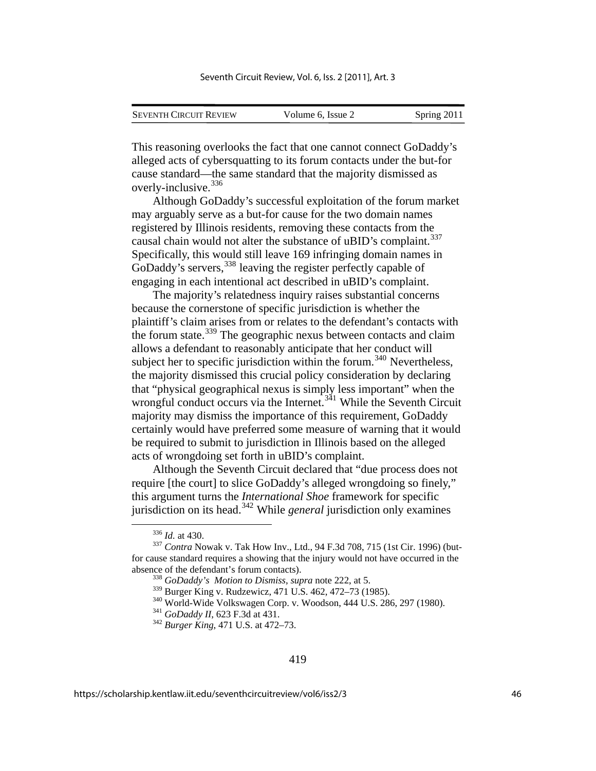This reasoning overlooks the fact that one cannot connect GoDaddy's alleged acts of cybersquatting to its forum contacts under the but-for cause standard—the same standard that the majority dismissed as overly-inclusive.[336]

Although GoDaddy's successful exploitation of the forum market may arguably serve as a but-for cause for the two domain names registered by Illinois residents, removing these contacts from the causal chain would not alter the substance of uBID's complaint.[337] Specifically, this would still leave 169 infringing domain names in GoDaddy's servers,[338] leaving the register perfectly capable of engaging in each intentional act described in uBID's complaint.

The majority's relatedness inquiry raises substantial concerns because the cornerstone of specific jurisdiction is whether the plaintiff's claim arises from or relates to the defendant's contacts with the forum state.[339] The geographic nexus between contacts and claim allows a defendant to reasonably anticipate that her conduct will subject her to specific jurisdiction within the forum.[340] Nevertheless, the majority dismissed this crucial policy consideration by declaring that "physical geographical nexus is simply less important" when the wrongful conduct occurs via the Internet.[341] While the Seventh Circuit majority may dismiss the importance of this requirement, GoDaddy certainly would have preferred some measure of warning that it would be required to submit to jurisdiction in Illinois based on the alleged acts of wrongdoing set forth in uBID's complaint.

Although the Seventh Circuit declared that "due process does not require [the court] to slice GoDaddy's alleged wrongdoing so finely," this argument turns the *International Shoe* framework for specific jurisdiction on its head.[342] While *general* jurisdiction only examines

---

[336] *Id.* at 430.

[337] *Contra* Nowak v. Tak How Inv., Ltd., 94 F.3d 708, 715 (1st Cir. 1996) (but-for cause standard requires a showing that the injury would not have occurred in the absence of the defendant's forum contacts).

[338] *GoDaddy's Motion to Dismiss*, *supra* note 222, at 5.

[339] Burger King v. Rudzewicz, 471 U.S. 462, 472–73 (1985).

[340] World-Wide Volkswagen Corp. v. Woodson, 444 U.S. 286, 297 (1980).

[341] *GoDaddy II*, 623 F.3d at 431.

[342] *Burger King*, 471 U.S. at 472–73.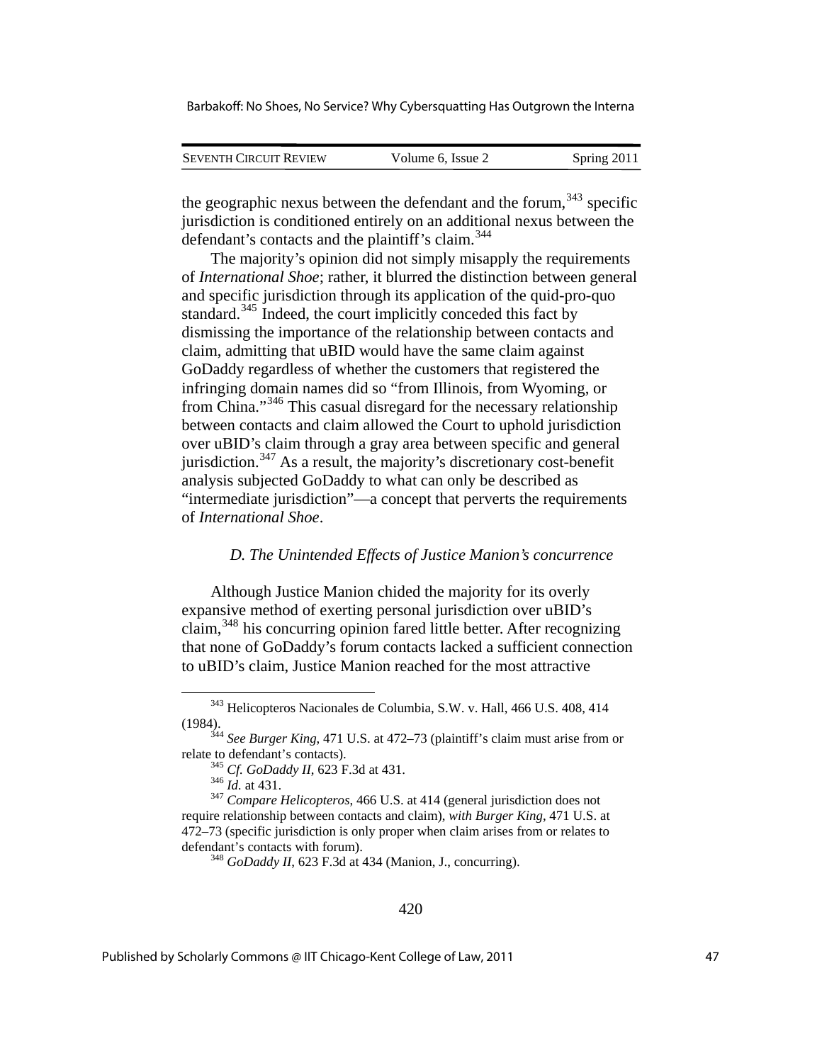the geographic nexus between the defendant and the forum,[343] specific jurisdiction is conditioned entirely on an additional nexus between the defendant's contacts and the plaintiff's claim.[344]

The majority's opinion did not simply misapply the requirements of *International Shoe*; rather, it blurred the distinction between general and specific jurisdiction through its application of the quid-pro-quo standard.[345] Indeed, the court implicitly conceded this fact by dismissing the importance of the relationship between contacts and claim, admitting that uBID would have the same claim against GoDaddy regardless of whether the customers that registered the infringing domain names did so "from Illinois, from Wyoming, or from China."[346] This casual disregard for the necessary relationship between contacts and claim allowed the Court to uphold jurisdiction over uBID's claim through a gray area between specific and general jurisdiction.[347] As a result, the majority's discretionary cost-benefit analysis subjected GoDaddy to what can only be described as "intermediate jurisdiction"—a concept that perverts the requirements of *International Shoe*.

### *D. The Unintended Effects of Justice Manion's concurrence*

Although Justice Manion chided the majority for its overly expansive method of exerting personal jurisdiction over uBID's claim,[348] his concurring opinion fared little better. After recognizing that none of GoDaddy's forum contacts lacked a sufficient connection to uBID's claim, Justice Manion reached for the most attractive

---

[343] Helicopteros Nacionales de Columbia, S.W. v. Hall, 466 U.S. 408, 414 (1984).

[344] *See Burger King*, 471 U.S. at 472–73 (plaintiff's claim must arise from or relate to defendant's contacts).

[345] *Cf. GoDaddy II*, 623 F.3d at 431.

[346] *Id.* at 431.

[347] *Compare Helicopteros*, 466 U.S. at 414 (general jurisdiction does not require relationship between contacts and claim), *with Burger King*, 471 U.S. at 472–73 (specific jurisdiction is only proper when claim arises from or relates to defendant's contacts with forum).

[348] *GoDaddy II*, 623 F.3d at 434 (Manion, J., concurring).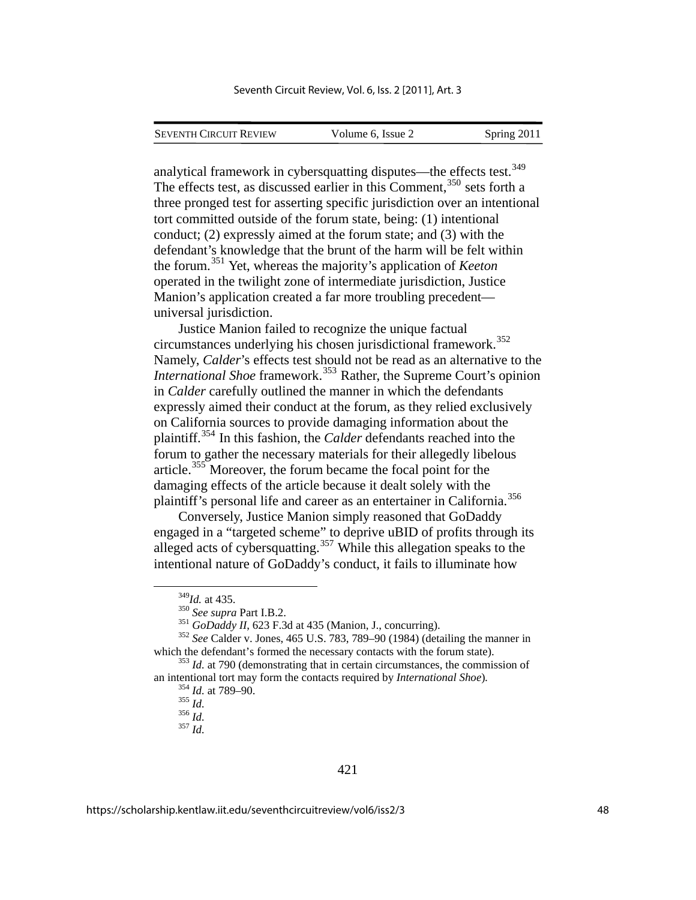analytical framework in cybersquatting disputes—the effects test.[349] The effects test, as discussed earlier in this Comment,[350] sets forth a three pronged test for asserting specific jurisdiction over an intentional tort committed outside of the forum state, being: (1) intentional conduct; (2) expressly aimed at the forum state; and (3) with the defendant's knowledge that the brunt of the harm will be felt within the forum.[351] Yet, whereas the majority's application of *Keeton* operated in the twilight zone of intermediate jurisdiction, Justice Manion's application created a far more troubling precedent—universal jurisdiction.

Justice Manion failed to recognize the unique factual circumstances underlying his chosen jurisdictional framework.[352] Namely, *Calder*'s effects test should not be read as an alternative to the *International Shoe* framework.[353] Rather, the Supreme Court's opinion in *Calder* carefully outlined the manner in which the defendants expressly aimed their conduct at the forum, as they relied exclusively on California sources to provide damaging information about the plaintiff.[354] In this fashion, the *Calder* defendants reached into the forum to gather the necessary materials for their allegedly libelous article.[355] Moreover, the forum became the focal point for the damaging effects of the article because it dealt solely with the plaintiff's personal life and career as an entertainer in California.[356]

Conversely, Justice Manion simply reasoned that GoDaddy engaged in a "targeted scheme" to deprive uBID of profits through its alleged acts of cybersquatting.[357] While this allegation speaks to the intentional nature of GoDaddy's conduct, it fails to illuminate how

---

[349] *Id.* at 435.

[350] *See supra* Part I.B.2.

[351] *GoDaddy II*, 623 F.3d at 435 (Manion, J., concurring).

[352] *See* Calder v. Jones, 465 U.S. 783, 789–90 (1984) (detailing the manner in which the defendant's formed the necessary contacts with the forum state).

[353] *Id.* at 790 (demonstrating that in certain circumstances, the commission of an intentional tort may form the contacts required by *International Shoe*).

[354] *Id.* at 789–90.

[355] *Id.*

[356] *Id.*

[357] *Id.*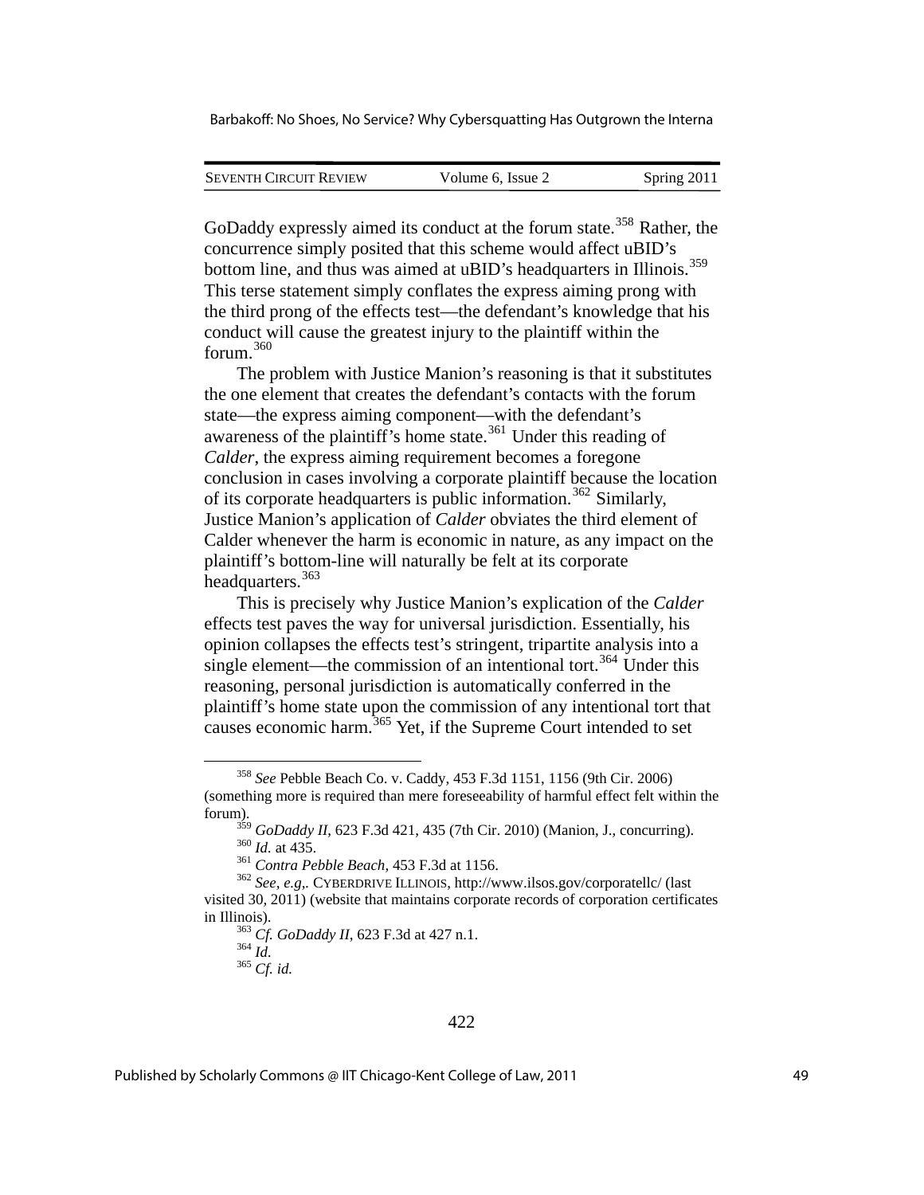GoDaddy expressly aimed its conduct at the forum state.[358] Rather, the concurrence simply posited that this scheme would affect uBID's bottom line, and thus was aimed at uBID's headquarters in Illinois.[359] This terse statement simply conflates the express aiming prong with the third prong of the effects test—the defendant's knowledge that his conduct will cause the greatest injury to the plaintiff within the forum.[360]

The problem with Justice Manion's reasoning is that it substitutes the one element that creates the defendant's contacts with the forum state—the express aiming component—with the defendant's awareness of the plaintiff's home state.[361] Under this reading of *Calder*, the express aiming requirement becomes a foregone conclusion in cases involving a corporate plaintiff because the location of its corporate headquarters is public information.[362] Similarly, Justice Manion's application of *Calder* obviates the third element of Calder whenever the harm is economic in nature, as any impact on the plaintiff's bottom-line will naturally be felt at its corporate headquarters.[363]

This is precisely why Justice Manion's explication of the *Calder* effects test paves the way for universal jurisdiction. Essentially, his opinion collapses the effects test's stringent, tripartite analysis into a single element—the commission of an intentional tort.[364] Under this reasoning, personal jurisdiction is automatically conferred in the plaintiff's home state upon the commission of any intentional tort that causes economic harm.[365] Yet, if the Supreme Court intended to set

---

[358] *See* Pebble Beach Co. v. Caddy, 453 F.3d 1151, 1156 (9th Cir. 2006) (something more is required than mere foreseeability of harmful effect felt within the forum).

[359] *GoDaddy II*, 623 F.3d 421, 435 (7th Cir. 2010) (Manion, J., concurring).

[360] *Id.* at 435.

[361] *Contra Pebble Beach*, 453 F.3d at 1156.

[362] *See, e.g*,. CYBERDRIVE ILLINOIS, http://www.ilsos.gov/corporatellc/ (last visited 30, 2011) (website that maintains corporate records of corporation certificates in Illinois).

[363] *Cf. GoDaddy II*, 623 F.3d at 427 n.1.

[364] *Id.*

[365] *Cf. id.*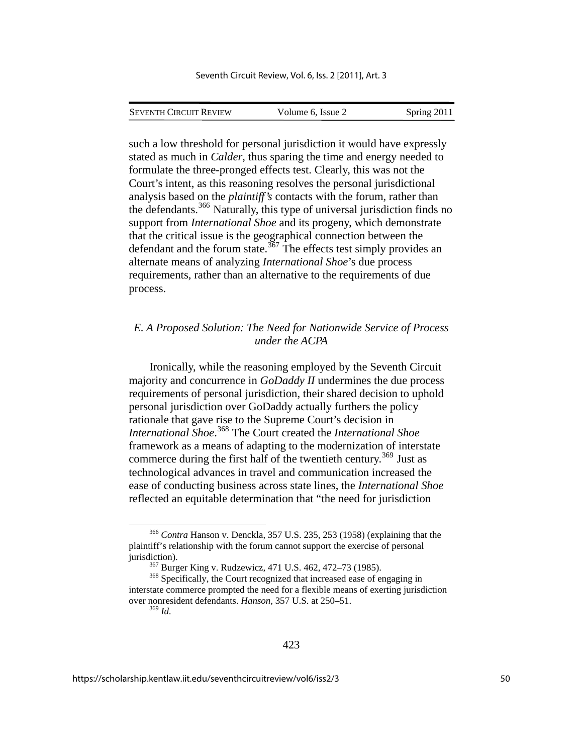such a low threshold for personal jurisdiction it would have expressly stated as much in *Calder*, thus sparing the time and energy needed to formulate the three-pronged effects test. Clearly, this was not the Court's intent, as this reasoning resolves the personal jurisdictional analysis based on the *plaintiff's* contacts with the forum, rather than the defendants.[366] Naturally, this type of universal jurisdiction finds no support from *International Shoe* and its progeny, which demonstrate that the critical issue is the geographical connection between the defendant and the forum state.[367] The effects test simply provides an alternate means of analyzing *International Shoe*'s due process requirements, rather than an alternative to the requirements of due process.

### *E. A Proposed Solution: The Need for Nationwide Service of Process under the ACPA*

Ironically, while the reasoning employed by the Seventh Circuit majority and concurrence in *GoDaddy II* undermines the due process requirements of personal jurisdiction, their shared decision to uphold personal jurisdiction over GoDaddy actually furthers the policy rationale that gave rise to the Supreme Court's decision in *International Shoe*.[368] The Court created the *International Shoe* framework as a means of adapting to the modernization of interstate commerce during the first half of the twentieth century.[369] Just as technological advances in travel and communication increased the ease of conducting business across state lines, the *International Shoe* reflected an equitable determination that "the need for jurisdiction

---

[366] *Contra* Hanson v. Denckla, 357 U.S. 235, 253 (1958) (explaining that the plaintiff's relationship with the forum cannot support the exercise of personal jurisdiction).

[367] Burger King v. Rudzewicz, 471 U.S. 462, 472–73 (1985).

[368] Specifically, the Court recognized that increased ease of engaging in interstate commerce prompted the need for a flexible means of exerting jurisdiction over nonresident defendants. *Hanson*, 357 U.S. at 250–51.

[369] *Id.*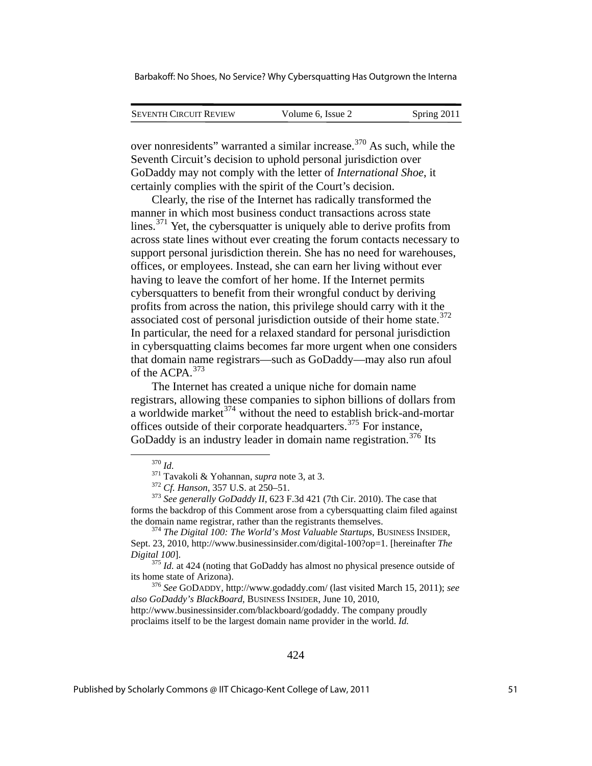over nonresidents" warranted a similar increase.[370] As such, while the Seventh Circuit's decision to uphold personal jurisdiction over GoDaddy may not comply with the letter of *International Shoe*, it certainly complies with the spirit of the Court's decision.

Clearly, the rise of the Internet has radically transformed the manner in which most business conduct transactions across state lines.[371] Yet, the cybersquatter is uniquely able to derive profits from across state lines without ever creating the forum contacts necessary to support personal jurisdiction therein. She has no need for warehouses, offices, or employees. Instead, she can earn her living without ever having to leave the comfort of her home. If the Internet permits cybersquatters to benefit from their wrongful conduct by deriving profits from across the nation, this privilege should carry with it the associated cost of personal jurisdiction outside of their home state.[372] In particular, the need for a relaxed standard for personal jurisdiction in cybersquatting claims becomes far more urgent when one considers that domain name registrars—such as GoDaddy—may also run afoul of the ACPA.[373]

The Internet has created a unique niche for domain name registrars, allowing these companies to siphon billions of dollars from a worldwide market[374] without the need to establish brick-and-mortar offices outside of their corporate headquarters.[375] For instance, GoDaddy is an industry leader in domain name registration.[376] Its

---

[370] *Id.*

[371] Tavakoli & Yohannan, *supra* note 3, at 3.

[372] *Cf. Hanson*, 357 U.S. at 250–51.

[373] *See generally GoDaddy II*, 623 F.3d 421 (7th Cir. 2010). The case that forms the backdrop of this Comment arose from a cybersquatting claim filed against the domain name registrar, rather than the registrants themselves.

[374] *The Digital 100: The World's Most Valuable Startups*, BUSINESS INSIDER, Sept. 23, 2010, http://www.businessinsider.com/digital-100?op=1. [hereinafter *The Digital 100*].

[375] *Id.* at 424 (noting that GoDaddy has almost no physical presence outside of its home state of Arizona).

[376] *See* GODADDY, http://www.godaddy.com/ (last visited March 15, 2011); *see also GoDaddy's BlackBoard*, BUSINESS INSIDER, June 10, 2010, http://www.businessinsider.com/blackboard/godaddy. The company proudly proclaims itself to be the largest domain name provider in the world. *Id.*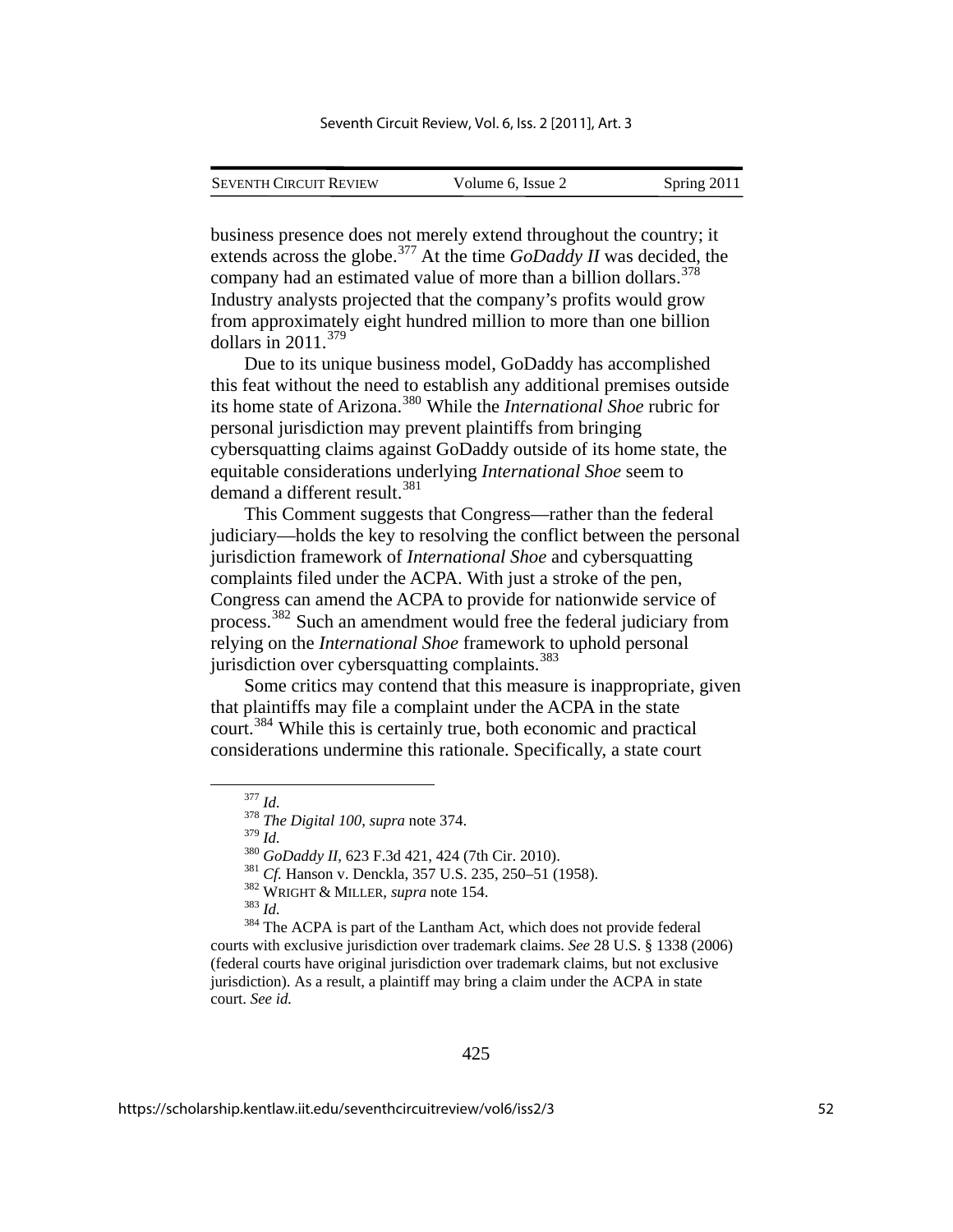business presence does not merely extend throughout the country; it extends across the globe.[377] At the time *GoDaddy II* was decided, the company had an estimated value of more than a billion dollars.[378] Industry analysts projected that the company's profits would grow from approximately eight hundred million to more than one billion dollars in 2011.[379]

Due to its unique business model, GoDaddy has accomplished this feat without the need to establish any additional premises outside its home state of Arizona.[380] While the *International Shoe* rubric for personal jurisdiction may prevent plaintiffs from bringing cybersquatting claims against GoDaddy outside of its home state, the equitable considerations underlying *International Shoe* seem to demand a different result.[381]

This Comment suggests that Congress—rather than the federal judiciary—holds the key to resolving the conflict between the personal jurisdiction framework of *International Shoe* and cybersquatting complaints filed under the ACPA. With just a stroke of the pen, Congress can amend the ACPA to provide for nationwide service of process.[382] Such an amendment would free the federal judiciary from relying on the *International Shoe* framework to uphold personal jurisdiction over cybersquatting complaints.[383]

Some critics may contend that this measure is inappropriate, given that plaintiffs may file a complaint under the ACPA in the state court.[384] While this is certainly true, both economic and practical considerations undermine this rationale. Specifically, a state court

---

[377] *Id.*

[378] *The Digital 100*, *supra* note 374.

[379] *Id.*

[380] *GoDaddy II*, 623 F.3d 421, 424 (7th Cir. 2010).

[381] *Cf.* Hanson v. Denckla, 357 U.S. 235, 250–51 (1958).

[382] WRIGHT & MILLER, *supra* note 154.

[383] *Id.*

[384] The ACPA is part of the Lantham Act, which does not provide federal courts with exclusive jurisdiction over trademark claims. *See* 28 U.S. § 1338 (2006) (federal courts have original jurisdiction over trademark claims, but not exclusive jurisdiction). As a result, a plaintiff may bring a claim under the ACPA in state court. *See id.*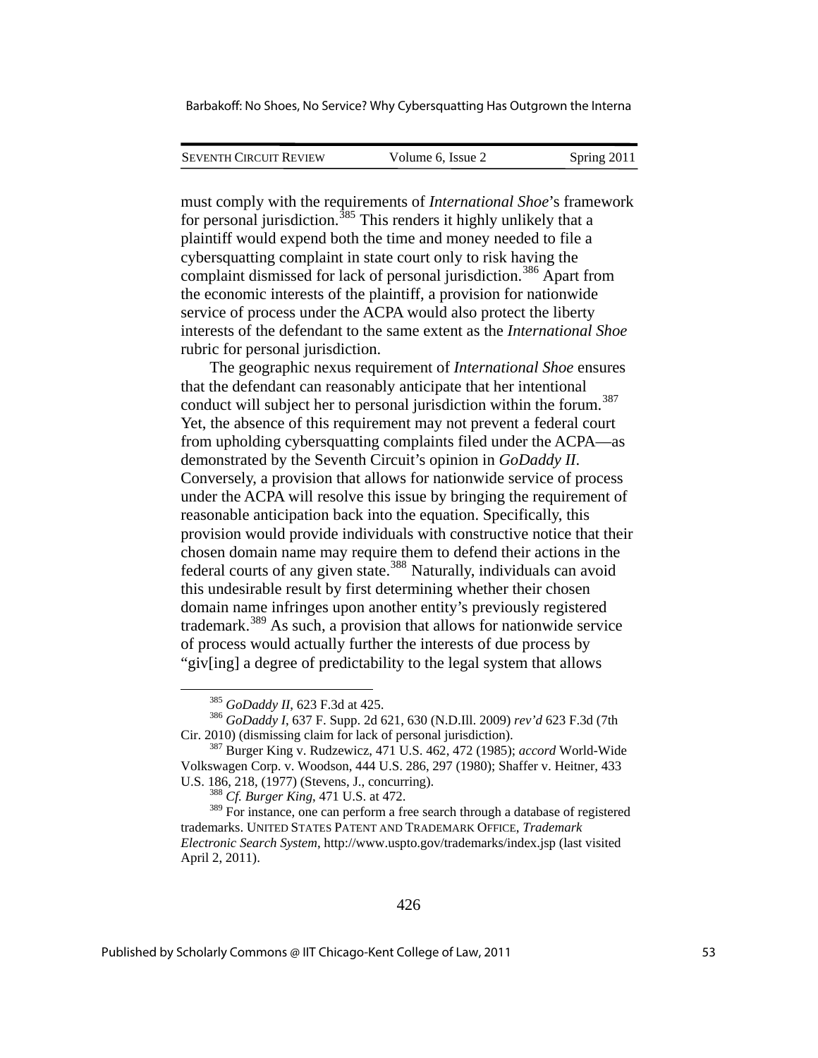must comply with the requirements of *International Shoe*'s framework for personal jurisdiction.[385] This renders it highly unlikely that a plaintiff would expend both the time and money needed to file a cybersquatting complaint in state court only to risk having the complaint dismissed for lack of personal jurisdiction.[386] Apart from the economic interests of the plaintiff, a provision for nationwide service of process under the ACPA would also protect the liberty interests of the defendant to the same extent as the *International Shoe* rubric for personal jurisdiction.

The geographic nexus requirement of *International Shoe* ensures that the defendant can reasonably anticipate that her intentional conduct will subject her to personal jurisdiction within the forum.[387] Yet, the absence of this requirement may not prevent a federal court from upholding cybersquatting complaints filed under the ACPA—as demonstrated by the Seventh Circuit's opinion in *GoDaddy II*. Conversely, a provision that allows for nationwide service of process under the ACPA will resolve this issue by bringing the requirement of reasonable anticipation back into the equation. Specifically, this provision would provide individuals with constructive notice that their chosen domain name may require them to defend their actions in the federal courts of any given state.[388] Naturally, individuals can avoid this undesirable result by first determining whether their chosen domain name infringes upon another entity's previously registered trademark.[389] As such, a provision that allows for nationwide service of process would actually further the interests of due process by "giv[ing] a degree of predictability to the legal system that allows

---

[385] *GoDaddy II*, 623 F.3d at 425.

[386] *GoDaddy I*, 637 F. Supp. 2d 621, 630 (N.D.Ill. 2009) *rev'd* 623 F.3d (7th Cir. 2010) (dismissing claim for lack of personal jurisdiction).

[387] Burger King v. Rudzewicz, 471 U.S. 462, 472 (1985); *accord* World-Wide Volkswagen Corp. v. Woodson, 444 U.S. 286, 297 (1980); Shaffer v. Heitner, 433 U.S. 186, 218, (1977) (Stevens, J., concurring).

[388] *Cf. Burger King*, 471 U.S. at 472.

[389] For instance, one can perform a free search through a database of registered trademarks. UNITED STATES PATENT AND TRADEMARK OFFICE, *Trademark Electronic Search System*, http://www.uspto.gov/trademarks/index.jsp (last visited April 2, 2011).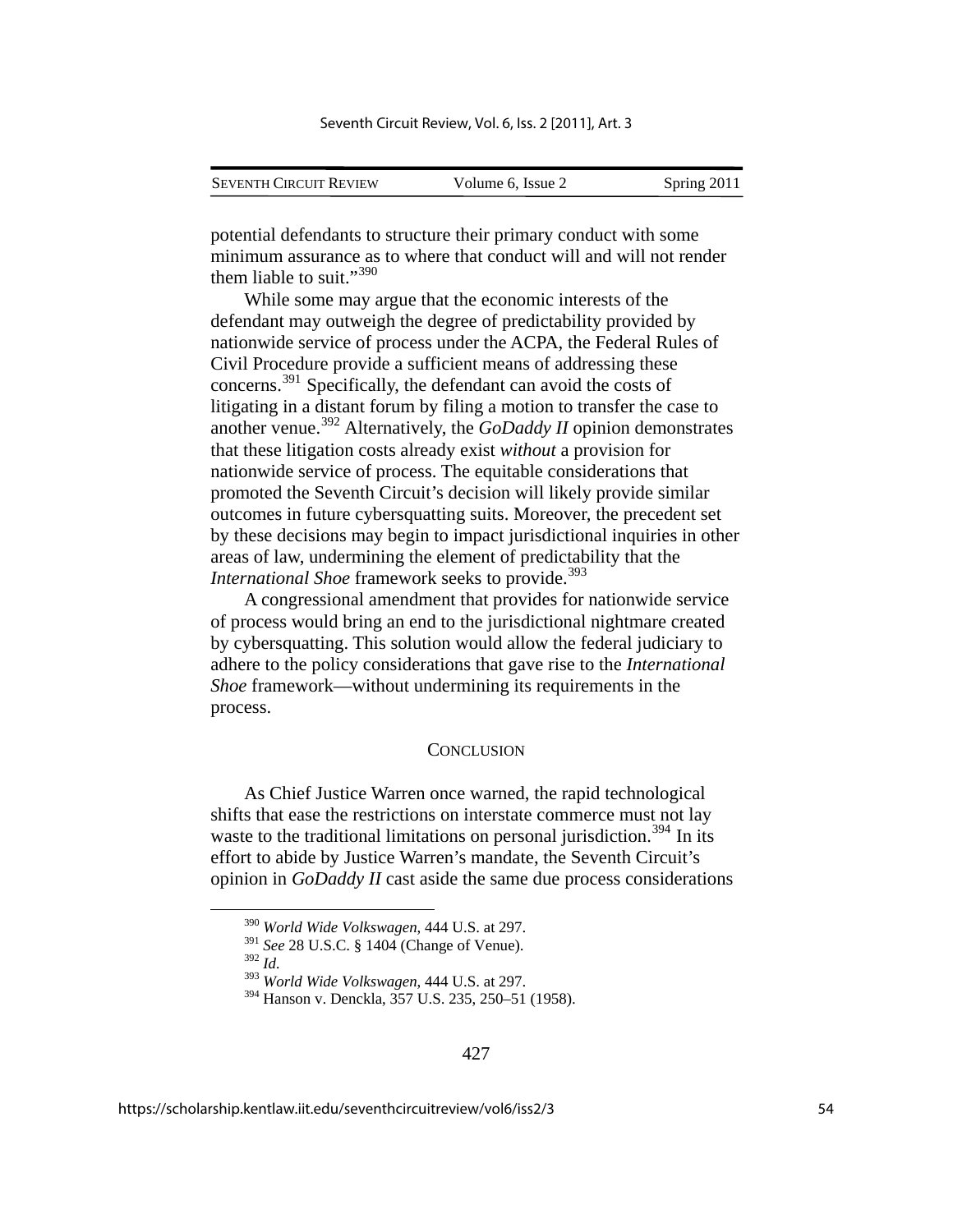potential defendants to structure their primary conduct with some minimum assurance as to where that conduct will and will not render them liable to suit."[390]

While some may argue that the economic interests of the defendant may outweigh the degree of predictability provided by nationwide service of process under the ACPA, the Federal Rules of Civil Procedure provide a sufficient means of addressing these concerns.[391] Specifically, the defendant can avoid the costs of litigating in a distant forum by filing a motion to transfer the case to another venue.[392] Alternatively, the *GoDaddy II* opinion demonstrates that these litigation costs already exist *without* a provision for nationwide service of process. The equitable considerations that promoted the Seventh Circuit's decision will likely provide similar outcomes in future cybersquatting suits. Moreover, the precedent set by these decisions may begin to impact jurisdictional inquiries in other areas of law, undermining the element of predictability that the *International Shoe* framework seeks to provide.[393]

A congressional amendment that provides for nationwide service of process would bring an end to the jurisdictional nightmare created by cybersquatting. This solution would allow the federal judiciary to adhere to the policy considerations that gave rise to the *International Shoe* framework—without undermining its requirements in the process.

## CONCLUSION

As Chief Justice Warren once warned, the rapid technological shifts that ease the restrictions on interstate commerce must not lay waste to the traditional limitations on personal jurisdiction.[394] In its effort to abide by Justice Warren's mandate, the Seventh Circuit's opinion in *GoDaddy II* cast aside the same due process considerations

---

[390] *World Wide Volkswagen*, 444 U.S. at 297.

[391] *See* 28 U.S.C. § 1404 (Change of Venue).

[392] *Id.*

[393] *World Wide Volkswagen*, 444 U.S. at 297.

[394] Hanson v. Denckla, 357 U.S. 235, 250–51 (1958).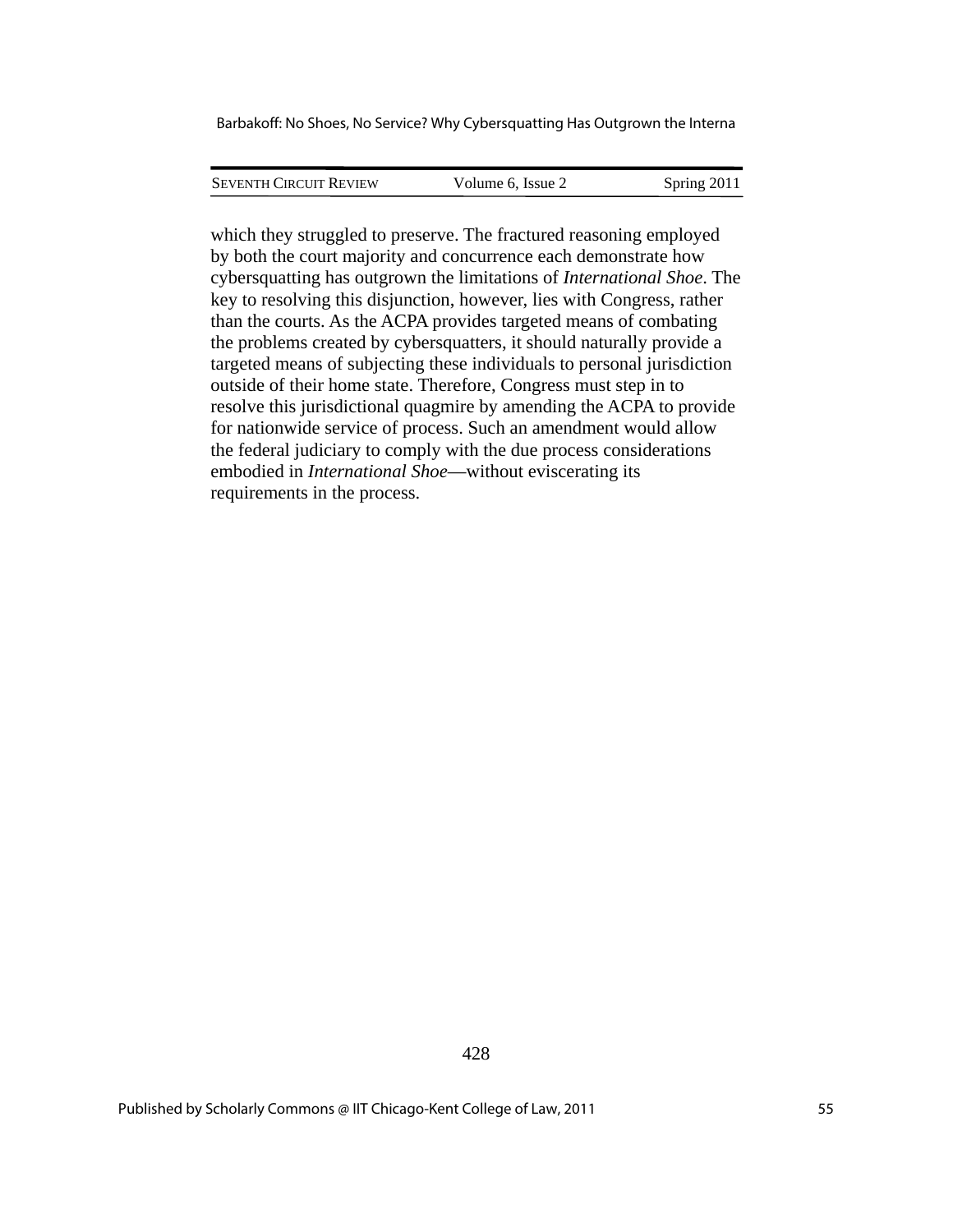which they struggled to preserve. The fractured reasoning employed by both the court majority and concurrence each demonstrate how cybersquatting has outgrown the limitations of *International Shoe*. The key to resolving this disjunction, however, lies with Congress, rather than the courts. As the ACPA provides targeted means of combating the problems created by cybersquatters, it should naturally provide a targeted means of subjecting these individuals to personal jurisdiction outside of their home state. Therefore, Congress must step in to resolve this jurisdictional quagmire by amending the ACPA to provide for nationwide service of process. Such an amendment would allow the federal judiciary to comply with the due process considerations embodied in *International Shoe*—without eviscerating its requirements in the process.